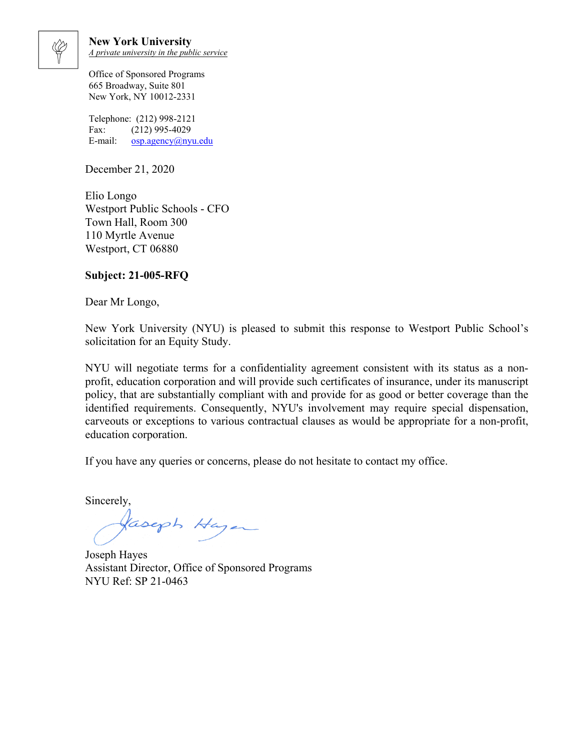**New York University**
*A private university in the public service*

Office of Sponsored Programs
665 Broadway, Suite 801
New York, NY 10012-2331

Telephone: (212) 998-2121
Fax: (212) 995-4029
E-mail: osp.agency@nyu.edu

December 21, 2020

Elio Longo
Westport Public Schools - CFO
Town Hall, Room 300
110 Myrtle Avenue
Westport, CT 06880

**Subject: 21-005-RFQ**

Dear Mr Longo,

New York University (NYU) is pleased to submit this response to Westport Public School's solicitation for an Equity Study.

NYU will negotiate terms for a confidentiality agreement consistent with its status as a non-profit, education corporation and will provide such certificates of insurance, under its manuscript policy, that are substantially compliant with and provide for as good or better coverage than the identified requirements. Consequently, NYU's involvement may require special dispensation, carveouts or exceptions to various contractual clauses as would be appropriate for a non-profit, education corporation.

If you have any queries or concerns, please do not hesitate to contact my office.

Sincerely,

Joseph Hayes
Assistant Director, Office of Sponsored Programs
NYU Ref: SP 21-0463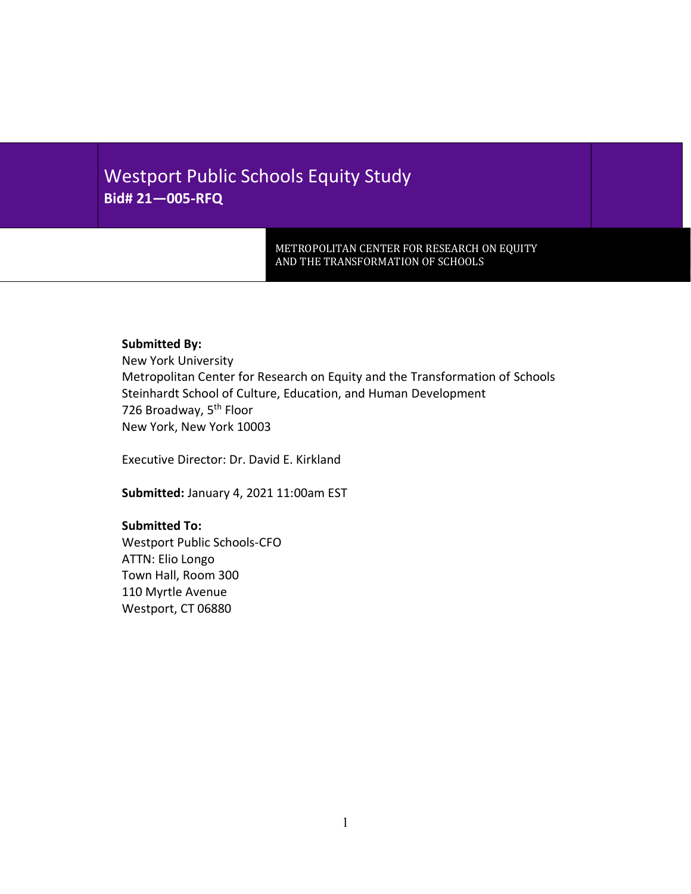# Westport Public Schools Equity Study

**Bid# 21—005-RFQ**

METROPOLITAN CENTER FOR RESEARCH ON EQUITY AND THE TRANSFORMATION OF SCHOOLS

**Submitted By:**
New York University
Metropolitan Center for Research on Equity and the Transformation of Schools
Steinhardt School of Culture, Education, and Human Development
726 Broadway, 5th Floor
New York, New York 10003

Executive Director: Dr. David E. Kirkland

**Submitted:** January 4, 2021 11:00am EST

**Submitted To:**
Westport Public Schools-CFO
ATTN: Elio Longo
Town Hall, Room 300
110 Myrtle Avenue
Westport, CT 06880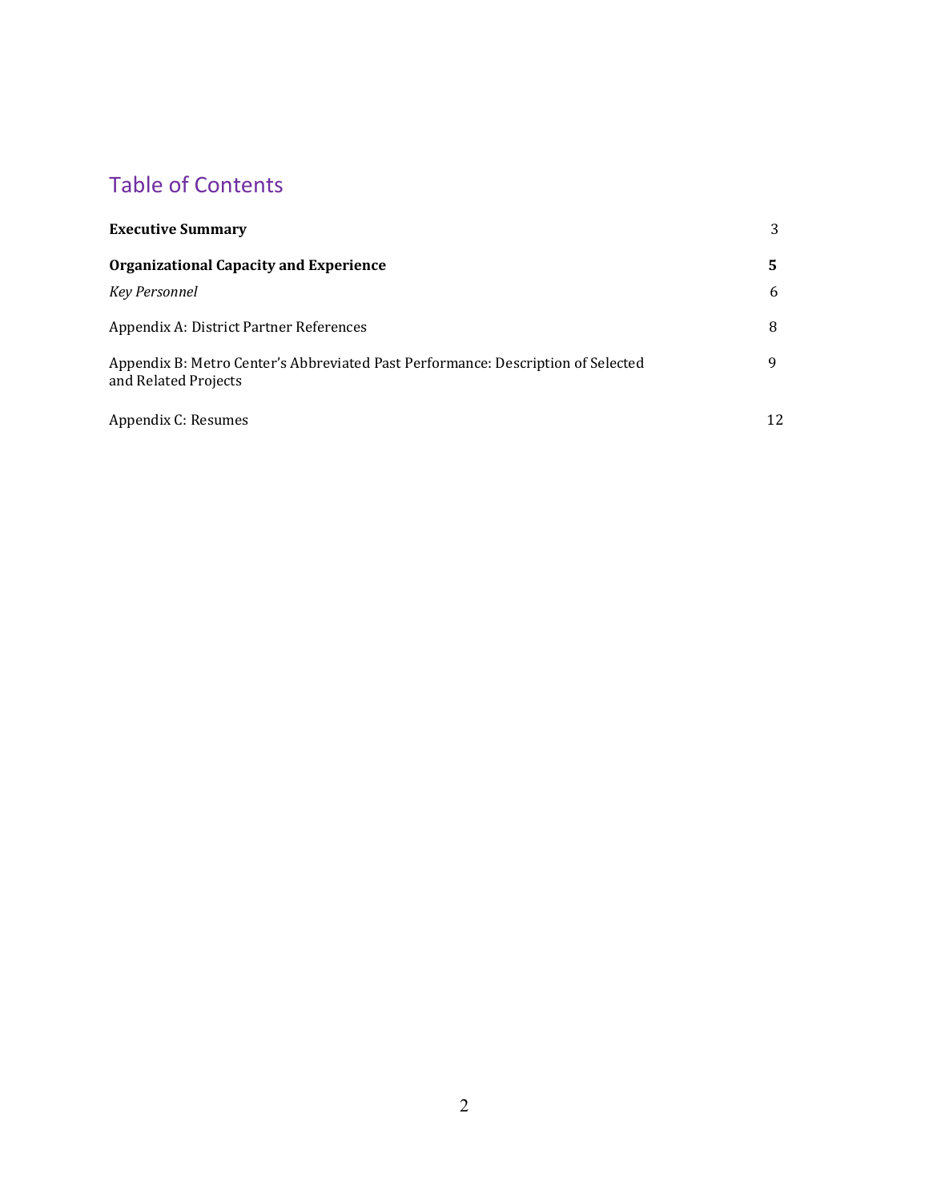# Table of Contents

| | |
|---|---|
| **Executive Summary** | 3 |
| **Organizational Capacity and Experience** | **5** |
| *Key Personnel* | 6 |
| Appendix A: District Partner References | 8 |
| Appendix B: Metro Center's Abbreviated Past Performance: Description of Selected and Related Projects | 9 |
| Appendix C: Resumes | 12 |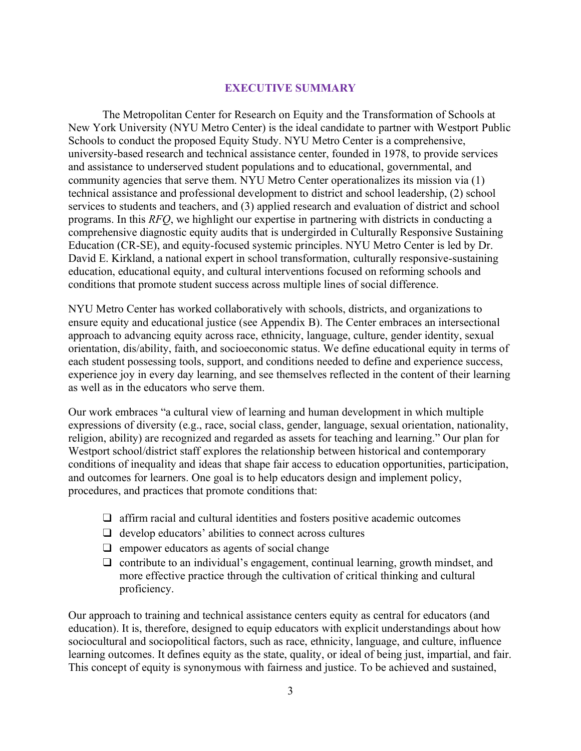## EXECUTIVE SUMMARY

The Metropolitan Center for Research on Equity and the Transformation of Schools at New York University (NYU Metro Center) is the ideal candidate to partner with Westport Public Schools to conduct the proposed Equity Study. NYU Metro Center is a comprehensive, university-based research and technical assistance center, founded in 1978, to provide services and assistance to underserved student populations and to educational, governmental, and community agencies that serve them. NYU Metro Center operationalizes its mission via (1) technical assistance and professional development to district and school leadership, (2) school services to students and teachers, and (3) applied research and evaluation of district and school programs. In this *RFQ*, we highlight our expertise in partnering with districts in conducting a comprehensive diagnostic equity audits that is undergirded in Culturally Responsive Sustaining Education (CR-SE), and equity-focused systemic principles. NYU Metro Center is led by Dr. David E. Kirkland, a national expert in school transformation, culturally responsive-sustaining education, educational equity, and cultural interventions focused on reforming schools and conditions that promote student success across multiple lines of social difference.

NYU Metro Center has worked collaboratively with schools, districts, and organizations to ensure equity and educational justice (see Appendix B). The Center embraces an intersectional approach to advancing equity across race, ethnicity, language, culture, gender identity, sexual orientation, dis/ability, faith, and socioeconomic status. We define educational equity in terms of each student possessing tools, support, and conditions needed to define and experience success, experience joy in every day learning, and see themselves reflected in the content of their learning as well as in the educators who serve them.

Our work embraces "a cultural view of learning and human development in which multiple expressions of diversity (e.g., race, social class, gender, language, sexual orientation, nationality, religion, ability) are recognized and regarded as assets for teaching and learning." Our plan for Westport school/district staff explores the relationship between historical and contemporary conditions of inequality and ideas that shape fair access to education opportunities, participation, and outcomes for learners. One goal is to help educators design and implement policy, procedures, and practices that promote conditions that:

- ❑ affirm racial and cultural identities and fosters positive academic outcomes
- ❑ develop educators' abilities to connect across cultures
- ❑ empower educators as agents of social change
- ❑ contribute to an individual's engagement, continual learning, growth mindset, and more effective practice through the cultivation of critical thinking and cultural proficiency.

Our approach to training and technical assistance centers equity as central for educators (and education). It is, therefore, designed to equip educators with explicit understandings about how sociocultural and sociopolitical factors, such as race, ethnicity, language, and culture, influence learning outcomes. It defines equity as the state, quality, or ideal of being just, impartial, and fair. This concept of equity is synonymous with fairness and justice. To be achieved and sustained,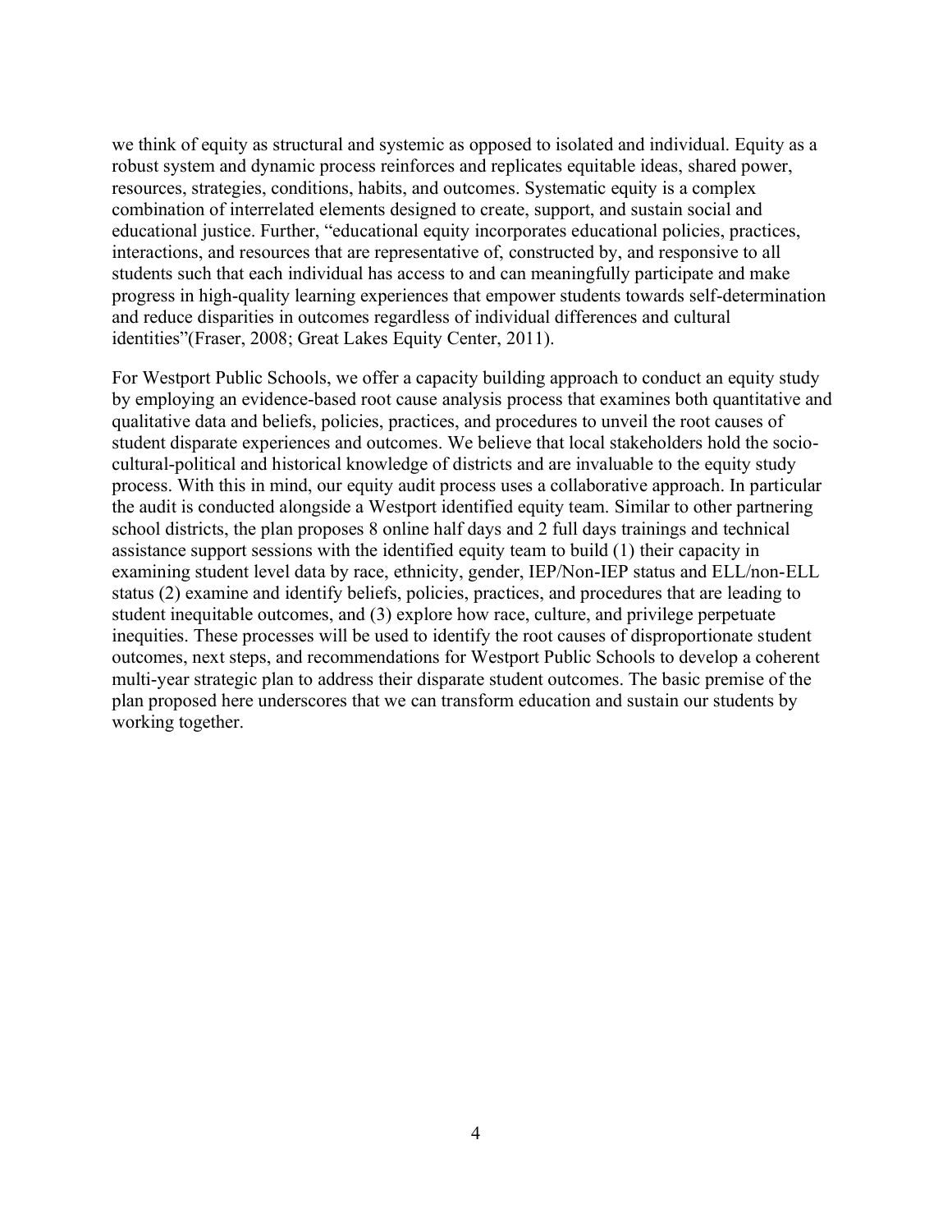we think of equity as structural and systemic as opposed to isolated and individual. Equity as a robust system and dynamic process reinforces and replicates equitable ideas, shared power, resources, strategies, conditions, habits, and outcomes. Systematic equity is a complex combination of interrelated elements designed to create, support, and sustain social and educational justice. Further, "educational equity incorporates educational policies, practices, interactions, and resources that are representative of, constructed by, and responsive to all students such that each individual has access to and can meaningfully participate and make progress in high-quality learning experiences that empower students towards self-determination and reduce disparities in outcomes regardless of individual differences and cultural identities"(Fraser, 2008; Great Lakes Equity Center, 2011).

For Westport Public Schools, we offer a capacity building approach to conduct an equity study by employing an evidence-based root cause analysis process that examines both quantitative and qualitative data and beliefs, policies, practices, and procedures to unveil the root causes of student disparate experiences and outcomes. We believe that local stakeholders hold the socio-cultural-political and historical knowledge of districts and are invaluable to the equity study process. With this in mind, our equity audit process uses a collaborative approach. In particular the audit is conducted alongside a Westport identified equity team. Similar to other partnering school districts, the plan proposes 8 online half days and 2 full days trainings and technical assistance support sessions with the identified equity team to build (1) their capacity in examining student level data by race, ethnicity, gender, IEP/Non-IEP status and ELL/non-ELL status (2) examine and identify beliefs, policies, practices, and procedures that are leading to student inequitable outcomes, and (3) explore how race, culture, and privilege perpetuate inequities. These processes will be used to identify the root causes of disproportionate student outcomes, next steps, and recommendations for Westport Public Schools to develop a coherent multi-year strategic plan to address their disparate student outcomes. The basic premise of the plan proposed here underscores that we can transform education and sustain our students by working together.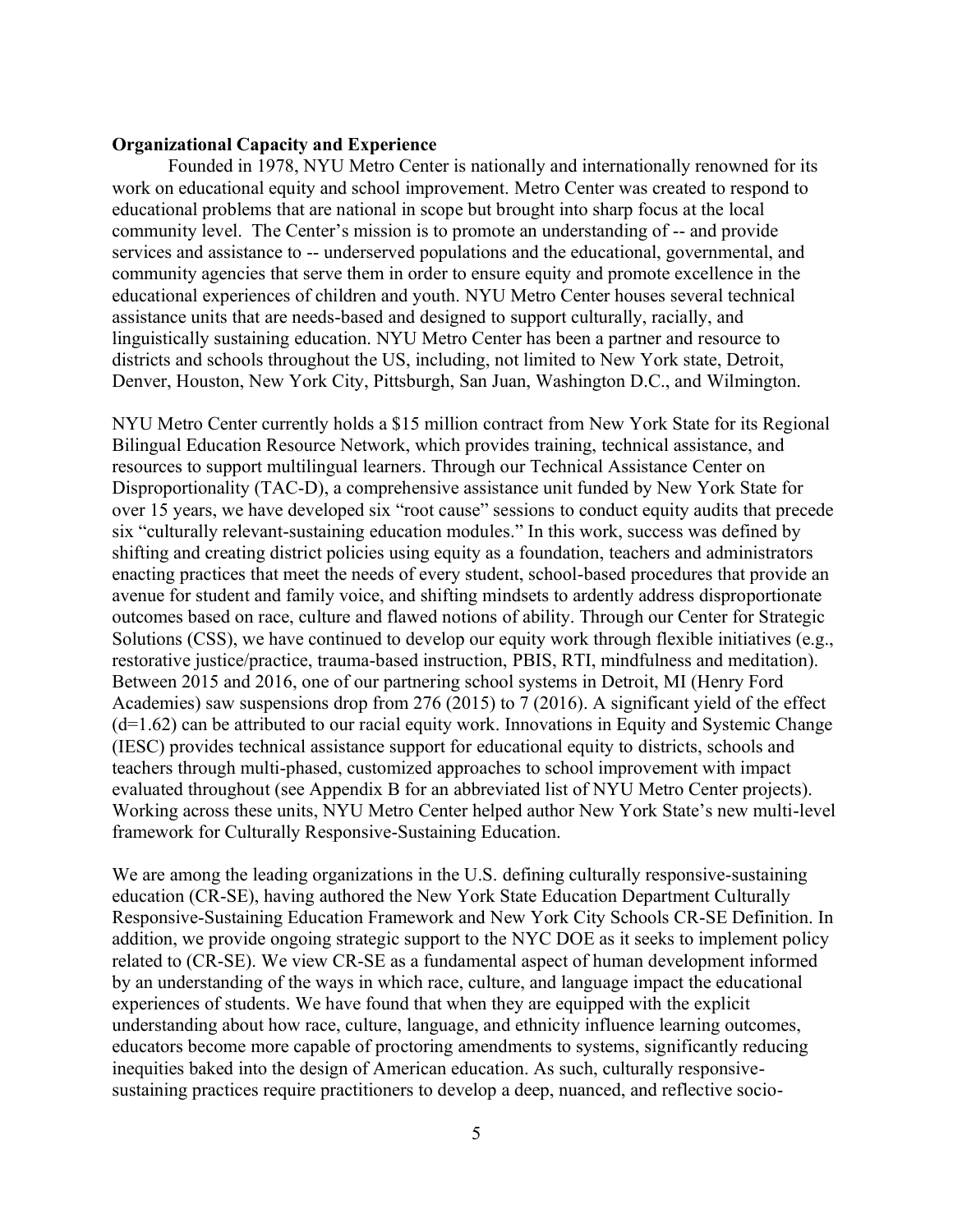**Organizational Capacity and Experience**

Founded in 1978, NYU Metro Center is nationally and internationally renowned for its work on educational equity and school improvement. Metro Center was created to respond to educational problems that are national in scope but brought into sharp focus at the local community level. The Center's mission is to promote an understanding of -- and provide services and assistance to -- underserved populations and the educational, governmental, and community agencies that serve them in order to ensure equity and promote excellence in the educational experiences of children and youth. NYU Metro Center houses several technical assistance units that are needs-based and designed to support culturally, racially, and linguistically sustaining education. NYU Metro Center has been a partner and resource to districts and schools throughout the US, including, not limited to New York state, Detroit, Denver, Houston, New York City, Pittsburgh, San Juan, Washington D.C., and Wilmington.

NYU Metro Center currently holds a $15 million contract from New York State for its Regional Bilingual Education Resource Network, which provides training, technical assistance, and resources to support multilingual learners. Through our Technical Assistance Center on Disproportionality (TAC-D), a comprehensive assistance unit funded by New York State for over 15 years, we have developed six "root cause" sessions to conduct equity audits that precede six "culturally relevant-sustaining education modules." In this work, success was defined by shifting and creating district policies using equity as a foundation, teachers and administrators enacting practices that meet the needs of every student, school-based procedures that provide an avenue for student and family voice, and shifting mindsets to ardently address disproportionate outcomes based on race, culture and flawed notions of ability. Through our Center for Strategic Solutions (CSS), we have continued to develop our equity work through flexible initiatives (e.g., restorative justice/practice, trauma-based instruction, PBIS, RTI, mindfulness and meditation). Between 2015 and 2016, one of our partnering school systems in Detroit, MI (Henry Ford Academies) saw suspensions drop from 276 (2015) to 7 (2016). A significant yield of the effect ($d$=1.62) can be attributed to our racial equity work. Innovations in Equity and Systemic Change (IESC) provides technical assistance support for educational equity to districts, schools and teachers through multi-phased, customized approaches to school improvement with impact evaluated throughout (see Appendix B for an abbreviated list of NYU Metro Center projects). Working across these units, NYU Metro Center helped author New York State's new multi-level framework for Culturally Responsive-Sustaining Education.

We are among the leading organizations in the U.S. defining culturally responsive-sustaining education (CR-SE), having authored the New York State Education Department Culturally Responsive-Sustaining Education Framework and New York City Schools CR-SE Definition. In addition, we provide ongoing strategic support to the NYC DOE as it seeks to implement policy related to (CR-SE). We view CR-SE as a fundamental aspect of human development informed by an understanding of the ways in which race, culture, and language impact the educational experiences of students. We have found that when they are equipped with the explicit understanding about how race, culture, language, and ethnicity influence learning outcomes, educators become more capable of proctoring amendments to systems, significantly reducing inequities baked into the design of American education. As such, culturally responsive-sustaining practices require practitioners to develop a deep, nuanced, and reflective socio-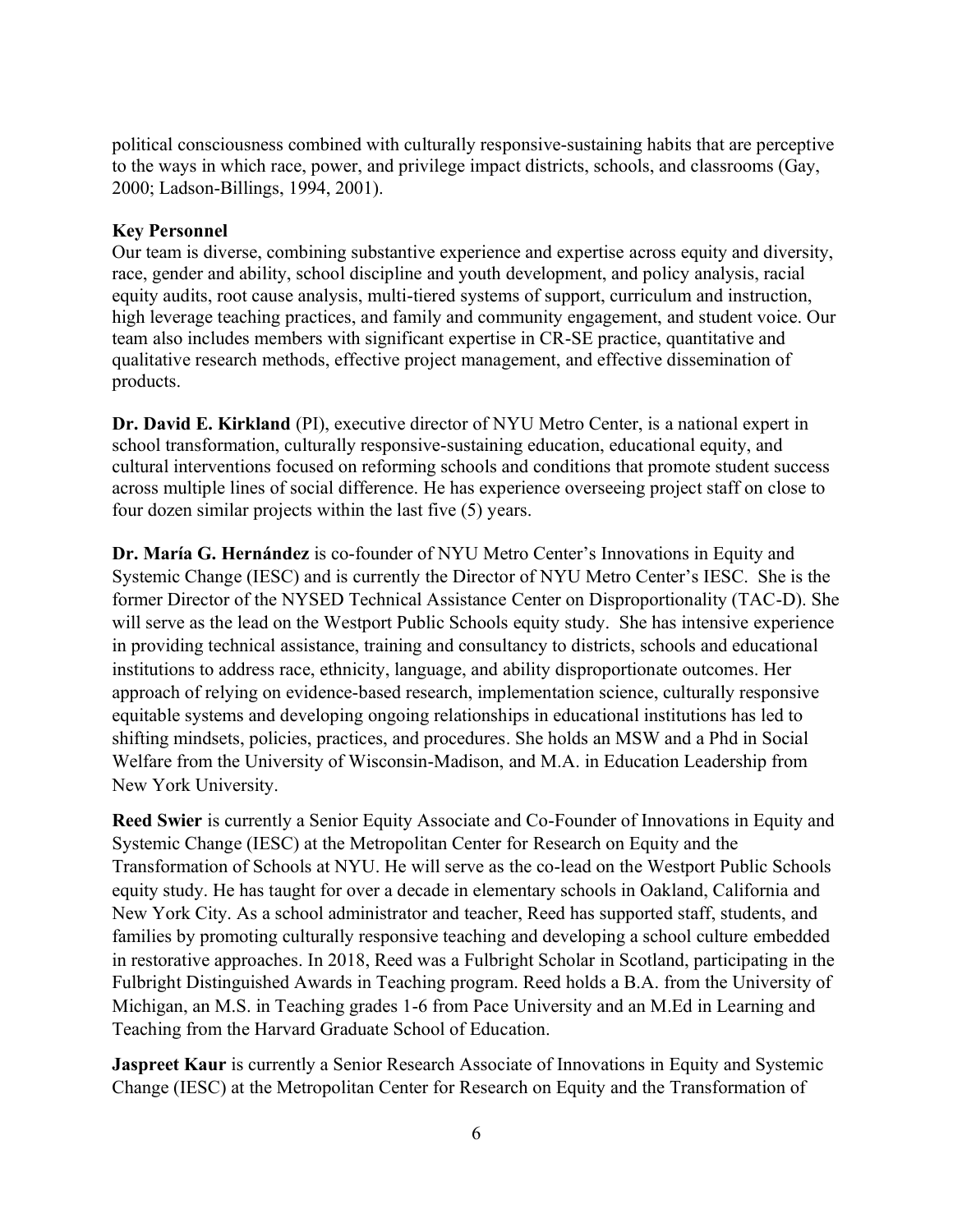political consciousness combined with culturally responsive-sustaining habits that are perceptive to the ways in which race, power, and privilege impact districts, schools, and classrooms (Gay, 2000; Ladson-Billings, 1994, 2001).

**Key Personnel**

Our team is diverse, combining substantive experience and expertise across equity and diversity, race, gender and ability, school discipline and youth development, and policy analysis, racial equity audits, root cause analysis, multi-tiered systems of support, curriculum and instruction, high leverage teaching practices, and family and community engagement, and student voice. Our team also includes members with significant expertise in CR-SE practice, quantitative and qualitative research methods, effective project management, and effective dissemination of products.

**Dr. David E. Kirkland** (PI), executive director of NYU Metro Center, is a national expert in school transformation, culturally responsive-sustaining education, educational equity, and cultural interventions focused on reforming schools and conditions that promote student success across multiple lines of social difference. He has experience overseeing project staff on close to four dozen similar projects within the last five (5) years.

**Dr. María G. Hernández** is co-founder of NYU Metro Center's Innovations in Equity and Systemic Change (IESC) and is currently the Director of NYU Metro Center's IESC. She is the former Director of the NYSED Technical Assistance Center on Disproportionality (TAC-D). She will serve as the lead on the Westport Public Schools equity study. She has intensive experience in providing technical assistance, training and consultancy to districts, schools and educational institutions to address race, ethnicity, language, and ability disproportionate outcomes. Her approach of relying on evidence-based research, implementation science, culturally responsive equitable systems and developing ongoing relationships in educational institutions has led to shifting mindsets, policies, practices, and procedures. She holds an MSW and a Phd in Social Welfare from the University of Wisconsin-Madison, and M.A. in Education Leadership from New York University.

**Reed Swier** is currently a Senior Equity Associate and Co-Founder of Innovations in Equity and Systemic Change (IESC) at the Metropolitan Center for Research on Equity and the Transformation of Schools at NYU. He will serve as the co-lead on the Westport Public Schools equity study. He has taught for over a decade in elementary schools in Oakland, California and New York City. As a school administrator and teacher, Reed has supported staff, students, and families by promoting culturally responsive teaching and developing a school culture embedded in restorative approaches. In 2018, Reed was a Fulbright Scholar in Scotland, participating in the Fulbright Distinguished Awards in Teaching program. Reed holds a B.A. from the University of Michigan, an M.S. in Teaching grades 1-6 from Pace University and an M.Ed in Learning and Teaching from the Harvard Graduate School of Education.

**Jaspreet Kaur** is currently a Senior Research Associate of Innovations in Equity and Systemic Change (IESC) at the Metropolitan Center for Research on Equity and the Transformation of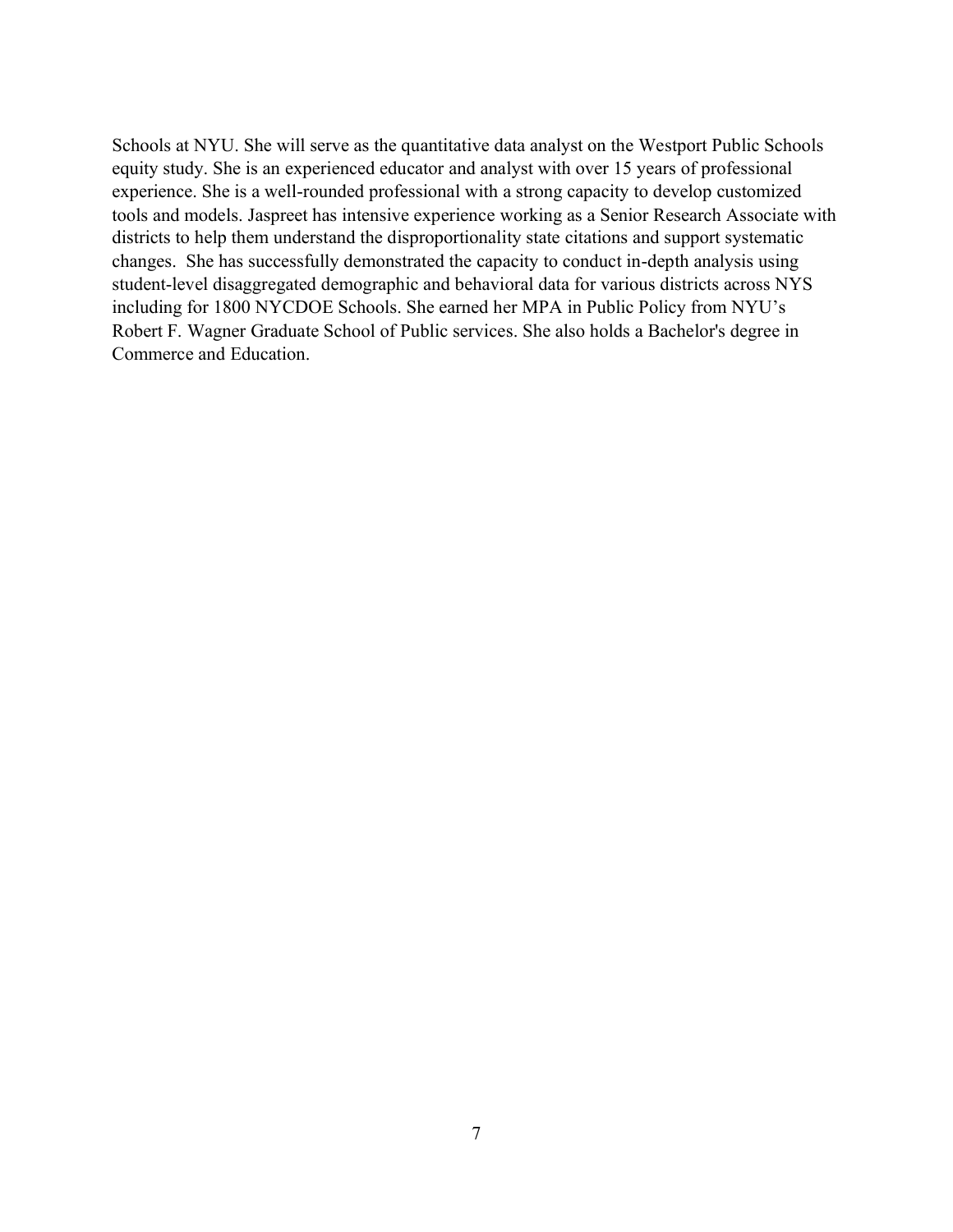Schools at NYU. She will serve as the quantitative data analyst on the Westport Public Schools equity study. She is an experienced educator and analyst with over 15 years of professional experience. She is a well-rounded professional with a strong capacity to develop customized tools and models. Jaspreet has intensive experience working as a Senior Research Associate with districts to help them understand the disproportionality state citations and support systematic changes. She has successfully demonstrated the capacity to conduct in-depth analysis using student-level disaggregated demographic and behavioral data for various districts across NYS including for 1800 NYCDOE Schools. She earned her MPA in Public Policy from NYU's Robert F. Wagner Graduate School of Public services. She also holds a Bachelor's degree in Commerce and Education.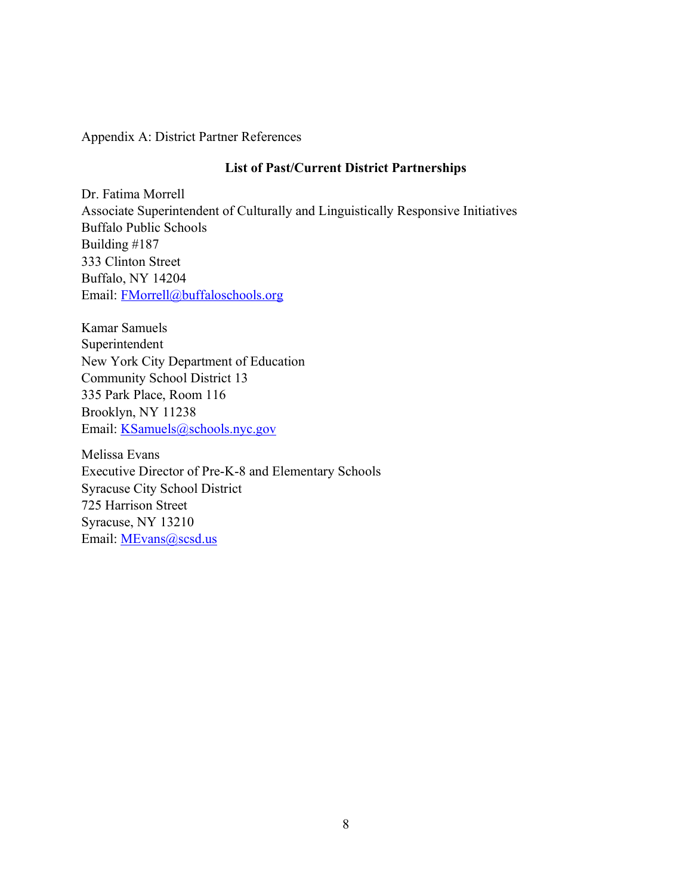Appendix A: District Partner References

**List of Past/Current District Partnerships**

Dr. Fatima Morrell  
Associate Superintendent of Culturally and Linguistically Responsive Initiatives  
Buffalo Public Schools  
Building #187  
333 Clinton Street  
Buffalo, NY 14204  
Email: FMorrell@buffaloschools.org

Kamar Samuels  
Superintendent  
New York City Department of Education  
Community School District 13  
335 Park Place, Room 116  
Brooklyn, NY 11238  
Email: KSamuels@schools.nyc.gov

Melissa Evans  
Executive Director of Pre-K-8 and Elementary Schools  
Syracuse City School District  
725 Harrison Street  
Syracuse, NY 13210  
Email: MEvans@scsd.us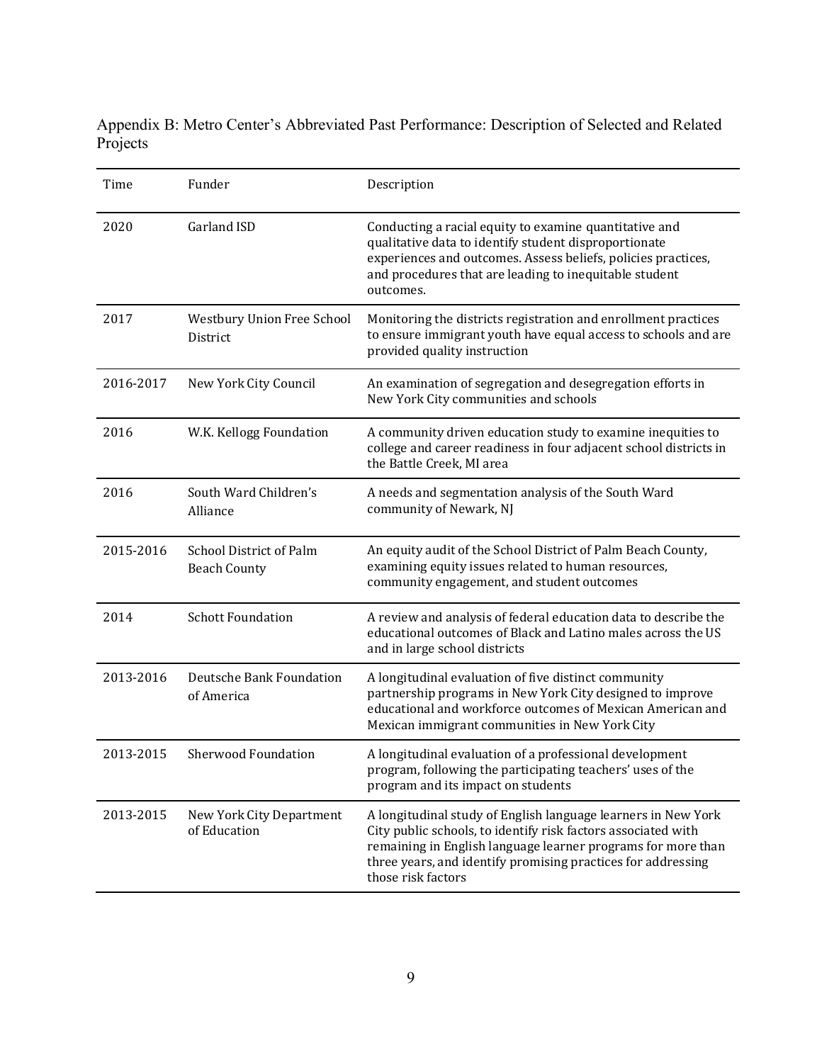Appendix B: Metro Center's Abbreviated Past Performance: Description of Selected and Related Projects

| Time | Funder | Description |
|---|---|---|
| 2020 | Garland ISD | Conducting a racial equity to examine quantitative and qualitative data to identify student disproportionate experiences and outcomes. Assess beliefs, policies practices, and procedures that are leading to inequitable student outcomes. |
| 2017 | Westbury Union Free School District | Monitoring the districts registration and enrollment practices to ensure immigrant youth have equal access to schools and are provided quality instruction |
| 2016-2017 | New York City Council | An examination of segregation and desegregation efforts in New York City communities and schools |
| 2016 | W.K. Kellogg Foundation | A community driven education study to examine inequities to college and career readiness in four adjacent school districts in the Battle Creek, MI area |
| 2016 | South Ward Children's Alliance | A needs and segmentation analysis of the South Ward community of Newark, NJ |
| 2015-2016 | School District of Palm Beach County | An equity audit of the School District of Palm Beach County, examining equity issues related to human resources, community engagement, and student outcomes |
| 2014 | Schott Foundation | A review and analysis of federal education data to describe the educational outcomes of Black and Latino males across the US and in large school districts |
| 2013-2016 | Deutsche Bank Foundation of America | A longitudinal evaluation of five distinct community partnership programs in New York City designed to improve educational and workforce outcomes of Mexican American and Mexican immigrant communities in New York City |
| 2013-2015 | Sherwood Foundation | A longitudinal evaluation of a professional development program, following the participating teachers' uses of the program and its impact on students |
| 2013-2015 | New York City Department of Education | A longitudinal study of English language learners in New York City public schools, to identify risk factors associated with remaining in English language learner programs for more than three years, and identify promising practices for addressing those risk factors |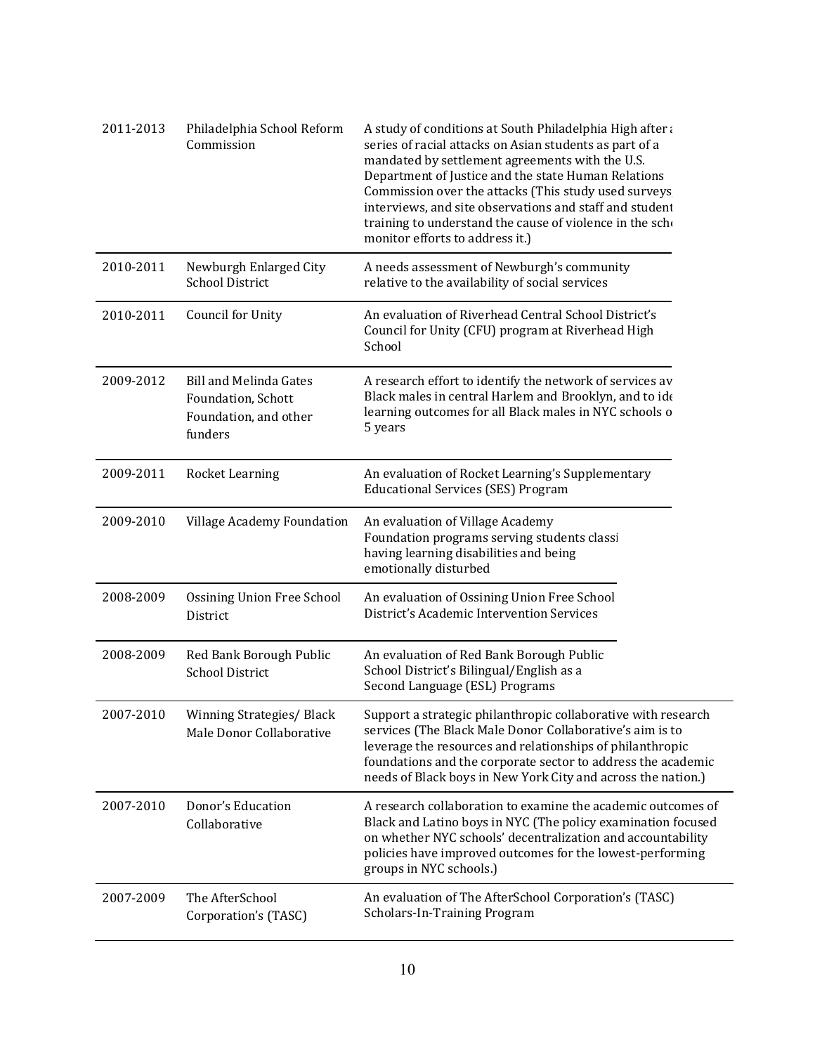| | | |
|---|---|---|
| 2011-2013 | Philadelphia School Reform Commission | A study of conditions at South Philadelphia High after a series of racial attacks on Asian students as part of a mandated by settlement agreements with the U.S. Department of Justice and the state Human Relations Commission over the attacks (This study used surveys, interviews, and site observations and staff and student training to understand the cause of violence in the scho monitor efforts to address it.) |
| 2010-2011 | Newburgh Enlarged City School District | A needs assessment of Newburgh's community relative to the availability of social services |
| 2010-2011 | Council for Unity | An evaluation of Riverhead Central School District's Council for Unity (CFU) program at Riverhead High School |
| 2009-2012 | Bill and Melinda Gates Foundation, Schott Foundation, and other funders | A research effort to identify the network of services av Black males in central Harlem and Brooklyn, and to ide learning outcomes for all Black males in NYC schools o 5 years |
| 2009-2011 | Rocket Learning | An evaluation of Rocket Learning's Supplementary Educational Services (SES) Program |
| 2009-2010 | Village Academy Foundation | An evaluation of Village Academy Foundation programs serving students classi having learning disabilities and being emotionally disturbed |
| 2008-2009 | Ossining Union Free School District | An evaluation of Ossining Union Free School District's Academic Intervention Services |
| 2008-2009 | Red Bank Borough Public School District | An evaluation of Red Bank Borough Public School District's Bilingual/English as a Second Language (ESL) Programs |
| 2007-2010 | Winning Strategies/ Black Male Donor Collaborative | Support a strategic philanthropic collaborative with research services (The Black Male Donor Collaborative's aim is to leverage the resources and relationships of philanthropic foundations and the corporate sector to address the academic needs of Black boys in New York City and across the nation.) |
| 2007-2010 | Donor's Education Collaborative | A research collaboration to examine the academic outcomes of Black and Latino boys in NYC (The policy examination focused on whether NYC schools' decentralization and accountability policies have improved outcomes for the lowest-performing groups in NYC schools.) |
| 2007-2009 | The AfterSchool Corporation's (TASC) | An evaluation of The AfterSchool Corporation's (TASC) Scholars-In-Training Program |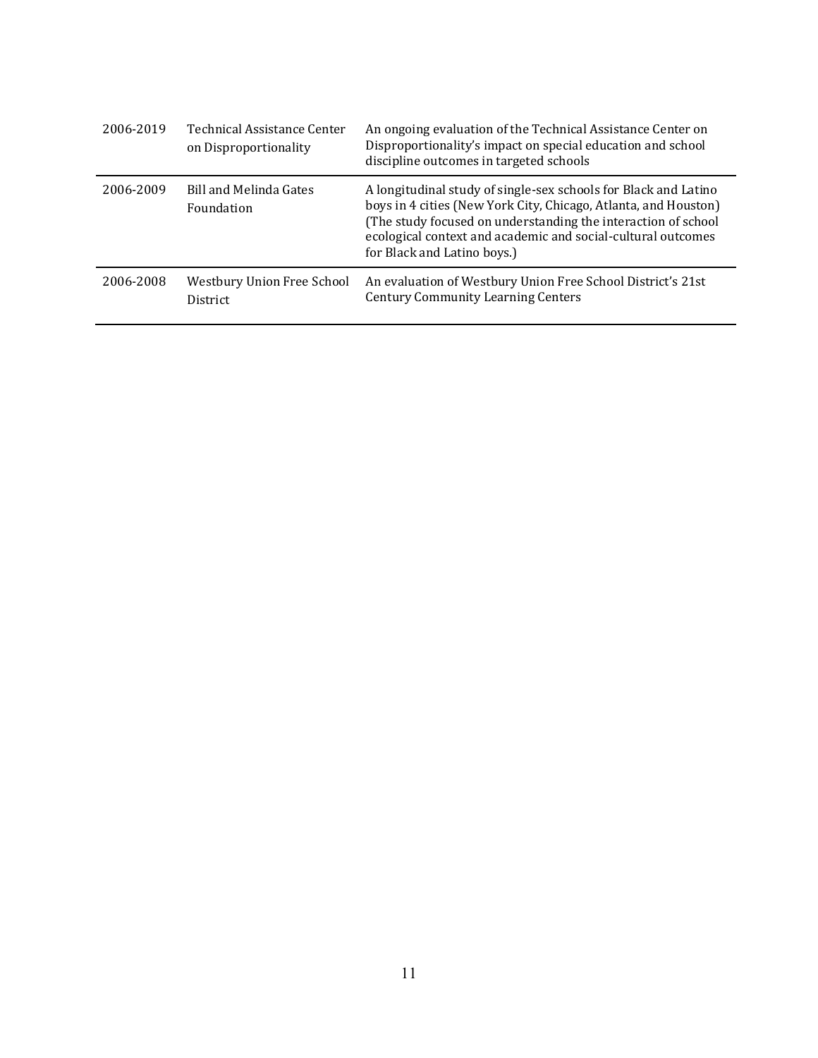| | | |
|---|---|---|
| 2006-2019 | Technical Assistance Center on Disproportionality | An ongoing evaluation of the Technical Assistance Center on Disproportionality's impact on special education and school discipline outcomes in targeted schools |
| 2006-2009 | Bill and Melinda Gates Foundation | A longitudinal study of single-sex schools for Black and Latino boys in 4 cities (New York City, Chicago, Atlanta, and Houston) (The study focused on understanding the interaction of school ecological context and academic and social-cultural outcomes for Black and Latino boys.) |
| 2006-2008 | Westbury Union Free School District | An evaluation of Westbury Union Free School District's 21st Century Community Learning Centers |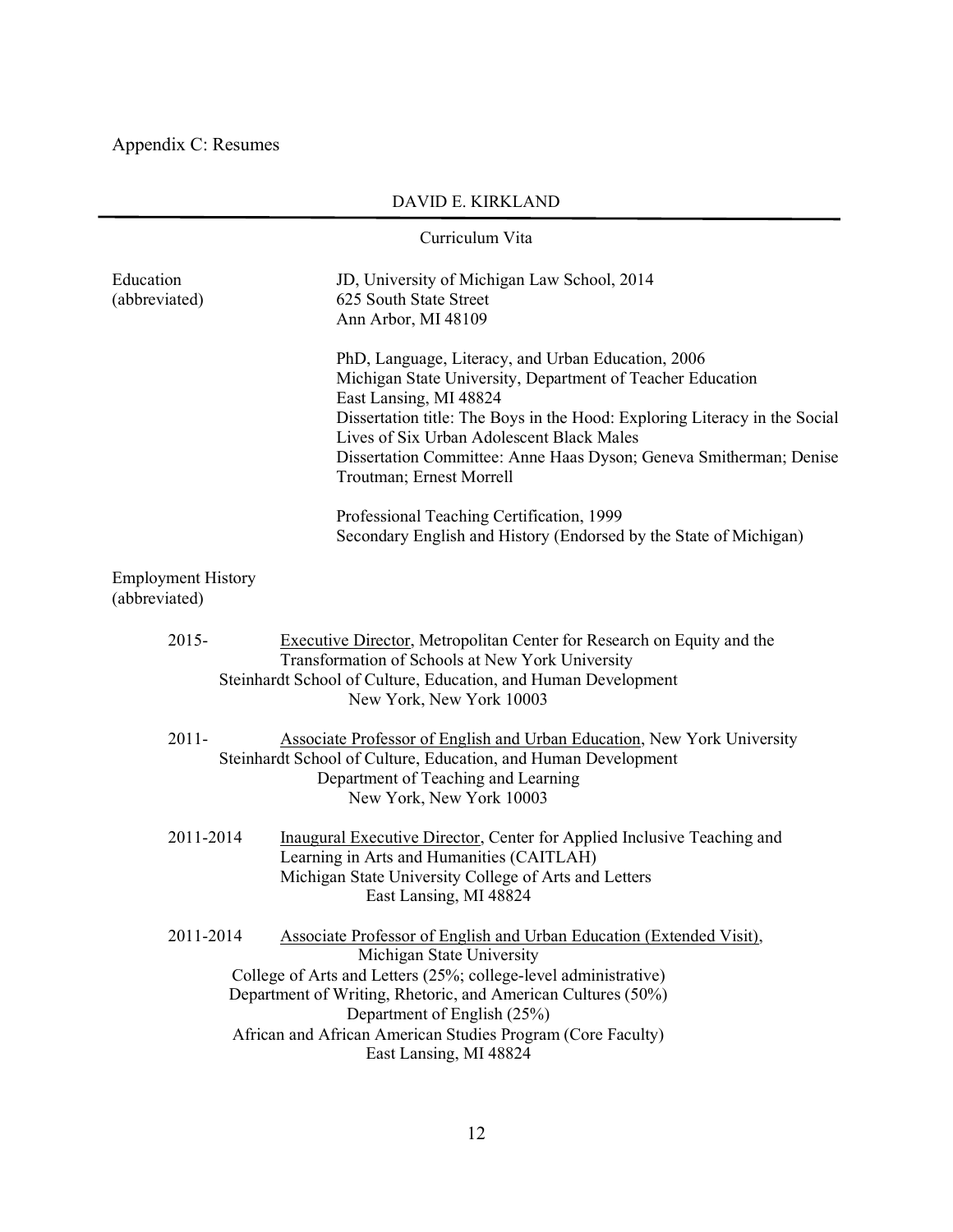Appendix C: Resumes

# DAVID E. KIRKLAND

Curriculum Vita

**Education (abbreviated)**

JD, University of Michigan Law School, 2014
625 South State Street
Ann Arbor, MI 48109

PhD, Language, Literacy, and Urban Education, 2006
Michigan State University, Department of Teacher Education
East Lansing, MI 48824
Dissertation title: The Boys in the Hood: Exploring Literacy in the Social Lives of Six Urban Adolescent Black Males
Dissertation Committee: Anne Haas Dyson; Geneva Smitherman; Denise Troutman; Ernest Morrell

Professional Teaching Certification, 1999
Secondary English and History (Endorsed by the State of Michigan)

**Employment History (abbreviated)**

2015- Executive Director, Metropolitan Center for Research on Equity and the Transformation of Schools at New York University
Steinhardt School of Culture, Education, and Human Development
New York, New York 10003

2011- Associate Professor of English and Urban Education, New York University
Steinhardt School of Culture, Education, and Human Development
Department of Teaching and Learning
New York, New York 10003

2011-2014 Inaugural Executive Director, Center for Applied Inclusive Teaching and Learning in Arts and Humanities (CAITLAH)
Michigan State University College of Arts and Letters
East Lansing, MI 48824

2011-2014 Associate Professor of English and Urban Education (Extended Visit), Michigan State University
College of Arts and Letters (25%; college-level administrative)
Department of Writing, Rhetoric, and American Cultures (50%)
Department of English (25%)
African and African American Studies Program (Core Faculty)
East Lansing, MI 48824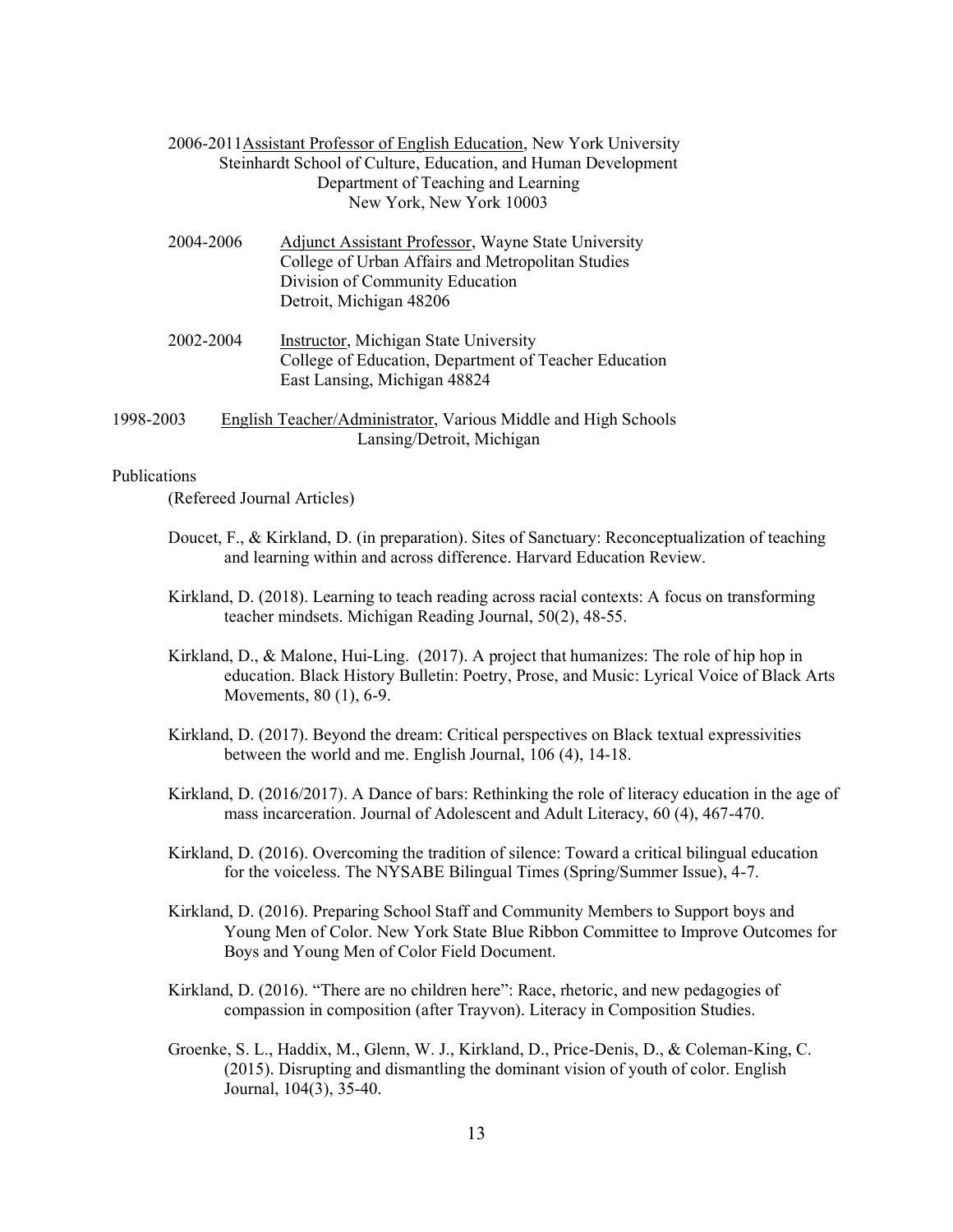2006-2011 Assistant Professor of English Education, New York University
Steinhardt School of Culture, Education, and Human Development
Department of Teaching and Learning
New York, New York 10003

2004-2006 Adjunct Assistant Professor, Wayne State University
College of Urban Affairs and Metropolitan Studies
Division of Community Education
Detroit, Michigan 48206

2002-2004 Instructor, Michigan State University
College of Education, Department of Teacher Education
East Lansing, Michigan 48824

1998-2003 English Teacher/Administrator, Various Middle and High Schools
Lansing/Detroit, Michigan

## Publications

(Refereed Journal Articles)

Doucet, F., & Kirkland, D. (in preparation). Sites of Sanctuary: Reconceptualization of teaching and learning within and across difference. Harvard Education Review.

Kirkland, D. (2018). Learning to teach reading across racial contexts: A focus on transforming teacher mindsets. Michigan Reading Journal, 50(2), 48-55.

Kirkland, D., & Malone, Hui-Ling. (2017). A project that humanizes: The role of hip hop in education. Black History Bulletin: Poetry, Prose, and Music: Lyrical Voice of Black Arts Movements, 80 (1), 6-9.

Kirkland, D. (2017). Beyond the dream: Critical perspectives on Black textual expressivities between the world and me. English Journal, 106 (4), 14-18.

Kirkland, D. (2016/2017). A Dance of bars: Rethinking the role of literacy education in the age of mass incarceration. Journal of Adolescent and Adult Literacy, 60 (4), 467-470.

Kirkland, D. (2016). Overcoming the tradition of silence: Toward a critical bilingual education for the voiceless. The NYSABE Bilingual Times (Spring/Summer Issue), 4-7.

Kirkland, D. (2016). Preparing School Staff and Community Members to Support boys and Young Men of Color. New York State Blue Ribbon Committee to Improve Outcomes for Boys and Young Men of Color Field Document.

Kirkland, D. (2016). "There are no children here": Race, rhetoric, and new pedagogies of compassion in composition (after Trayvon). Literacy in Composition Studies.

Groenke, S. L., Haddix, M., Glenn, W. J., Kirkland, D., Price-Denis, D., & Coleman-King, C. (2015). Disrupting and dismantling the dominant vision of youth of color. English Journal, 104(3), 35-40.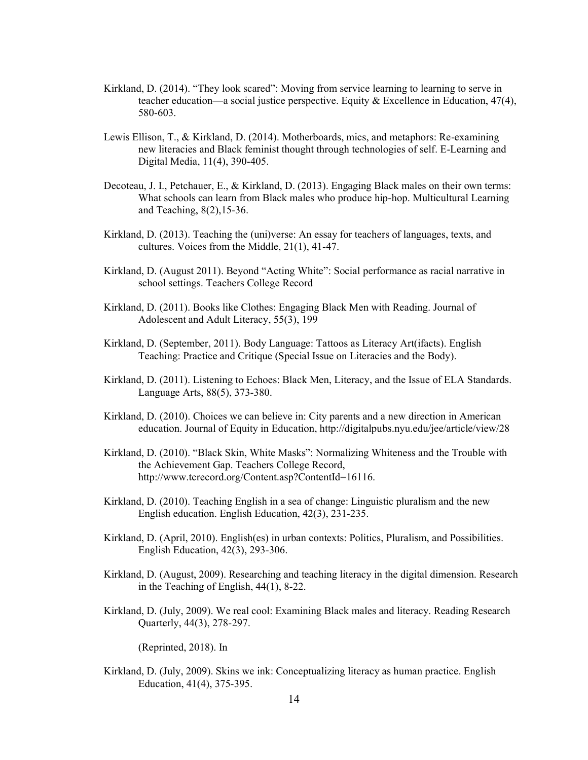Kirkland, D. (2014). "They look scared": Moving from service learning to learning to serve in teacher education—a social justice perspective. Equity & Excellence in Education, 47(4), 580-603.

Lewis Ellison, T., & Kirkland, D. (2014). Motherboards, mics, and metaphors: Re-examining new literacies and Black feminist thought through technologies of self. E-Learning and Digital Media, 11(4), 390-405.

Decoteau, J. I., Petchauer, E., & Kirkland, D. (2013). Engaging Black males on their own terms: What schools can learn from Black males who produce hip-hop. Multicultural Learning and Teaching, 8(2),15-36.

Kirkland, D. (2013). Teaching the (uni)verse: An essay for teachers of languages, texts, and cultures. Voices from the Middle, 21(1), 41-47.

Kirkland, D. (August 2011). Beyond "Acting White": Social performance as racial narrative in school settings. Teachers College Record

Kirkland, D. (2011). Books like Clothes: Engaging Black Men with Reading. Journal of Adolescent and Adult Literacy, 55(3), 199

Kirkland, D. (September, 2011). Body Language: Tattoos as Literacy Art(ifacts). English Teaching: Practice and Critique (Special Issue on Literacies and the Body).

Kirkland, D. (2011). Listening to Echoes: Black Men, Literacy, and the Issue of ELA Standards. Language Arts, 88(5), 373-380.

Kirkland, D. (2010). Choices we can believe in: City parents and a new direction in American education. Journal of Equity in Education, http://digitalpubs.nyu.edu/jee/article/view/28

Kirkland, D. (2010). "Black Skin, White Masks": Normalizing Whiteness and the Trouble with the Achievement Gap. Teachers College Record, http://www.tcrecord.org/Content.asp?ContentId=16116.

Kirkland, D. (2010). Teaching English in a sea of change: Linguistic pluralism and the new English education. English Education, 42(3), 231-235.

Kirkland, D. (April, 2010). English(es) in urban contexts: Politics, Pluralism, and Possibilities. English Education, 42(3), 293-306.

Kirkland, D. (August, 2009). Researching and teaching literacy in the digital dimension. Research in the Teaching of English, 44(1), 8-22.

Kirkland, D. (July, 2009). We real cool: Examining Black males and literacy. Reading Research Quarterly, 44(3), 278-297.

(Reprinted, 2018). In

Kirkland, D. (July, 2009). Skins we ink: Conceptualizing literacy as human practice. English Education, 41(4), 375-395.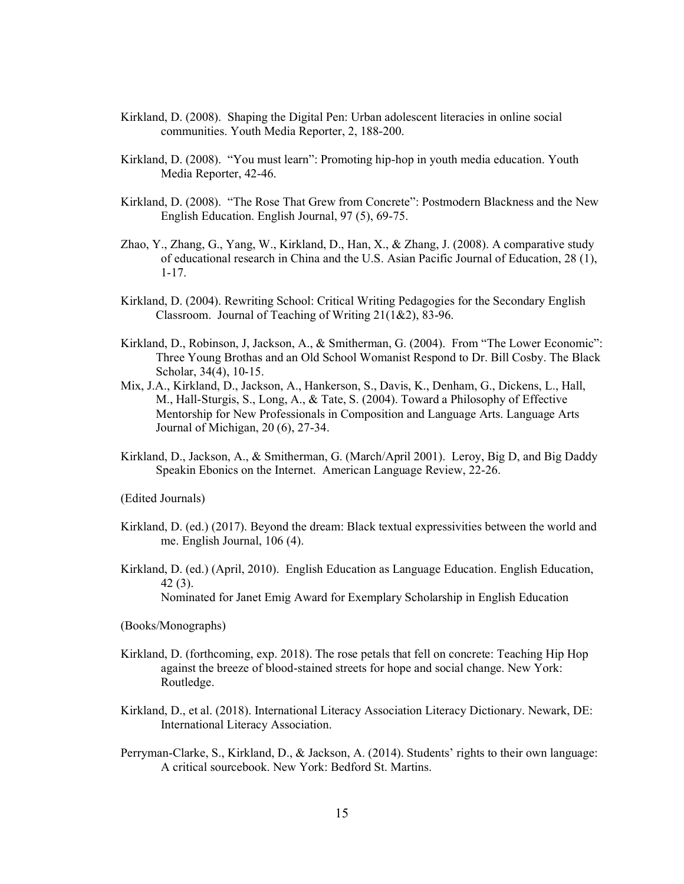Kirkland, D. (2008). Shaping the Digital Pen: Urban adolescent literacies in online social communities. Youth Media Reporter, 2, 188-200.

Kirkland, D. (2008). “You must learn”: Promoting hip-hop in youth media education. Youth Media Reporter, 42-46.

Kirkland, D. (2008). “The Rose That Grew from Concrete”: Postmodern Blackness and the New English Education. English Journal, 97 (5), 69-75.

Zhao, Y., Zhang, G., Yang, W., Kirkland, D., Han, X., & Zhang, J. (2008). A comparative study of educational research in China and the U.S. Asian Pacific Journal of Education, 28 (1), 1-17.

Kirkland, D. (2004). Rewriting School: Critical Writing Pedagogies for the Secondary English Classroom. Journal of Teaching of Writing 21(1&2), 83-96.

Kirkland, D., Robinson, J, Jackson, A., & Smitherman, G. (2004). From “The Lower Economic”: Three Young Brothas and an Old School Womanist Respond to Dr. Bill Cosby. The Black Scholar, 34(4), 10-15.

Mix, J.A., Kirkland, D., Jackson, A., Hankerson, S., Davis, K., Denham, G., Dickens, L., Hall, M., Hall-Sturgis, S., Long, A., & Tate, S. (2004). Toward a Philosophy of Effective Mentorship for New Professionals in Composition and Language Arts. Language Arts Journal of Michigan, 20 (6), 27-34.

Kirkland, D., Jackson, A., & Smitherman, G. (March/April 2001). Leroy, Big D, and Big Daddy Speakin Ebonics on the Internet. American Language Review, 22-26.

(Edited Journals)

Kirkland, D. (ed.) (2017). Beyond the dream: Black textual expressivities between the world and me. English Journal, 106 (4).

Kirkland, D. (ed.) (April, 2010). English Education as Language Education. English Education, 42 (3).
Nominated for Janet Emig Award for Exemplary Scholarship in English Education

(Books/Monographs)

Kirkland, D. (forthcoming, exp. 2018). The rose petals that fell on concrete: Teaching Hip Hop against the breeze of blood-stained streets for hope and social change. New York: Routledge.

Kirkland, D., et al. (2018). International Literacy Association Literacy Dictionary. Newark, DE: International Literacy Association.

Perryman-Clarke, S., Kirkland, D., & Jackson, A. (2014). Students’ rights to their own language: A critical sourcebook. New York: Bedford St. Martins.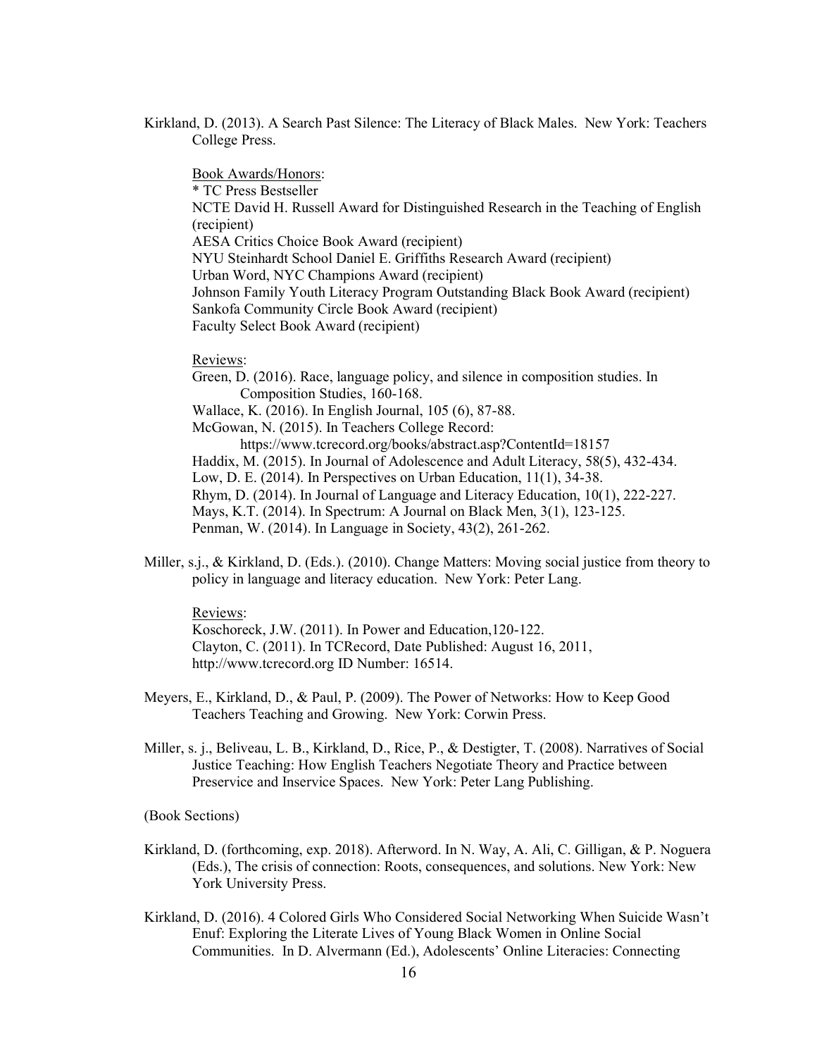Kirkland, D. (2013). A Search Past Silence: The Literacy of Black Males. New York: Teachers College Press.

Book Awards/Honors:
* TC Press Bestseller
NCTE David H. Russell Award for Distinguished Research in the Teaching of English (recipient)
AESA Critics Choice Book Award (recipient)
NYU Steinhardt School Daniel E. Griffiths Research Award (recipient)
Urban Word, NYC Champions Award (recipient)
Johnson Family Youth Literacy Program Outstanding Black Book Award (recipient)
Sankofa Community Circle Book Award (recipient)
Faculty Select Book Award (recipient)

Reviews:
Green, D. (2016). Race, language policy, and silence in composition studies. In Composition Studies, 160-168.
Wallace, K. (2016). In English Journal, 105 (6), 87-88.
McGowan, N. (2015). In Teachers College Record: https://www.tcrecord.org/books/abstract.asp?ContentId=18157
Haddix, M. (2015). In Journal of Adolescence and Adult Literacy, 58(5), 432-434.
Low, D. E. (2014). In Perspectives on Urban Education, 11(1), 34-38.
Rhym, D. (2014). In Journal of Language and Literacy Education, 10(1), 222-227.
Mays, K.T. (2014). In Spectrum: A Journal on Black Men, 3(1), 123-125.
Penman, W. (2014). In Language in Society, 43(2), 261-262.

Miller, s.j., & Kirkland, D. (Eds.). (2010). Change Matters: Moving social justice from theory to policy in language and literacy education. New York: Peter Lang.

Reviews:
Koschoreck, J.W. (2011). In Power and Education,120-122.
Clayton, C. (2011). In TCRecord, Date Published: August 16, 2011, http://www.tcrecord.org ID Number: 16514.

Meyers, E., Kirkland, D., & Paul, P. (2009). The Power of Networks: How to Keep Good Teachers Teaching and Growing. New York: Corwin Press.

Miller, s. j., Beliveau, L. B., Kirkland, D., Rice, P., & Destigter, T. (2008). Narratives of Social Justice Teaching: How English Teachers Negotiate Theory and Practice between Preservice and Inservice Spaces. New York: Peter Lang Publishing.

(Book Sections)

Kirkland, D. (forthcoming, exp. 2018). Afterword. In N. Way, A. Ali, C. Gilligan, & P. Noguera (Eds.), The crisis of connection: Roots, consequences, and solutions. New York: New York University Press.

Kirkland, D. (2016). 4 Colored Girls Who Considered Social Networking When Suicide Wasn't Enuf: Exploring the Literate Lives of Young Black Women in Online Social Communities. In D. Alvermann (Ed.), Adolescents' Online Literacies: Connecting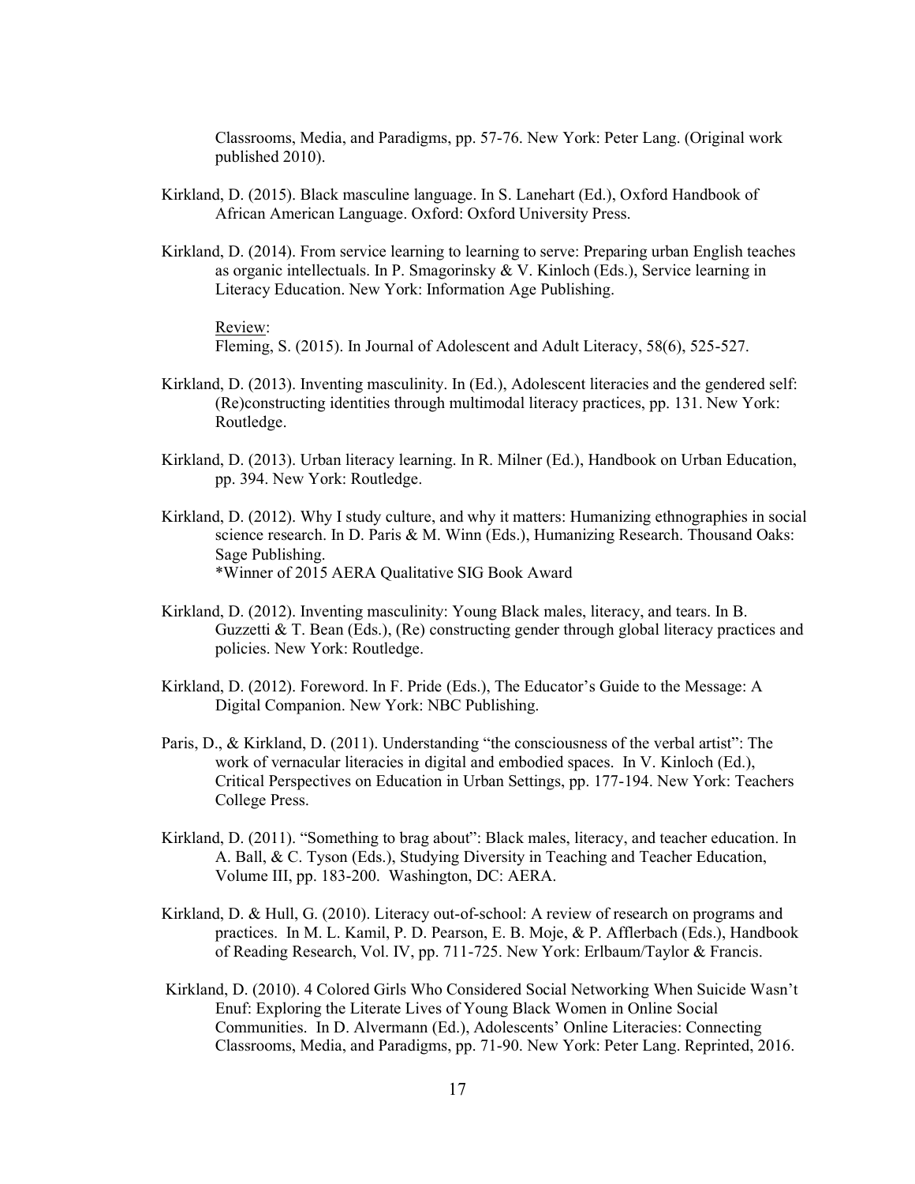Classrooms, Media, and Paradigms, pp. 57-76. New York: Peter Lang. (Original work published 2010).

Kirkland, D. (2015). Black masculine language. In S. Lanehart (Ed.), Oxford Handbook of African American Language. Oxford: Oxford University Press.

Kirkland, D. (2014). From service learning to learning to serve: Preparing urban English teaches as organic intellectuals. In P. Smagorinsky & V. Kinloch (Eds.), Service learning in Literacy Education. New York: Information Age Publishing.

Review:
Fleming, S. (2015). In Journal of Adolescent and Adult Literacy, 58(6), 525-527.

Kirkland, D. (2013). Inventing masculinity. In (Ed.), Adolescent literacies and the gendered self: (Re)constructing identities through multimodal literacy practices, pp. 131. New York: Routledge.

Kirkland, D. (2013). Urban literacy learning. In R. Milner (Ed.), Handbook on Urban Education, pp. 394. New York: Routledge.

Kirkland, D. (2012). Why I study culture, and why it matters: Humanizing ethnographies in social science research. In D. Paris & M. Winn (Eds.), Humanizing Research. Thousand Oaks: Sage Publishing.
*Winner of 2015 AERA Qualitative SIG Book Award

Kirkland, D. (2012). Inventing masculinity: Young Black males, literacy, and tears. In B. Guzzetti & T. Bean (Eds.), (Re) constructing gender through global literacy practices and policies. New York: Routledge.

Kirkland, D. (2012). Foreword. In F. Pride (Eds.), The Educator's Guide to the Message: A Digital Companion. New York: NBC Publishing.

Paris, D., & Kirkland, D. (2011). Understanding "the consciousness of the verbal artist": The work of vernacular literacies in digital and embodied spaces. In V. Kinloch (Ed.), Critical Perspectives on Education in Urban Settings, pp. 177-194. New York: Teachers College Press.

Kirkland, D. (2011). "Something to brag about": Black males, literacy, and teacher education. In A. Ball, & C. Tyson (Eds.), Studying Diversity in Teaching and Teacher Education, Volume III, pp. 183-200. Washington, DC: AERA.

Kirkland, D. & Hull, G. (2010). Literacy out-of-school: A review of research on programs and practices. In M. L. Kamil, P. D. Pearson, E. B. Moje, & P. Afflerbach (Eds.), Handbook of Reading Research, Vol. IV, pp. 711-725. New York: Erlbaum/Taylor & Francis.

Kirkland, D. (2010). 4 Colored Girls Who Considered Social Networking When Suicide Wasn't Enuf: Exploring the Literate Lives of Young Black Women in Online Social Communities. In D. Alvermann (Ed.), Adolescents' Online Literacies: Connecting Classrooms, Media, and Paradigms, pp. 71-90. New York: Peter Lang. Reprinted, 2016.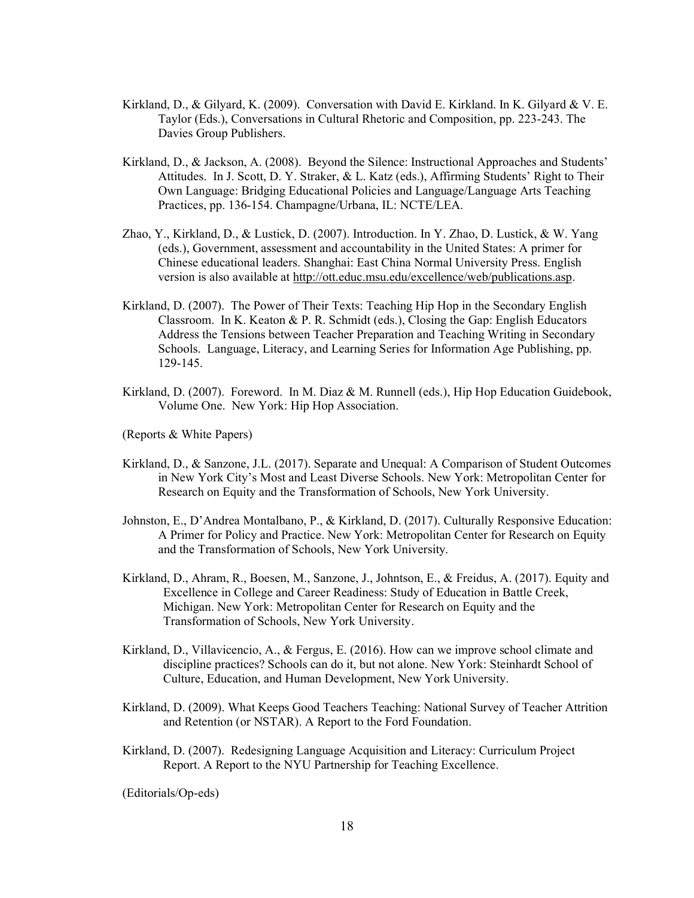Kirkland, D., & Gilyard, K. (2009). Conversation with David E. Kirkland. In K. Gilyard & V. E. Taylor (Eds.), Conversations in Cultural Rhetoric and Composition, pp. 223-243. The Davies Group Publishers.

Kirkland, D., & Jackson, A. (2008). Beyond the Silence: Instructional Approaches and Students' Attitudes. In J. Scott, D. Y. Straker, & L. Katz (eds.), Affirming Students' Right to Their Own Language: Bridging Educational Policies and Language/Language Arts Teaching Practices, pp. 136-154. Champagne/Urbana, IL: NCTE/LEA.

Zhao, Y., Kirkland, D., & Lustick, D. (2007). Introduction. In Y. Zhao, D. Lustick, & W. Yang (eds.), Government, assessment and accountability in the United States: A primer for Chinese educational leaders. Shanghai: East China Normal University Press. English version is also available at http://ott.educ.msu.edu/excellence/web/publications.asp.

Kirkland, D. (2007). The Power of Their Texts: Teaching Hip Hop in the Secondary English Classroom. In K. Keaton & P. R. Schmidt (eds.), Closing the Gap: English Educators Address the Tensions between Teacher Preparation and Teaching Writing in Secondary Schools. Language, Literacy, and Learning Series for Information Age Publishing, pp. 129-145.

Kirkland, D. (2007). Foreword. In M. Diaz & M. Runnell (eds.), Hip Hop Education Guidebook, Volume One. New York: Hip Hop Association.

(Reports & White Papers)

Kirkland, D., & Sanzone, J.L. (2017). Separate and Unequal: A Comparison of Student Outcomes in New York City's Most and Least Diverse Schools. New York: Metropolitan Center for Research on Equity and the Transformation of Schools, New York University.

Johnston, E., D'Andrea Montalbano, P., & Kirkland, D. (2017). Culturally Responsive Education: A Primer for Policy and Practice. New York: Metropolitan Center for Research on Equity and the Transformation of Schools, New York University.

Kirkland, D., Ahram, R., Boesen, M., Sanzone, J., Johntson, E., & Freidus, A. (2017). Equity and Excellence in College and Career Readiness: Study of Education in Battle Creek, Michigan. New York: Metropolitan Center for Research on Equity and the Transformation of Schools, New York University.

Kirkland, D., Villavicencio, A., & Fergus, E. (2016). How can we improve school climate and discipline practices? Schools can do it, but not alone. New York: Steinhardt School of Culture, Education, and Human Development, New York University.

Kirkland, D. (2009). What Keeps Good Teachers Teaching: National Survey of Teacher Attrition and Retention (or NSTAR). A Report to the Ford Foundation.

Kirkland, D. (2007). Redesigning Language Acquisition and Literacy: Curriculum Project Report. A Report to the NYU Partnership for Teaching Excellence.

(Editorials/Op-eds)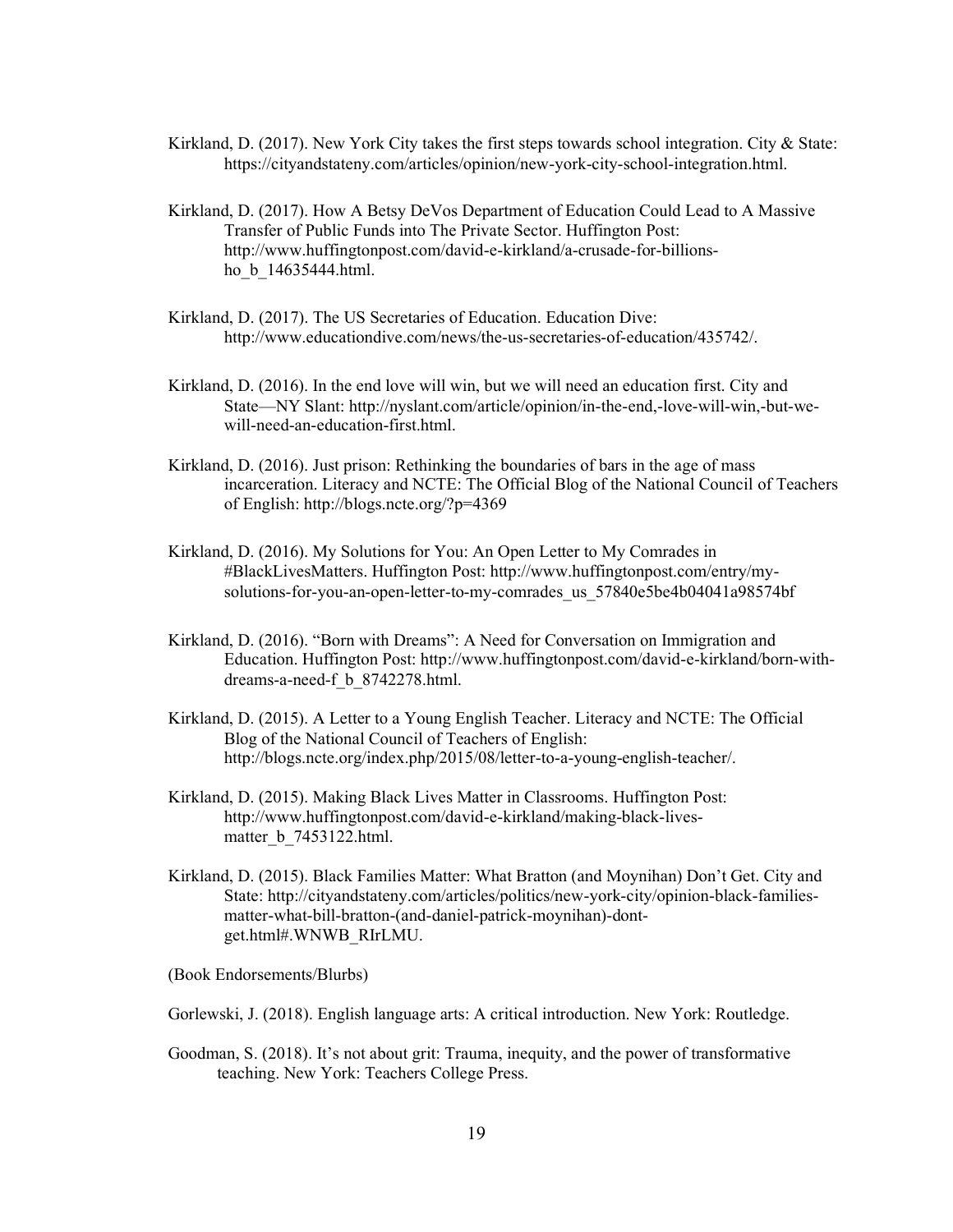Kirkland, D. (2017). New York City takes the first steps towards school integration. City & State: https://cityandstateny.com/articles/opinion/new-york-city-school-integration.html.

Kirkland, D. (2017). How A Betsy DeVos Department of Education Could Lead to A Massive Transfer of Public Funds into The Private Sector. Huffington Post: http://www.huffingtonpost.com/david-e-kirkland/a-crusade-for-billions-ho_b_14635444.html.

Kirkland, D. (2017). The US Secretaries of Education. Education Dive: http://www.educationdive.com/news/the-us-secretaries-of-education/435742/.

Kirkland, D. (2016). In the end love will win, but we will need an education first. City and State—NY Slant: http://nyslant.com/article/opinion/in-the-end,-love-will-win,-but-we-will-need-an-education-first.html.

Kirkland, D. (2016). Just prison: Rethinking the boundaries of bars in the age of mass incarceration. Literacy and NCTE: The Official Blog of the National Council of Teachers of English: http://blogs.ncte.org/?p=4369

Kirkland, D. (2016). My Solutions for You: An Open Letter to My Comrades in #BlackLivesMatters. Huffington Post: http://www.huffingtonpost.com/entry/my-solutions-for-you-an-open-letter-to-my-comrades_us_57840e5be4b04041a98574bf

Kirkland, D. (2016). "Born with Dreams": A Need for Conversation on Immigration and Education. Huffington Post: http://www.huffingtonpost.com/david-e-kirkland/born-with-dreams-a-need-f_b_8742278.html.

Kirkland, D. (2015). A Letter to a Young English Teacher. Literacy and NCTE: The Official Blog of the National Council of Teachers of English: http://blogs.ncte.org/index.php/2015/08/letter-to-a-young-english-teacher/.

Kirkland, D. (2015). Making Black Lives Matter in Classrooms. Huffington Post: http://www.huffingtonpost.com/david-e-kirkland/making-black-lives-matter_b_7453122.html.

Kirkland, D. (2015). Black Families Matter: What Bratton (and Moynihan) Don't Get. City and State: http://cityandstateny.com/articles/politics/new-york-city/opinion-black-families-matter-what-bill-bratton-(and-daniel-patrick-moynihan)-dont-get.html#.WNWB_RIrLMU.

(Book Endorsements/Blurbs)

Gorlewski, J. (2018). English language arts: A critical introduction. New York: Routledge.

Goodman, S. (2018). It's not about grit: Trauma, inequity, and the power of transformative teaching. New York: Teachers College Press.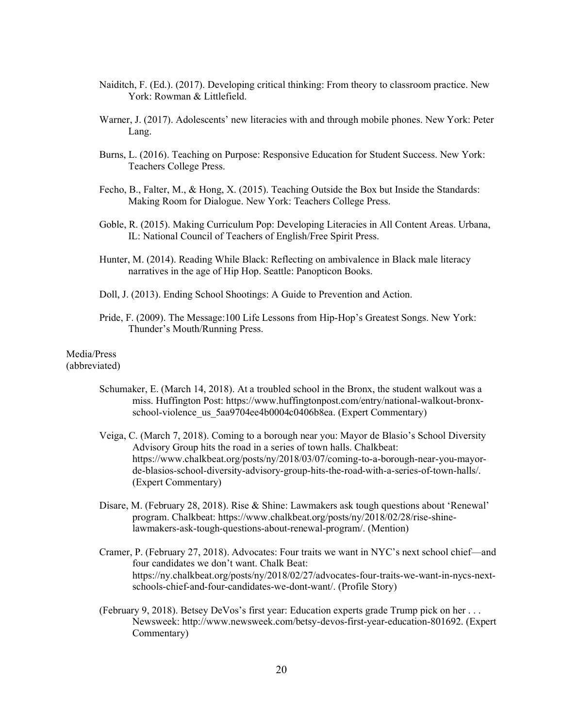Naiditch, F. (Ed.). (2017). Developing critical thinking: From theory to classroom practice. New York: Rowman & Littlefield.

Warner, J. (2017). Adolescents' new literacies with and through mobile phones. New York: Peter Lang.

Burns, L. (2016). Teaching on Purpose: Responsive Education for Student Success. New York: Teachers College Press.

Fecho, B., Falter, M., & Hong, X. (2015). Teaching Outside the Box but Inside the Standards: Making Room for Dialogue. New York: Teachers College Press.

Goble, R. (2015). Making Curriculum Pop: Developing Literacies in All Content Areas. Urbana, IL: National Council of Teachers of English/Free Spirit Press.

Hunter, M. (2014). Reading While Black: Reflecting on ambivalence in Black male literacy narratives in the age of Hip Hop. Seattle: Panopticon Books.

Doll, J. (2013). Ending School Shootings: A Guide to Prevention and Action.

Pride, F. (2009). The Message:100 Life Lessons from Hip-Hop's Greatest Songs. New York: Thunder's Mouth/Running Press.

Media/Press
(abbreviated)

Schumaker, E. (March 14, 2018). At a troubled school in the Bronx, the student walkout was a miss. Huffington Post: https://www.huffingtonpost.com/entry/national-walkout-bronx-school-violence_us_5aa9704ee4b0004c0406b8ea. (Expert Commentary)

Veiga, C. (March 7, 2018). Coming to a borough near you: Mayor de Blasio's School Diversity Advisory Group hits the road in a series of town halls. Chalkbeat: https://www.chalkbeat.org/posts/ny/2018/03/07/coming-to-a-borough-near-you-mayor-de-blasios-school-diversity-advisory-group-hits-the-road-with-a-series-of-town-halls/. (Expert Commentary)

Disare, M. (February 28, 2018). Rise & Shine: Lawmakers ask tough questions about 'Renewal' program. Chalkbeat: https://www.chalkbeat.org/posts/ny/2018/02/28/rise-shine-lawmakers-ask-tough-questions-about-renewal-program/. (Mention)

Cramer, P. (February 27, 2018). Advocates: Four traits we want in NYC's next school chief—and four candidates we don't want. Chalk Beat: https://ny.chalkbeat.org/posts/ny/2018/02/27/advocates-four-traits-we-want-in-nycs-next-schools-chief-and-four-candidates-we-dont-want/. (Profile Story)

(February 9, 2018). Betsey DeVos's first year: Education experts grade Trump pick on her . . . Newsweek: http://www.newsweek.com/betsy-devos-first-year-education-801692. (Expert Commentary)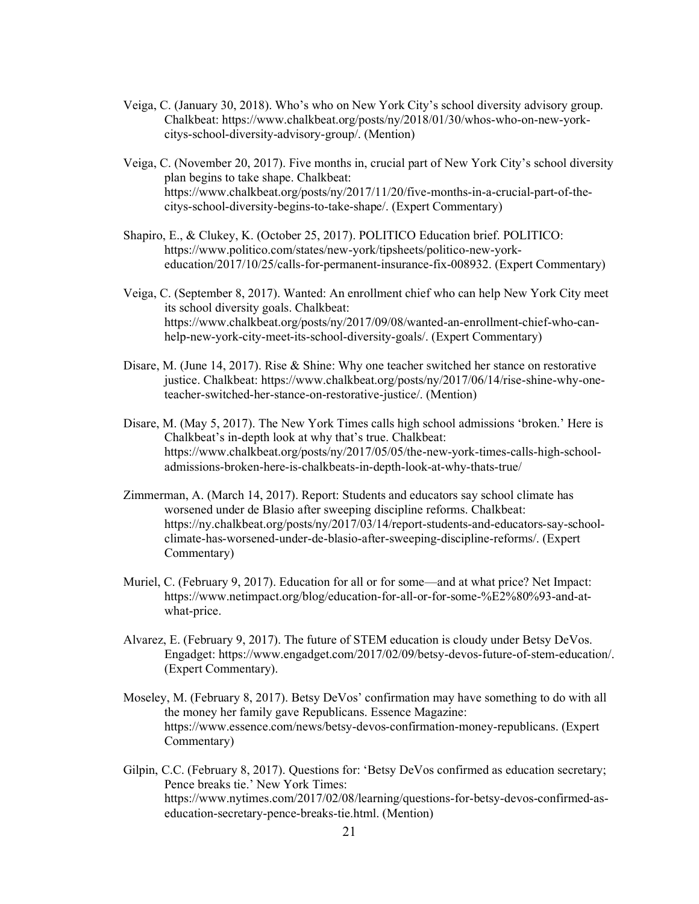Veiga, C. (January 30, 2018). Who's who on New York City's school diversity advisory group. Chalkbeat: https://www.chalkbeat.org/posts/ny/2018/01/30/whos-who-on-new-york-citys-school-diversity-advisory-group/. (Mention)

Veiga, C. (November 20, 2017). Five months in, crucial part of New York City's school diversity plan begins to take shape. Chalkbeat: https://www.chalkbeat.org/posts/ny/2017/11/20/five-months-in-a-crucial-part-of-the-citys-school-diversity-begins-to-take-shape/. (Expert Commentary)

Shapiro, E., & Clukey, K. (October 25, 2017). POLITICO Education brief. POLITICO: https://www.politico.com/states/new-york/tipsheets/politico-new-york-education/2017/10/25/calls-for-permanent-insurance-fix-008932. (Expert Commentary)

Veiga, C. (September 8, 2017). Wanted: An enrollment chief who can help New York City meet its school diversity goals. Chalkbeat: https://www.chalkbeat.org/posts/ny/2017/09/08/wanted-an-enrollment-chief-who-can-help-new-york-city-meet-its-school-diversity-goals/. (Expert Commentary)

Disare, M. (June 14, 2017). Rise & Shine: Why one teacher switched her stance on restorative justice. Chalkbeat: https://www.chalkbeat.org/posts/ny/2017/06/14/rise-shine-why-one-teacher-switched-her-stance-on-restorative-justice/. (Mention)

Disare, M. (May 5, 2017). The New York Times calls high school admissions 'broken.' Here is Chalkbeat's in-depth look at why that's true. Chalkbeat: https://www.chalkbeat.org/posts/ny/2017/05/05/the-new-york-times-calls-high-school-admissions-broken-here-is-chalkbeats-in-depth-look-at-why-thats-true/

Zimmerman, A. (March 14, 2017). Report: Students and educators say school climate has worsened under de Blasio after sweeping discipline reforms. Chalkbeat: https://ny.chalkbeat.org/posts/ny/2017/03/14/report-students-and-educators-say-school-climate-has-worsened-under-de-blasio-after-sweeping-discipline-reforms/. (Expert Commentary)

Muriel, C. (February 9, 2017). Education for all or for some—and at what price? Net Impact: https://www.netimpact.org/blog/education-for-all-or-for-some-%E2%80%93-and-at-what-price.

Alvarez, E. (February 9, 2017). The future of STEM education is cloudy under Betsy DeVos. Engadget: https://www.engadget.com/2017/02/09/betsy-devos-future-of-stem-education/. (Expert Commentary).

Moseley, M. (February 8, 2017). Betsy DeVos' confirmation may have something to do with all the money her family gave Republicans. Essence Magazine: https://www.essence.com/news/betsy-devos-confirmation-money-republicans. (Expert Commentary)

Gilpin, C.C. (February 8, 2017). Questions for: 'Betsy DeVos confirmed as education secretary; Pence breaks tie.' New York Times: https://www.nytimes.com/2017/02/08/learning/questions-for-betsy-devos-confirmed-as-education-secretary-pence-breaks-tie.html. (Mention)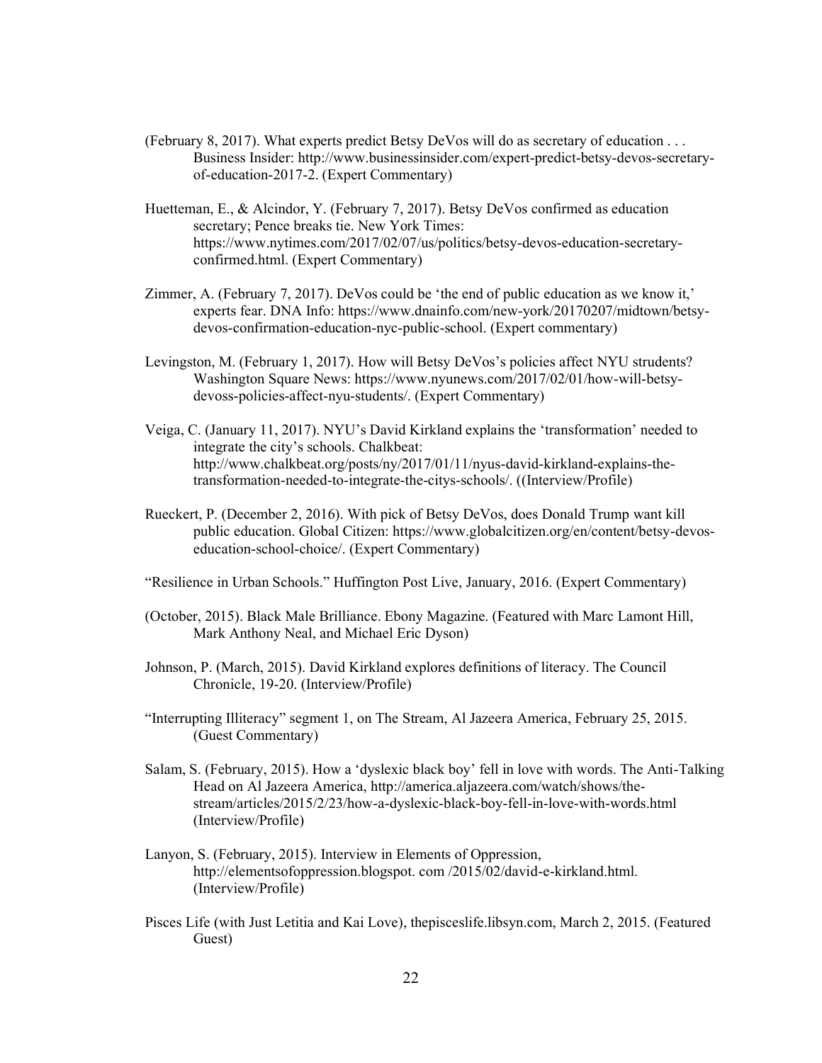(February 8, 2017). What experts predict Betsy DeVos will do as secretary of education . . . Business Insider: http://www.businessinsider.com/expert-predict-betsy-devos-secretary-of-education-2017-2. (Expert Commentary)

Huetteman, E., & Alcindor, Y. (February 7, 2017). Betsy DeVos confirmed as education secretary; Pence breaks tie. New York Times: https://www.nytimes.com/2017/02/07/us/politics/betsy-devos-education-secretary-confirmed.html. (Expert Commentary)

Zimmer, A. (February 7, 2017). DeVos could be 'the end of public education as we know it,' experts fear. DNA Info: https://www.dnainfo.com/new-york/20170207/midtown/betsy-devos-confirmation-education-nyc-public-school. (Expert commentary)

Levingston, M. (February 1, 2017). How will Betsy DeVos's policies affect NYU strudents? Washington Square News: https://www.nyunews.com/2017/02/01/how-will-betsy-devoss-policies-affect-nyu-students/. (Expert Commentary)

Veiga, C. (January 11, 2017). NYU's David Kirkland explains the 'transformation' needed to integrate the city's schools. Chalkbeat: http://www.chalkbeat.org/posts/ny/2017/01/11/nyus-david-kirkland-explains-the-transformation-needed-to-integrate-the-citys-schools/. ((Interview/Profile)

Rueckert, P. (December 2, 2016). With pick of Betsy DeVos, does Donald Trump want kill public education. Global Citizen: https://www.globalcitizen.org/en/content/betsy-devos-education-school-choice/. (Expert Commentary)

"Resilience in Urban Schools." Huffington Post Live, January, 2016. (Expert Commentary)

(October, 2015). Black Male Brilliance. Ebony Magazine. (Featured with Marc Lamont Hill, Mark Anthony Neal, and Michael Eric Dyson)

Johnson, P. (March, 2015). David Kirkland explores definitions of literacy. The Council Chronicle, 19-20. (Interview/Profile)

"Interrupting Illiteracy" segment 1, on The Stream, Al Jazeera America, February 25, 2015. (Guest Commentary)

Salam, S. (February, 2015). How a 'dyslexic black boy' fell in love with words. The Anti-Talking Head on Al Jazeera America, http://america.aljazeera.com/watch/shows/the-stream/articles/2015/2/23/how-a-dyslexic-black-boy-fell-in-love-with-words.html (Interview/Profile)

Lanyon, S. (February, 2015). Interview in Elements of Oppression, http://elementsofoppression.blogspot. com /2015/02/david-e-kirkland.html. (Interview/Profile)

Pisces Life (with Just Letitia and Kai Love), thepisceslife.libsyn.com, March 2, 2015. (Featured Guest)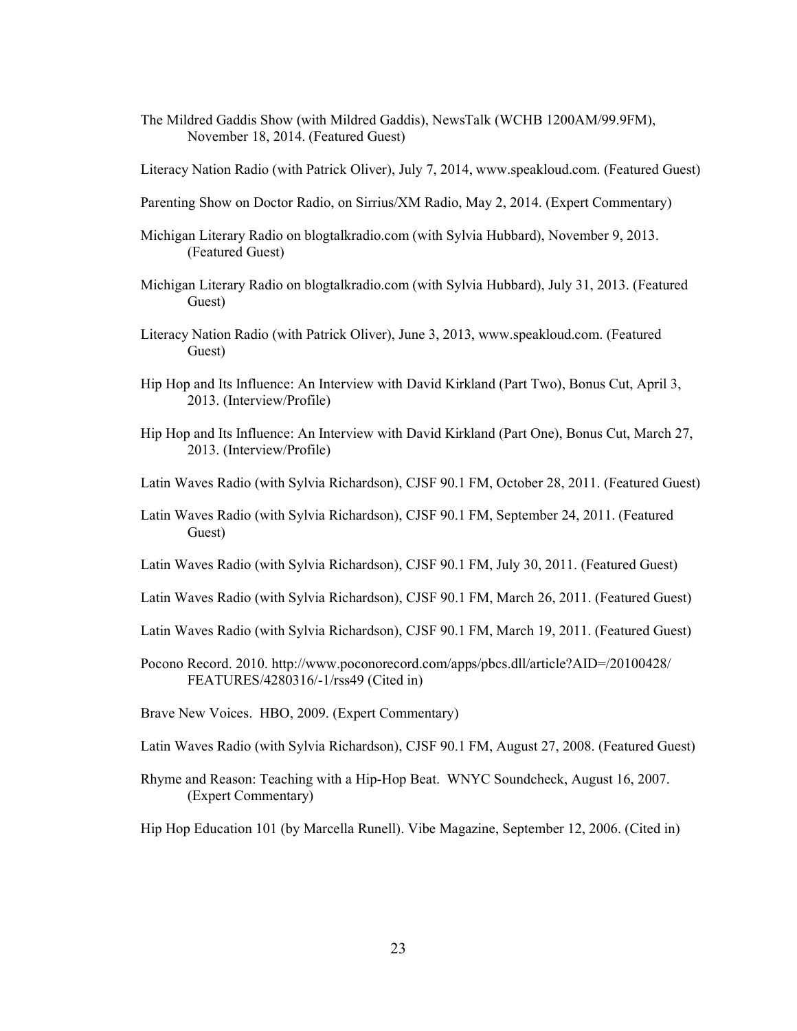The Mildred Gaddis Show (with Mildred Gaddis), NewsTalk (WCHB 1200AM/99.9FM), November 18, 2014. (Featured Guest)

Literacy Nation Radio (with Patrick Oliver), July 7, 2014, www.speakloud.com. (Featured Guest)

Parenting Show on Doctor Radio, on Sirrius/XM Radio, May 2, 2014. (Expert Commentary)

Michigan Literary Radio on blogtalkradio.com (with Sylvia Hubbard), November 9, 2013. (Featured Guest)

Michigan Literary Radio on blogtalkradio.com (with Sylvia Hubbard), July 31, 2013. (Featured Guest)

Literacy Nation Radio (with Patrick Oliver), June 3, 2013, www.speakloud.com. (Featured Guest)

Hip Hop and Its Influence: An Interview with David Kirkland (Part Two), Bonus Cut, April 3, 2013. (Interview/Profile)

Hip Hop and Its Influence: An Interview with David Kirkland (Part One), Bonus Cut, March 27, 2013. (Interview/Profile)

Latin Waves Radio (with Sylvia Richardson), CJSF 90.1 FM, October 28, 2011. (Featured Guest)

Latin Waves Radio (with Sylvia Richardson), CJSF 90.1 FM, September 24, 2011. (Featured Guest)

Latin Waves Radio (with Sylvia Richardson), CJSF 90.1 FM, July 30, 2011. (Featured Guest)

Latin Waves Radio (with Sylvia Richardson), CJSF 90.1 FM, March 26, 2011. (Featured Guest)

Latin Waves Radio (with Sylvia Richardson), CJSF 90.1 FM, March 19, 2011. (Featured Guest)

Pocono Record. 2010. http://www.poconorecord.com/apps/pbcs.dll/article?AID=/20100428/FEATURES/4280316/-1/rss49 (Cited in)

Brave New Voices. HBO, 2009. (Expert Commentary)

Latin Waves Radio (with Sylvia Richardson), CJSF 90.1 FM, August 27, 2008. (Featured Guest)

Rhyme and Reason: Teaching with a Hip-Hop Beat. WNYC Soundcheck, August 16, 2007. (Expert Commentary)

Hip Hop Education 101 (by Marcella Runell). Vibe Magazine, September 12, 2006. (Cited in)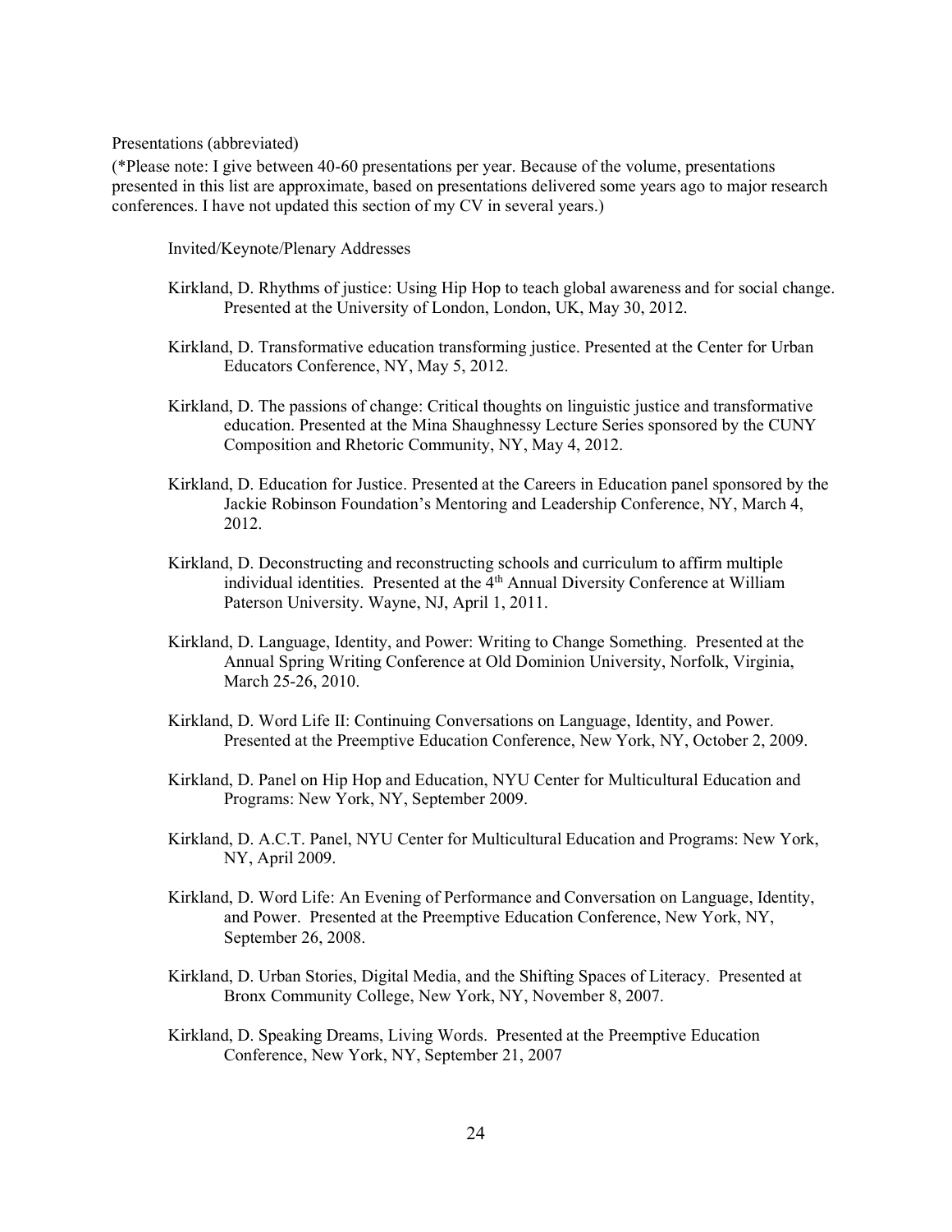Presentations (abbreviated)

(*Please note: I give between 40-60 presentations per year. Because of the volume, presentations presented in this list are approximate, based on presentations delivered some years ago to major research conferences. I have not updated this section of my CV in several years.)

Invited/Keynote/Plenary Addresses

Kirkland, D. Rhythms of justice: Using Hip Hop to teach global awareness and for social change. Presented at the University of London, London, UK, May 30, 2012.

Kirkland, D. Transformative education transforming justice. Presented at the Center for Urban Educators Conference, NY, May 5, 2012.

Kirkland, D. The passions of change: Critical thoughts on linguistic justice and transformative education. Presented at the Mina Shaughnessy Lecture Series sponsored by the CUNY Composition and Rhetoric Community, NY, May 4, 2012.

Kirkland, D. Education for Justice. Presented at the Careers in Education panel sponsored by the Jackie Robinson Foundation's Mentoring and Leadership Conference, NY, March 4, 2012.

Kirkland, D. Deconstructing and reconstructing schools and curriculum to affirm multiple individual identities. Presented at the 4th Annual Diversity Conference at William Paterson University. Wayne, NJ, April 1, 2011.

Kirkland, D. Language, Identity, and Power: Writing to Change Something. Presented at the Annual Spring Writing Conference at Old Dominion University, Norfolk, Virginia, March 25-26, 2010.

Kirkland, D. Word Life II: Continuing Conversations on Language, Identity, and Power. Presented at the Preemptive Education Conference, New York, NY, October 2, 2009.

Kirkland, D. Panel on Hip Hop and Education, NYU Center for Multicultural Education and Programs: New York, NY, September 2009.

Kirkland, D. A.C.T. Panel, NYU Center for Multicultural Education and Programs: New York, NY, April 2009.

Kirkland, D. Word Life: An Evening of Performance and Conversation on Language, Identity, and Power. Presented at the Preemptive Education Conference, New York, NY, September 26, 2008.

Kirkland, D. Urban Stories, Digital Media, and the Shifting Spaces of Literacy. Presented at Bronx Community College, New York, NY, November 8, 2007.

Kirkland, D. Speaking Dreams, Living Words. Presented at the Preemptive Education Conference, New York, NY, September 21, 2007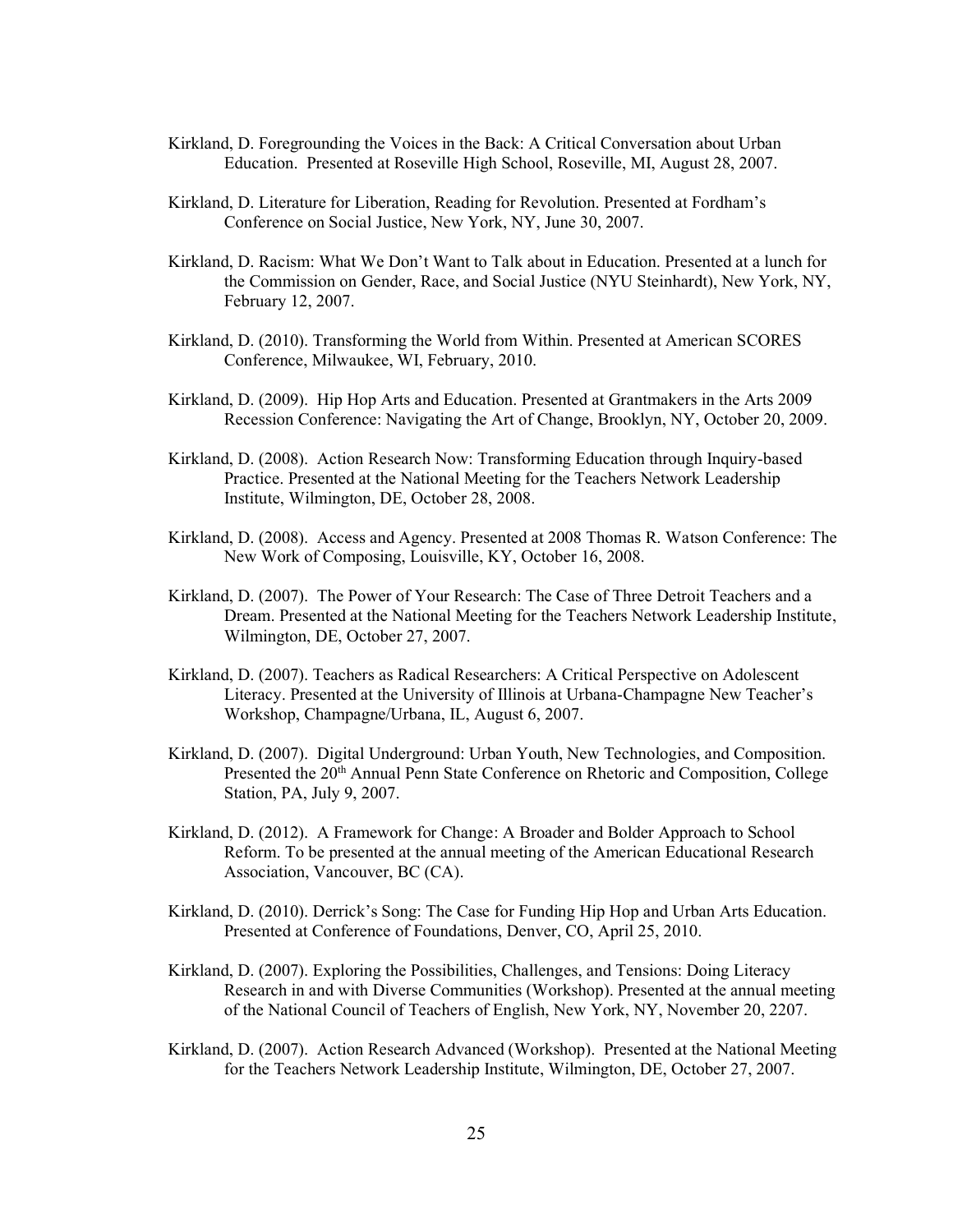Kirkland, D. Foregrounding the Voices in the Back: A Critical Conversation about Urban Education. Presented at Roseville High School, Roseville, MI, August 28, 2007.

Kirkland, D. Literature for Liberation, Reading for Revolution. Presented at Fordham's Conference on Social Justice, New York, NY, June 30, 2007.

Kirkland, D. Racism: What We Don't Want to Talk about in Education. Presented at a lunch for the Commission on Gender, Race, and Social Justice (NYU Steinhardt), New York, NY, February 12, 2007.

Kirkland, D. (2010). Transforming the World from Within. Presented at American SCORES Conference, Milwaukee, WI, February, 2010.

Kirkland, D. (2009). Hip Hop Arts and Education. Presented at Grantmakers in the Arts 2009 Recession Conference: Navigating the Art of Change, Brooklyn, NY, October 20, 2009.

Kirkland, D. (2008). Action Research Now: Transforming Education through Inquiry-based Practice. Presented at the National Meeting for the Teachers Network Leadership Institute, Wilmington, DE, October 28, 2008.

Kirkland, D. (2008). Access and Agency. Presented at 2008 Thomas R. Watson Conference: The New Work of Composing, Louisville, KY, October 16, 2008.

Kirkland, D. (2007). The Power of Your Research: The Case of Three Detroit Teachers and a Dream. Presented at the National Meeting for the Teachers Network Leadership Institute, Wilmington, DE, October 27, 2007.

Kirkland, D. (2007). Teachers as Radical Researchers: A Critical Perspective on Adolescent Literacy. Presented at the University of Illinois at Urbana-Champagne New Teacher's Workshop, Champagne/Urbana, IL, August 6, 2007.

Kirkland, D. (2007). Digital Underground: Urban Youth, New Technologies, and Composition. Presented the 20th Annual Penn State Conference on Rhetoric and Composition, College Station, PA, July 9, 2007.

Kirkland, D. (2012). A Framework for Change: A Broader and Bolder Approach to School Reform. To be presented at the annual meeting of the American Educational Research Association, Vancouver, BC (CA).

Kirkland, D. (2010). Derrick's Song: The Case for Funding Hip Hop and Urban Arts Education. Presented at Conference of Foundations, Denver, CO, April 25, 2010.

Kirkland, D. (2007). Exploring the Possibilities, Challenges, and Tensions: Doing Literacy Research in and with Diverse Communities (Workshop). Presented at the annual meeting of the National Council of Teachers of English, New York, NY, November 20, 2207.

Kirkland, D. (2007). Action Research Advanced (Workshop). Presented at the National Meeting for the Teachers Network Leadership Institute, Wilmington, DE, October 27, 2007.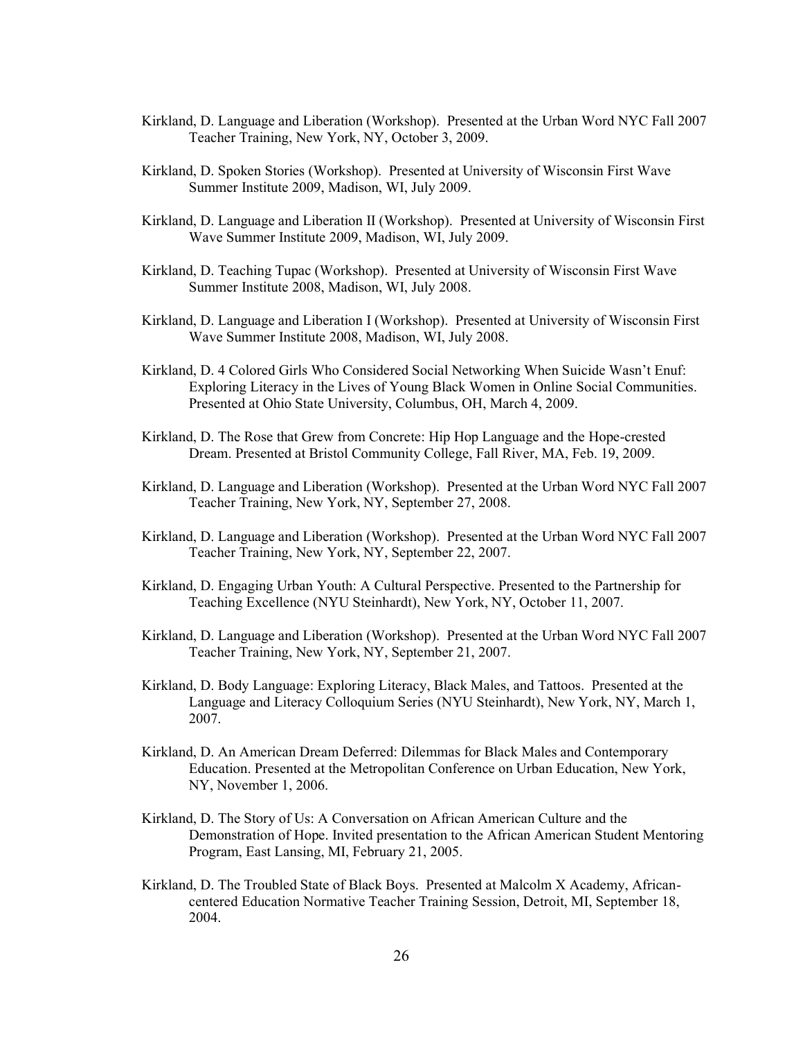Kirkland, D. Language and Liberation (Workshop). Presented at the Urban Word NYC Fall 2007 Teacher Training, New York, NY, October 3, 2009.

Kirkland, D. Spoken Stories (Workshop). Presented at University of Wisconsin First Wave Summer Institute 2009, Madison, WI, July 2009.

Kirkland, D. Language and Liberation II (Workshop). Presented at University of Wisconsin First Wave Summer Institute 2009, Madison, WI, July 2009.

Kirkland, D. Teaching Tupac (Workshop). Presented at University of Wisconsin First Wave Summer Institute 2008, Madison, WI, July 2008.

Kirkland, D. Language and Liberation I (Workshop). Presented at University of Wisconsin First Wave Summer Institute 2008, Madison, WI, July 2008.

Kirkland, D. 4 Colored Girls Who Considered Social Networking When Suicide Wasn't Enuf: Exploring Literacy in the Lives of Young Black Women in Online Social Communities. Presented at Ohio State University, Columbus, OH, March 4, 2009.

Kirkland, D. The Rose that Grew from Concrete: Hip Hop Language and the Hope-crested Dream. Presented at Bristol Community College, Fall River, MA, Feb. 19, 2009.

Kirkland, D. Language and Liberation (Workshop). Presented at the Urban Word NYC Fall 2007 Teacher Training, New York, NY, September 27, 2008.

Kirkland, D. Language and Liberation (Workshop). Presented at the Urban Word NYC Fall 2007 Teacher Training, New York, NY, September 22, 2007.

Kirkland, D. Engaging Urban Youth: A Cultural Perspective. Presented to the Partnership for Teaching Excellence (NYU Steinhardt), New York, NY, October 11, 2007.

Kirkland, D. Language and Liberation (Workshop). Presented at the Urban Word NYC Fall 2007 Teacher Training, New York, NY, September 21, 2007.

Kirkland, D. Body Language: Exploring Literacy, Black Males, and Tattoos. Presented at the Language and Literacy Colloquium Series (NYU Steinhardt), New York, NY, March 1, 2007.

Kirkland, D. An American Dream Deferred: Dilemmas for Black Males and Contemporary Education. Presented at the Metropolitan Conference on Urban Education, New York, NY, November 1, 2006.

Kirkland, D. The Story of Us: A Conversation on African American Culture and the Demonstration of Hope. Invited presentation to the African American Student Mentoring Program, East Lansing, MI, February 21, 2005.

Kirkland, D. The Troubled State of Black Boys. Presented at Malcolm X Academy, African-centered Education Normative Teacher Training Session, Detroit, MI, September 18, 2004.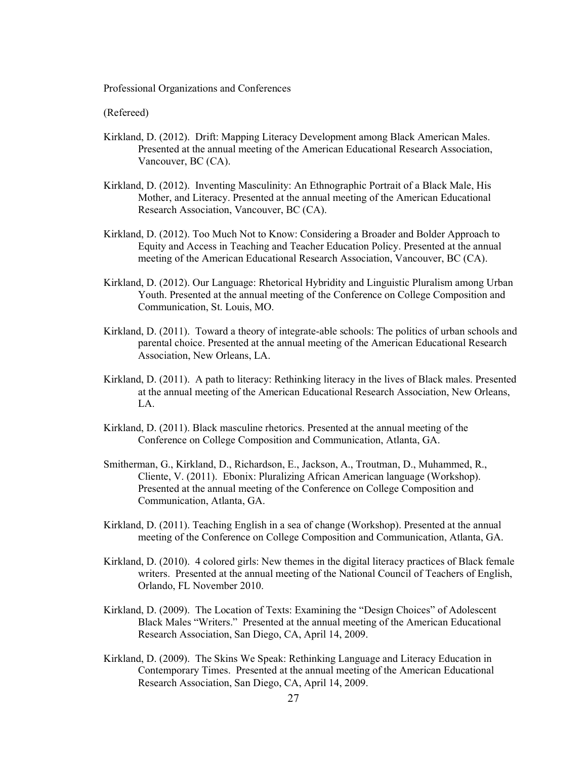Professional Organizations and Conferences

(Refereed)

- Kirkland, D. (2012). Drift: Mapping Literacy Development among Black American Males. Presented at the annual meeting of the American Educational Research Association, Vancouver, BC (CA).

- Kirkland, D. (2012). Inventing Masculinity: An Ethnographic Portrait of a Black Male, His Mother, and Literacy. Presented at the annual meeting of the American Educational Research Association, Vancouver, BC (CA).

- Kirkland, D. (2012). Too Much Not to Know: Considering a Broader and Bolder Approach to Equity and Access in Teaching and Teacher Education Policy. Presented at the annual meeting of the American Educational Research Association, Vancouver, BC (CA).

- Kirkland, D. (2012). Our Language: Rhetorical Hybridity and Linguistic Pluralism among Urban Youth. Presented at the annual meeting of the Conference on College Composition and Communication, St. Louis, MO.

- Kirkland, D. (2011). Toward a theory of integrate-able schools: The politics of urban schools and parental choice. Presented at the annual meeting of the American Educational Research Association, New Orleans, LA.

- Kirkland, D. (2011). A path to literacy: Rethinking literacy in the lives of Black males. Presented at the annual meeting of the American Educational Research Association, New Orleans, LA.

- Kirkland, D. (2011). Black masculine rhetorics. Presented at the annual meeting of the Conference on College Composition and Communication, Atlanta, GA.

- Smitherman, G., Kirkland, D., Richardson, E., Jackson, A., Troutman, D., Muhammed, R., Cliente, V. (2011). Ebonix: Pluralizing African American language (Workshop). Presented at the annual meeting of the Conference on College Composition and Communication, Atlanta, GA.

- Kirkland, D. (2011). Teaching English in a sea of change (Workshop). Presented at the annual meeting of the Conference on College Composition and Communication, Atlanta, GA.

- Kirkland, D. (2010). 4 colored girls: New themes in the digital literacy practices of Black female writers. Presented at the annual meeting of the National Council of Teachers of English, Orlando, FL November 2010.

- Kirkland, D. (2009). The Location of Texts: Examining the "Design Choices" of Adolescent Black Males "Writers." Presented at the annual meeting of the American Educational Research Association, San Diego, CA, April 14, 2009.

- Kirkland, D. (2009). The Skins We Speak: Rethinking Language and Literacy Education in Contemporary Times. Presented at the annual meeting of the American Educational Research Association, San Diego, CA, April 14, 2009.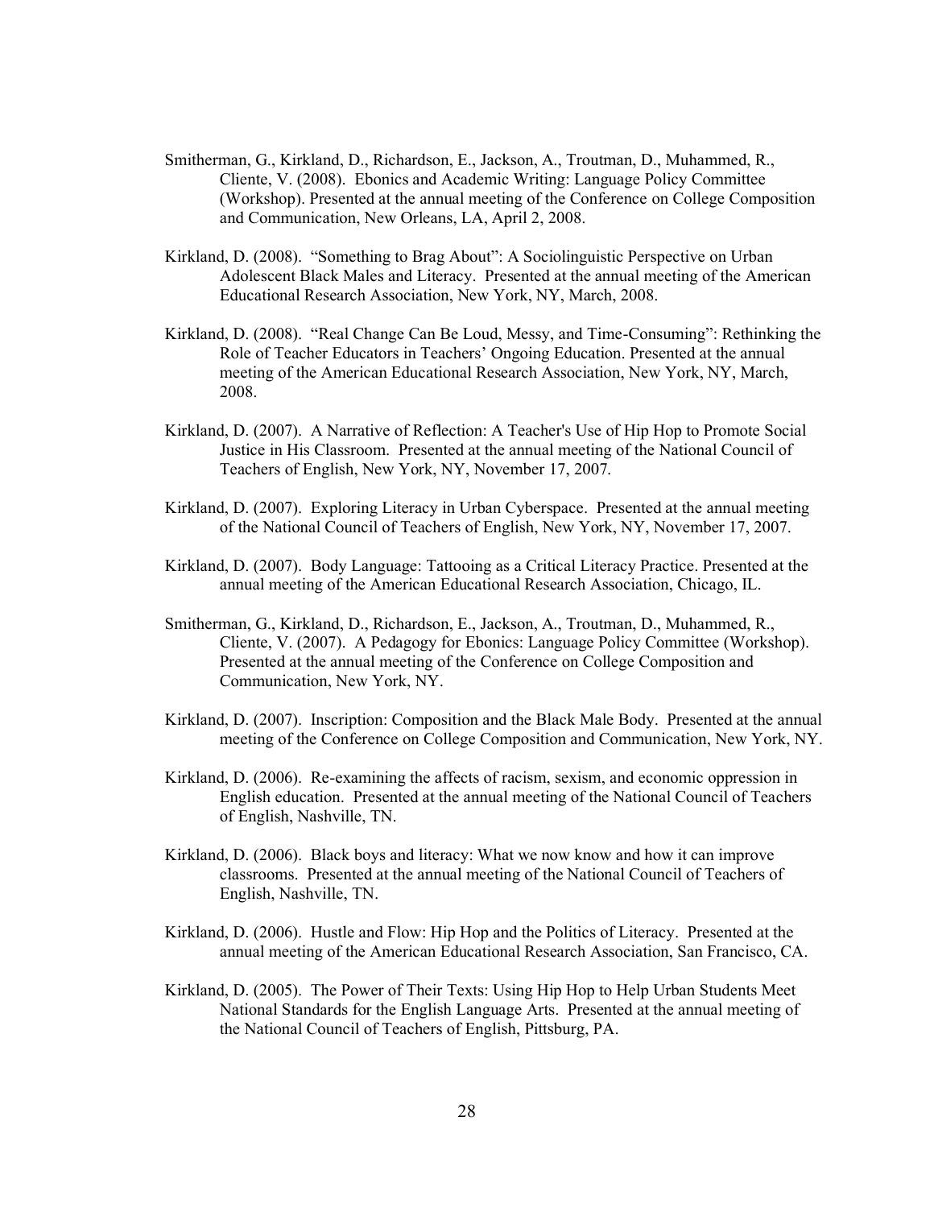Smitherman, G., Kirkland, D., Richardson, E., Jackson, A., Troutman, D., Muhammed, R., Cliente, V. (2008). Ebonics and Academic Writing: Language Policy Committee (Workshop). Presented at the annual meeting of the Conference on College Composition and Communication, New Orleans, LA, April 2, 2008.

Kirkland, D. (2008). "Something to Brag About": A Sociolinguistic Perspective on Urban Adolescent Black Males and Literacy. Presented at the annual meeting of the American Educational Research Association, New York, NY, March, 2008.

Kirkland, D. (2008). "Real Change Can Be Loud, Messy, and Time-Consuming": Rethinking the Role of Teacher Educators in Teachers' Ongoing Education. Presented at the annual meeting of the American Educational Research Association, New York, NY, March, 2008.

Kirkland, D. (2007). A Narrative of Reflection: A Teacher's Use of Hip Hop to Promote Social Justice in His Classroom. Presented at the annual meeting of the National Council of Teachers of English, New York, NY, November 17, 2007.

Kirkland, D. (2007). Exploring Literacy in Urban Cyberspace. Presented at the annual meeting of the National Council of Teachers of English, New York, NY, November 17, 2007.

Kirkland, D. (2007). Body Language: Tattooing as a Critical Literacy Practice. Presented at the annual meeting of the American Educational Research Association, Chicago, IL.

Smitherman, G., Kirkland, D., Richardson, E., Jackson, A., Troutman, D., Muhammed, R., Cliente, V. (2007). A Pedagogy for Ebonics: Language Policy Committee (Workshop). Presented at the annual meeting of the Conference on College Composition and Communication, New York, NY.

Kirkland, D. (2007). Inscription: Composition and the Black Male Body. Presented at the annual meeting of the Conference on College Composition and Communication, New York, NY.

Kirkland, D. (2006). Re-examining the affects of racism, sexism, and economic oppression in English education. Presented at the annual meeting of the National Council of Teachers of English, Nashville, TN.

Kirkland, D. (2006). Black boys and literacy: What we now know and how it can improve classrooms. Presented at the annual meeting of the National Council of Teachers of English, Nashville, TN.

Kirkland, D. (2006). Hustle and Flow: Hip Hop and the Politics of Literacy. Presented at the annual meeting of the American Educational Research Association, San Francisco, CA.

Kirkland, D. (2005). The Power of Their Texts: Using Hip Hop to Help Urban Students Meet National Standards for the English Language Arts. Presented at the annual meeting of the National Council of Teachers of English, Pittsburg, PA.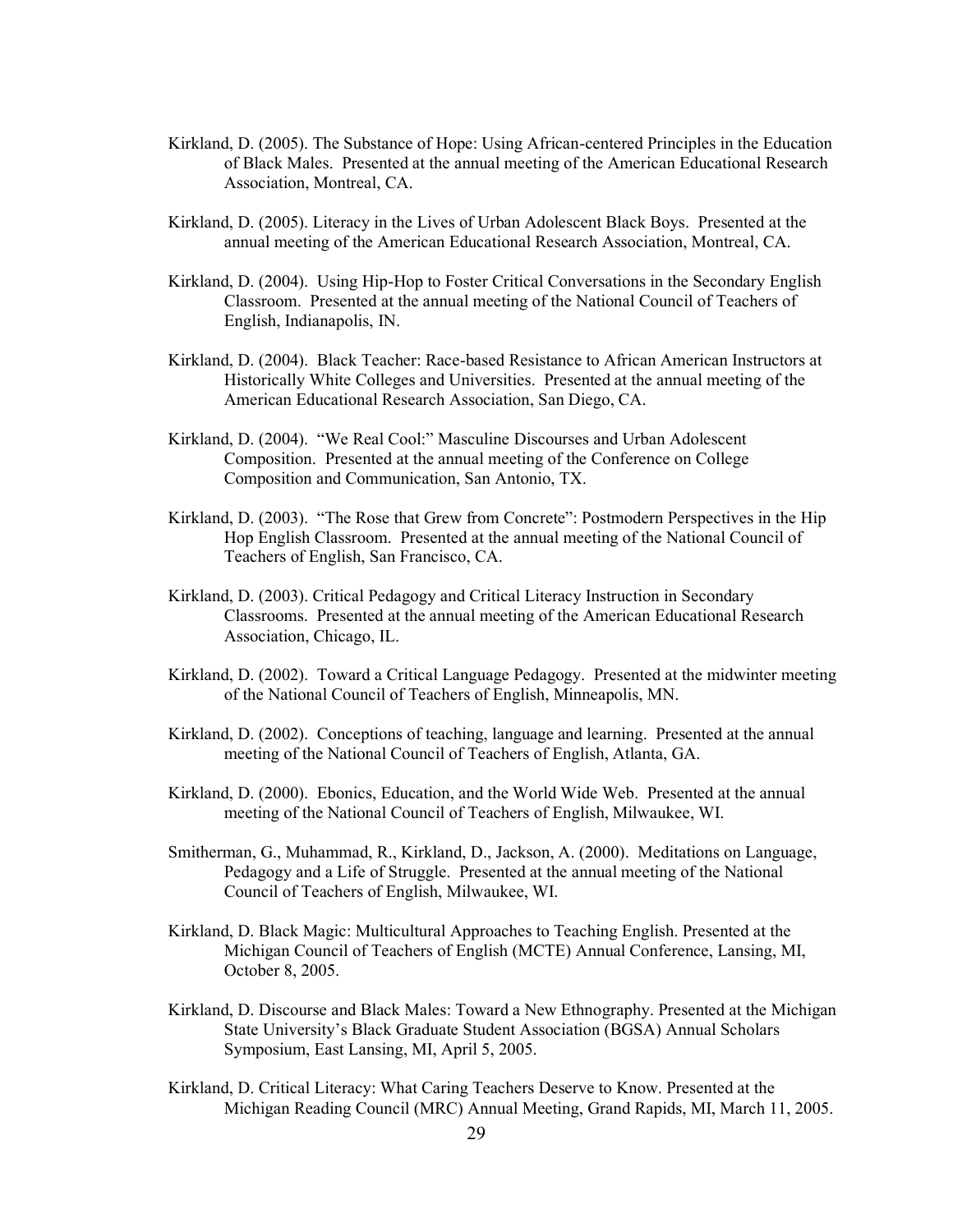Kirkland, D. (2005). The Substance of Hope: Using African-centered Principles in the Education of Black Males. Presented at the annual meeting of the American Educational Research Association, Montreal, CA.

Kirkland, D. (2005). Literacy in the Lives of Urban Adolescent Black Boys. Presented at the annual meeting of the American Educational Research Association, Montreal, CA.

Kirkland, D. (2004). Using Hip-Hop to Foster Critical Conversations in the Secondary English Classroom. Presented at the annual meeting of the National Council of Teachers of English, Indianapolis, IN.

Kirkland, D. (2004). Black Teacher: Race-based Resistance to African American Instructors at Historically White Colleges and Universities. Presented at the annual meeting of the American Educational Research Association, San Diego, CA.

Kirkland, D. (2004). "We Real Cool:" Masculine Discourses and Urban Adolescent Composition. Presented at the annual meeting of the Conference on College Composition and Communication, San Antonio, TX.

Kirkland, D. (2003). "The Rose that Grew from Concrete": Postmodern Perspectives in the Hip Hop English Classroom. Presented at the annual meeting of the National Council of Teachers of English, San Francisco, CA.

Kirkland, D. (2003). Critical Pedagogy and Critical Literacy Instruction in Secondary Classrooms. Presented at the annual meeting of the American Educational Research Association, Chicago, IL.

Kirkland, D. (2002). Toward a Critical Language Pedagogy. Presented at the midwinter meeting of the National Council of Teachers of English, Minneapolis, MN.

Kirkland, D. (2002). Conceptions of teaching, language and learning. Presented at the annual meeting of the National Council of Teachers of English, Atlanta, GA.

Kirkland, D. (2000). Ebonics, Education, and the World Wide Web. Presented at the annual meeting of the National Council of Teachers of English, Milwaukee, WI.

Smitherman, G., Muhammad, R., Kirkland, D., Jackson, A. (2000). Meditations on Language, Pedagogy and a Life of Struggle. Presented at the annual meeting of the National Council of Teachers of English, Milwaukee, WI.

Kirkland, D. Black Magic: Multicultural Approaches to Teaching English. Presented at the Michigan Council of Teachers of English (MCTE) Annual Conference, Lansing, MI, October 8, 2005.

Kirkland, D. Discourse and Black Males: Toward a New Ethnography. Presented at the Michigan State University's Black Graduate Student Association (BGSA) Annual Scholars Symposium, East Lansing, MI, April 5, 2005.

Kirkland, D. Critical Literacy: What Caring Teachers Deserve to Know. Presented at the Michigan Reading Council (MRC) Annual Meeting, Grand Rapids, MI, March 11, 2005.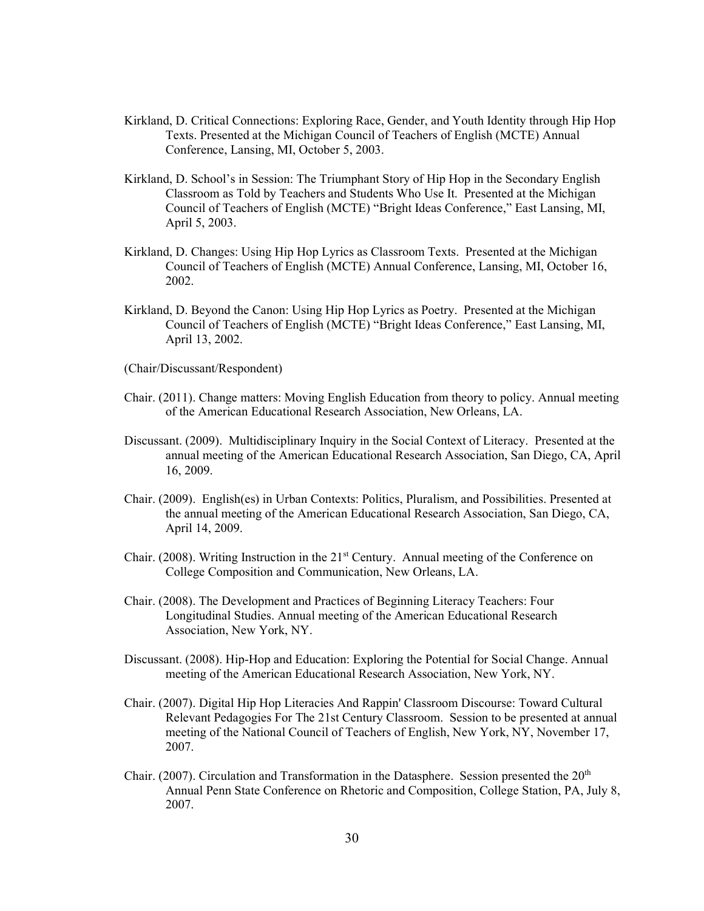Kirkland, D. Critical Connections: Exploring Race, Gender, and Youth Identity through Hip Hop Texts. Presented at the Michigan Council of Teachers of English (MCTE) Annual Conference, Lansing, MI, October 5, 2003.

Kirkland, D. School's in Session: The Triumphant Story of Hip Hop in the Secondary English Classroom as Told by Teachers and Students Who Use It. Presented at the Michigan Council of Teachers of English (MCTE) "Bright Ideas Conference," East Lansing, MI, April 5, 2003.

Kirkland, D. Changes: Using Hip Hop Lyrics as Classroom Texts. Presented at the Michigan Council of Teachers of English (MCTE) Annual Conference, Lansing, MI, October 16, 2002.

Kirkland, D. Beyond the Canon: Using Hip Hop Lyrics as Poetry. Presented at the Michigan Council of Teachers of English (MCTE) "Bright Ideas Conference," East Lansing, MI, April 13, 2002.

(Chair/Discussant/Respondent)

Chair. (2011). Change matters: Moving English Education from theory to policy. Annual meeting of the American Educational Research Association, New Orleans, LA.

Discussant. (2009). Multidisciplinary Inquiry in the Social Context of Literacy. Presented at the annual meeting of the American Educational Research Association, San Diego, CA, April 16, 2009.

Chair. (2009). English(es) in Urban Contexts: Politics, Pluralism, and Possibilities. Presented at the annual meeting of the American Educational Research Association, San Diego, CA, April 14, 2009.

Chair. (2008). Writing Instruction in the 21st Century. Annual meeting of the Conference on College Composition and Communication, New Orleans, LA.

Chair. (2008). The Development and Practices of Beginning Literacy Teachers: Four Longitudinal Studies. Annual meeting of the American Educational Research Association, New York, NY.

Discussant. (2008). Hip-Hop and Education: Exploring the Potential for Social Change. Annual meeting of the American Educational Research Association, New York, NY.

Chair. (2007). Digital Hip Hop Literacies And Rappin' Classroom Discourse: Toward Cultural Relevant Pedagogies For The 21st Century Classroom. Session to be presented at annual meeting of the National Council of Teachers of English, New York, NY, November 17, 2007.

Chair. (2007). Circulation and Transformation in the Datasphere. Session presented the 20th Annual Penn State Conference on Rhetoric and Composition, College Station, PA, July 8, 2007.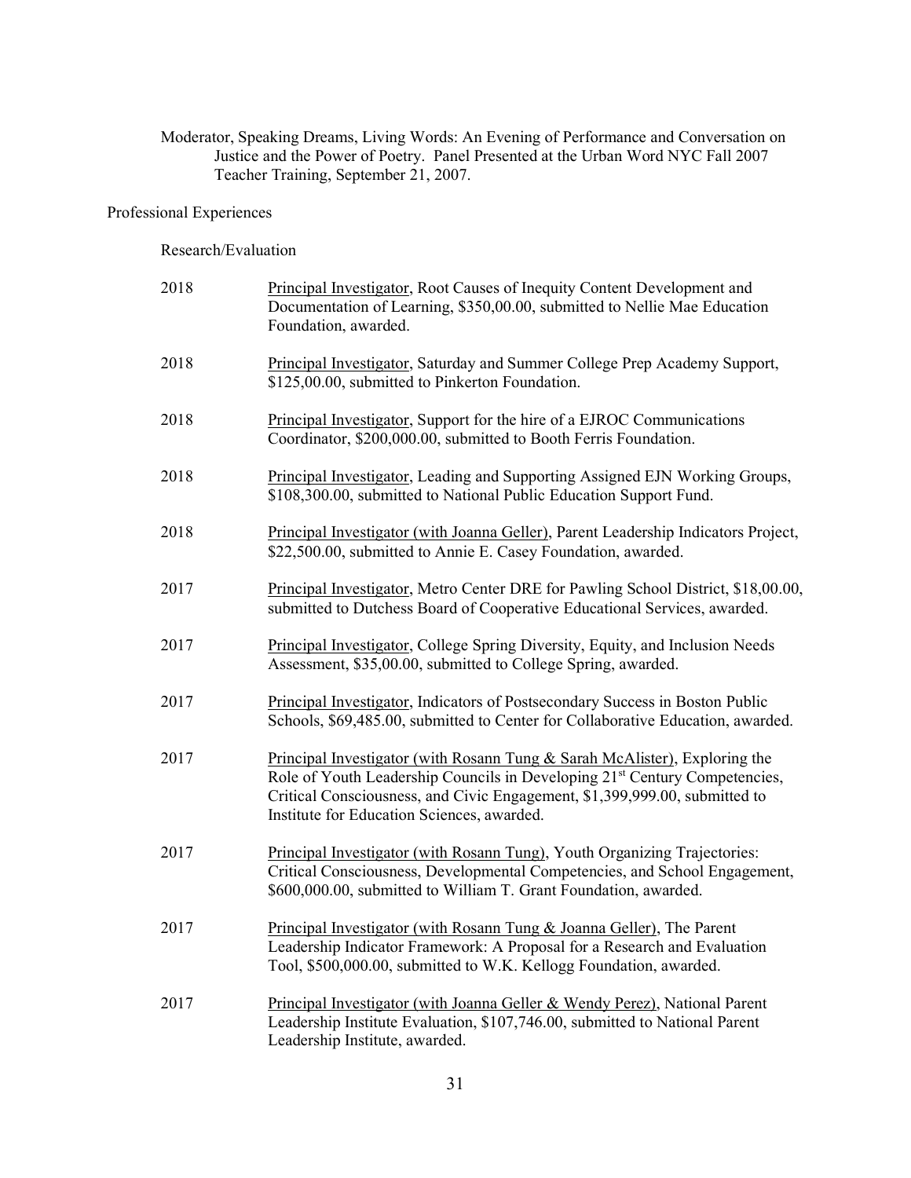Moderator, Speaking Dreams, Living Words: An Evening of Performance and Conversation on Justice and the Power of Poetry. Panel Presented at the Urban Word NYC Fall 2007 Teacher Training, September 21, 2007.

## Professional Experiences

### Research/Evaluation

2018 — Principal Investigator, Root Causes of Inequity Content Development and Documentation of Learning, $350,00.00, submitted to Nellie Mae Education Foundation, awarded.

2018 — Principal Investigator, Saturday and Summer College Prep Academy Support, $125,00.00, submitted to Pinkerton Foundation.

2018 — Principal Investigator, Support for the hire of a EJROC Communications Coordinator, $200,000.00, submitted to Booth Ferris Foundation.

2018 — Principal Investigator, Leading and Supporting Assigned EJN Working Groups, $108,300.00, submitted to National Public Education Support Fund.

2018 — Principal Investigator (with Joanna Geller), Parent Leadership Indicators Project, $22,500.00, submitted to Annie E. Casey Foundation, awarded.

2017 — Principal Investigator, Metro Center DRE for Pawling School District, $18,00.00, submitted to Dutchess Board of Cooperative Educational Services, awarded.

2017 — Principal Investigator, College Spring Diversity, Equity, and Inclusion Needs Assessment, $35,00.00, submitted to College Spring, awarded.

2017 — Principal Investigator, Indicators of Postsecondary Success in Boston Public Schools, $69,485.00, submitted to Center for Collaborative Education, awarded.

2017 — Principal Investigator (with Rosann Tung & Sarah McAlister), Exploring the Role of Youth Leadership Councils in Developing 21st Century Competencies, Critical Consciousness, and Civic Engagement, $1,399,999.00, submitted to Institute for Education Sciences, awarded.

2017 — Principal Investigator (with Rosann Tung), Youth Organizing Trajectories: Critical Consciousness, Developmental Competencies, and School Engagement, $600,000.00, submitted to William T. Grant Foundation, awarded.

2017 — Principal Investigator (with Rosann Tung & Joanna Geller), The Parent Leadership Indicator Framework: A Proposal for a Research and Evaluation Tool, $500,000.00, submitted to W.K. Kellogg Foundation, awarded.

2017 — Principal Investigator (with Joanna Geller & Wendy Perez), National Parent Leadership Institute Evaluation, $107,746.00, submitted to National Parent Leadership Institute, awarded.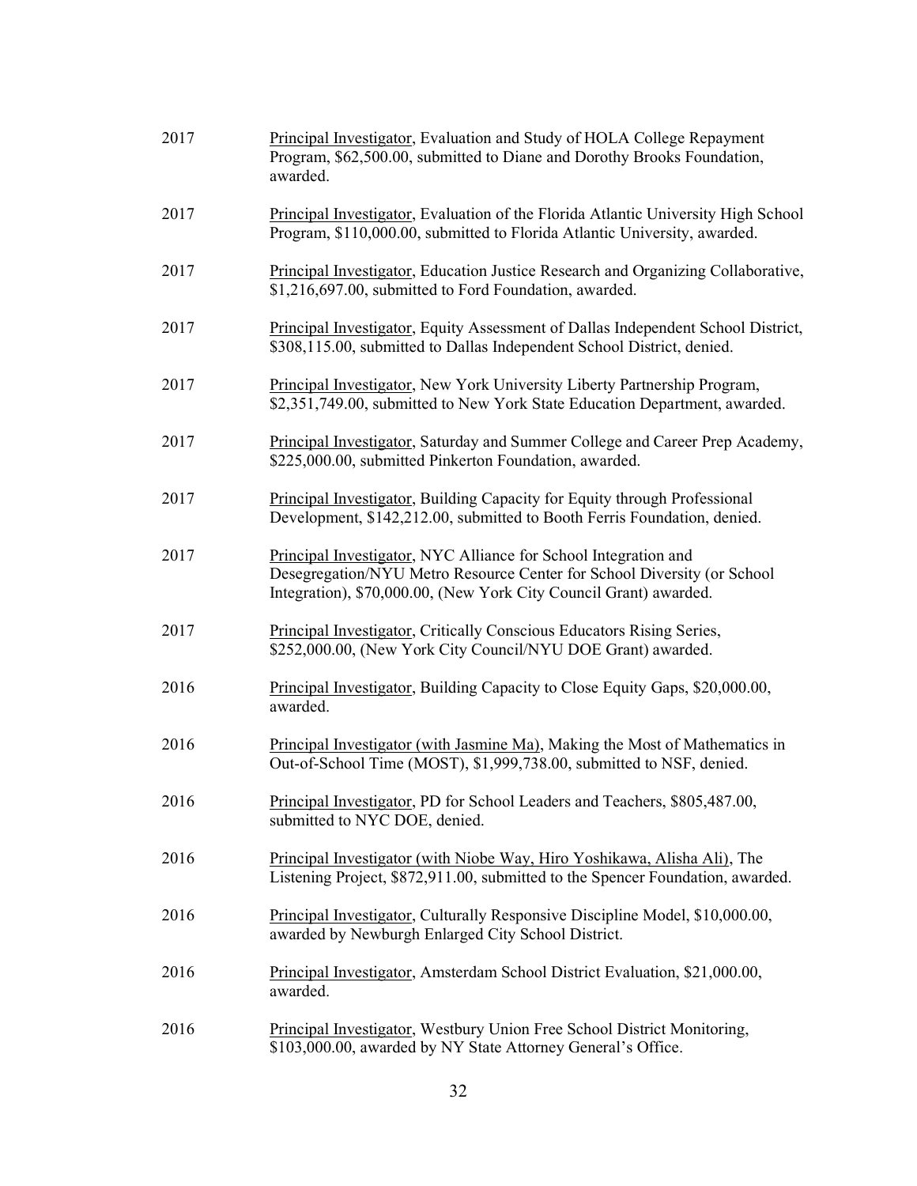2017 Principal Investigator, Evaluation and Study of HOLA College Repayment Program, $62,500.00, submitted to Diane and Dorothy Brooks Foundation, awarded.

2017 Principal Investigator, Evaluation of the Florida Atlantic University High School Program, $110,000.00, submitted to Florida Atlantic University, awarded.

2017 Principal Investigator, Education Justice Research and Organizing Collaborative, $1,216,697.00, submitted to Ford Foundation, awarded.

2017 Principal Investigator, Equity Assessment of Dallas Independent School District, $308,115.00, submitted to Dallas Independent School District, denied.

2017 Principal Investigator, New York University Liberty Partnership Program, $2,351,749.00, submitted to New York State Education Department, awarded.

2017 Principal Investigator, Saturday and Summer College and Career Prep Academy, $225,000.00, submitted Pinkerton Foundation, awarded.

2017 Principal Investigator, Building Capacity for Equity through Professional Development, $142,212.00, submitted to Booth Ferris Foundation, denied.

2017 Principal Investigator, NYC Alliance for School Integration and Desegregation/NYU Metro Resource Center for School Diversity (or School Integration), $70,000.00, (New York City Council Grant) awarded.

2017 Principal Investigator, Critically Conscious Educators Rising Series, $252,000.00, (New York City Council/NYU DOE Grant) awarded.

2016 Principal Investigator, Building Capacity to Close Equity Gaps, $20,000.00, awarded.

2016 Principal Investigator (with Jasmine Ma), Making the Most of Mathematics in Out-of-School Time (MOST), $1,999,738.00, submitted to NSF, denied.

2016 Principal Investigator, PD for School Leaders and Teachers, $805,487.00, submitted to NYC DOE, denied.

2016 Principal Investigator (with Niobe Way, Hiro Yoshikawa, Alisha Ali), The Listening Project, $872,911.00, submitted to the Spencer Foundation, awarded.

2016 Principal Investigator, Culturally Responsive Discipline Model, $10,000.00, awarded by Newburgh Enlarged City School District.

2016 Principal Investigator, Amsterdam School District Evaluation, $21,000.00, awarded.

2016 Principal Investigator, Westbury Union Free School District Monitoring, $103,000.00, awarded by NY State Attorney General's Office.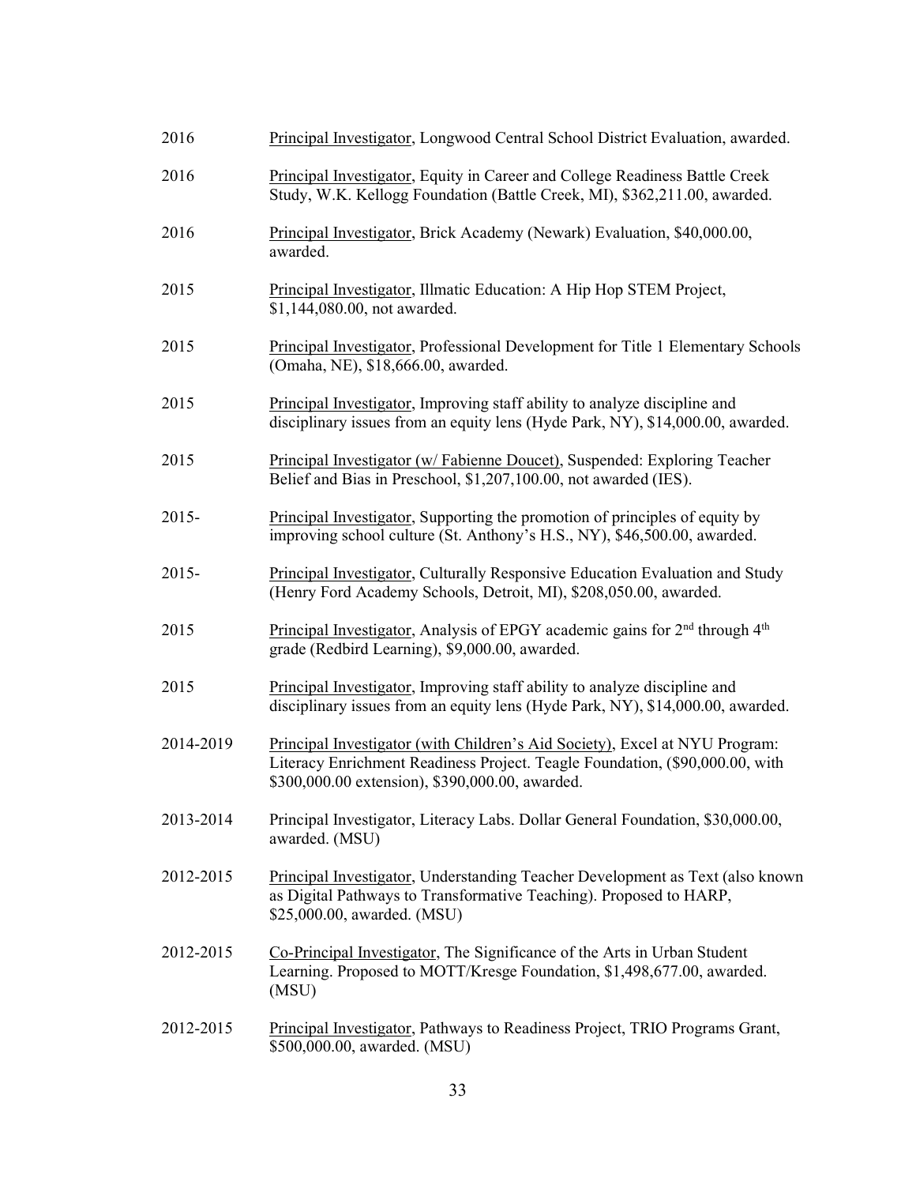2016 Principal Investigator, Longwood Central School District Evaluation, awarded.

2016 Principal Investigator, Equity in Career and College Readiness Battle Creek Study, W.K. Kellogg Foundation (Battle Creek, MI), $362,211.00, awarded.

2016 Principal Investigator, Brick Academy (Newark) Evaluation, $40,000.00, awarded.

2015 Principal Investigator, Illmatic Education: A Hip Hop STEM Project, $1,144,080.00, not awarded.

2015 Principal Investigator, Professional Development for Title 1 Elementary Schools (Omaha, NE), $18,666.00, awarded.

2015 Principal Investigator, Improving staff ability to analyze discipline and disciplinary issues from an equity lens (Hyde Park, NY), $14,000.00, awarded.

2015 Principal Investigator (w/ Fabienne Doucet), Suspended: Exploring Teacher Belief and Bias in Preschool, $1,207,100.00, not awarded (IES).

2015- Principal Investigator, Supporting the promotion of principles of equity by improving school culture (St. Anthony's H.S., NY), $46,500.00, awarded.

2015- Principal Investigator, Culturally Responsive Education Evaluation and Study (Henry Ford Academy Schools, Detroit, MI), $208,050.00, awarded.

2015 Principal Investigator, Analysis of EPGY academic gains for 2nd through 4th grade (Redbird Learning), $9,000.00, awarded.

2015 Principal Investigator, Improving staff ability to analyze discipline and disciplinary issues from an equity lens (Hyde Park, NY), $14,000.00, awarded.

2014-2019 Principal Investigator (with Children's Aid Society), Excel at NYU Program: Literacy Enrichment Readiness Project. Teagle Foundation, ($90,000.00, with $300,000.00 extension), $390,000.00, awarded.

2013-2014 Principal Investigator, Literacy Labs. Dollar General Foundation, $30,000.00, awarded. (MSU)

2012-2015 Principal Investigator, Understanding Teacher Development as Text (also known as Digital Pathways to Transformative Teaching). Proposed to HARP, $25,000.00, awarded. (MSU)

2012-2015 Co-Principal Investigator, The Significance of the Arts in Urban Student Learning. Proposed to MOTT/Kresge Foundation, $1,498,677.00, awarded. (MSU)

2012-2015 Principal Investigator, Pathways to Readiness Project, TRIO Programs Grant, $500,000.00, awarded. (MSU)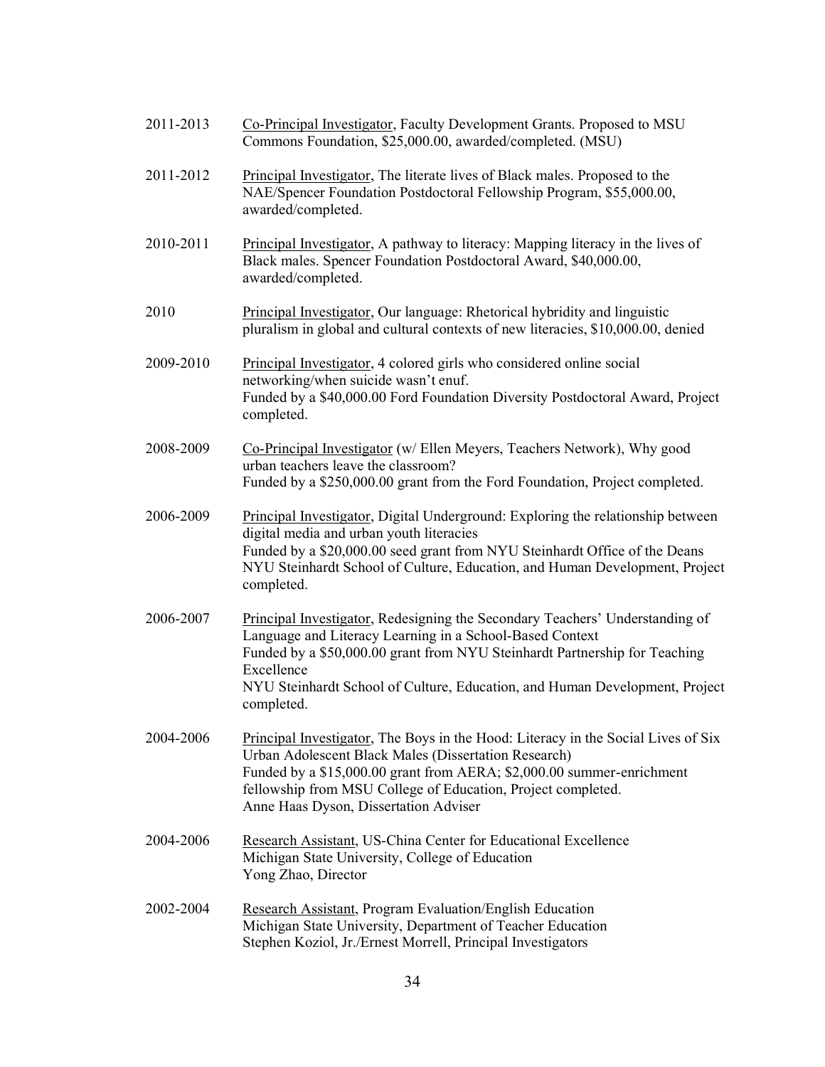2011-2013 Co-Principal Investigator, Faculty Development Grants. Proposed to MSU Commons Foundation, $25,000.00, awarded/completed. (MSU)

2011-2012 Principal Investigator, The literate lives of Black males. Proposed to the NAE/Spencer Foundation Postdoctoral Fellowship Program, $55,000.00, awarded/completed.

2010-2011 Principal Investigator, A pathway to literacy: Mapping literacy in the lives of Black males. Spencer Foundation Postdoctoral Award, $40,000.00, awarded/completed.

2010 Principal Investigator, Our language: Rhetorical hybridity and linguistic pluralism in global and cultural contexts of new literacies, $10,000.00, denied

2009-2010 Principal Investigator, 4 colored girls who considered online social networking/when suicide wasn't enuf.
Funded by a $40,000.00 Ford Foundation Diversity Postdoctoral Award, Project completed.

2008-2009 Co-Principal Investigator (w/ Ellen Meyers, Teachers Network), Why good urban teachers leave the classroom?
Funded by a $250,000.00 grant from the Ford Foundation, Project completed.

2006-2009 Principal Investigator, Digital Underground: Exploring the relationship between digital media and urban youth literacies
Funded by a $20,000.00 seed grant from NYU Steinhardt Office of the Deans
NYU Steinhardt School of Culture, Education, and Human Development, Project completed.

2006-2007 Principal Investigator, Redesigning the Secondary Teachers' Understanding of Language and Literacy Learning in a School-Based Context
Funded by a $50,000.00 grant from NYU Steinhardt Partnership for Teaching Excellence
NYU Steinhardt School of Culture, Education, and Human Development, Project completed.

2004-2006 Principal Investigator, The Boys in the Hood: Literacy in the Social Lives of Six Urban Adolescent Black Males (Dissertation Research)
Funded by a $15,000.00 grant from AERA; $2,000.00 summer-enrichment fellowship from MSU College of Education, Project completed.
Anne Haas Dyson, Dissertation Adviser

2004-2006 Research Assistant, US-China Center for Educational Excellence
Michigan State University, College of Education
Yong Zhao, Director

2002-2004 Research Assistant, Program Evaluation/English Education
Michigan State University, Department of Teacher Education
Stephen Koziol, Jr./Ernest Morrell, Principal Investigators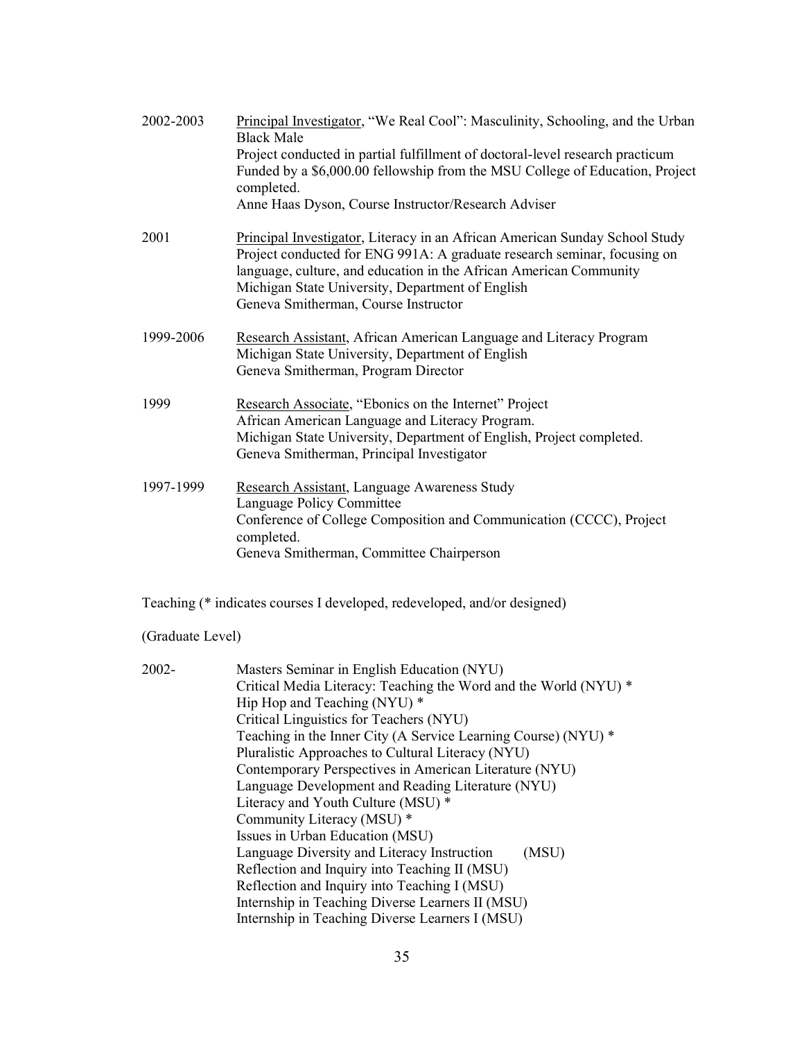2002-2003 <u>Principal Investigator</u>, "We Real Cool": Masculinity, Schooling, and the Urban Black Male
Project conducted in partial fulfillment of doctoral-level research practicum
Funded by a $6,000.00 fellowship from the MSU College of Education, Project completed.
Anne Haas Dyson, Course Instructor/Research Adviser

2001 <u>Principal Investigator</u>, Literacy in an African American Sunday School Study
Project conducted for ENG 991A: A graduate research seminar, focusing on language, culture, and education in the African American Community
Michigan State University, Department of English
Geneva Smitherman, Course Instructor

1999-2006 <u>Research Assistant</u>, African American Language and Literacy Program
Michigan State University, Department of English
Geneva Smitherman, Program Director

1999 <u>Research Associate</u>, "Ebonics on the Internet" Project
African American Language and Literacy Program.
Michigan State University, Department of English, Project completed.
Geneva Smitherman, Principal Investigator

1997-1999 <u>Research Assistant</u>, Language Awareness Study
Language Policy Committee
Conference of College Composition and Communication (CCCC), Project completed.
Geneva Smitherman, Committee Chairperson

Teaching (* indicates courses I developed, redeveloped, and/or designed)

(Graduate Level)

2002-
Masters Seminar in English Education (NYU)
Critical Media Literacy: Teaching the Word and the World (NYU) *
Hip Hop and Teaching (NYU) *
Critical Linguistics for Teachers (NYU)
Teaching in the Inner City (A Service Learning Course) (NYU) *
Pluralistic Approaches to Cultural Literacy (NYU)
Contemporary Perspectives in American Literature (NYU)
Language Development and Reading Literature (NYU)
Literacy and Youth Culture (MSU) *
Community Literacy (MSU) *
Issues in Urban Education (MSU)
Language Diversity and Literacy Instruction (MSU)
Reflection and Inquiry into Teaching II (MSU)
Reflection and Inquiry into Teaching I (MSU)
Internship in Teaching Diverse Learners II (MSU)
Internship in Teaching Diverse Learners I (MSU)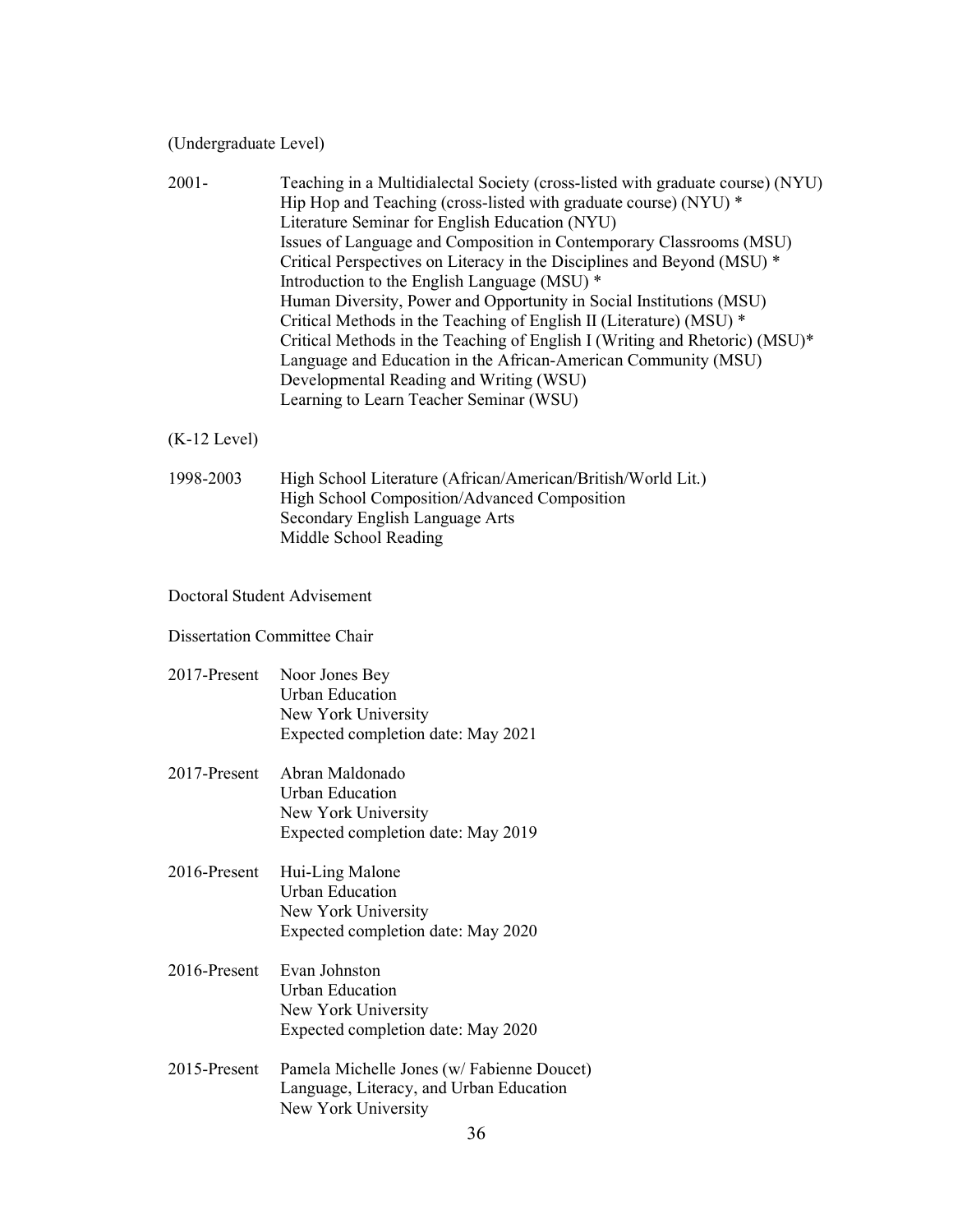(Undergraduate Level)

2001- Teaching in a Multidialectal Society (cross-listed with graduate course) (NYU)
Hip Hop and Teaching (cross-listed with graduate course) (NYU) *
Literature Seminar for English Education (NYU)
Issues of Language and Composition in Contemporary Classrooms (MSU)
Critical Perspectives on Literacy in the Disciplines and Beyond (MSU) *
Introduction to the English Language (MSU) *
Human Diversity, Power and Opportunity in Social Institutions (MSU)
Critical Methods in the Teaching of English II (Literature) (MSU) *
Critical Methods in the Teaching of English I (Writing and Rhetoric) (MSU)*
Language and Education in the African-American Community (MSU)
Developmental Reading and Writing (WSU)
Learning to Learn Teacher Seminar (WSU)

(K-12 Level)

1998-2003 High School Literature (African/American/British/World Lit.)
High School Composition/Advanced Composition
Secondary English Language Arts
Middle School Reading

Doctoral Student Advisement

Dissertation Committee Chair

2017-Present Noor Jones Bey
Urban Education
New York University
Expected completion date: May 2021

2017-Present Abran Maldonado
Urban Education
New York University
Expected completion date: May 2019

2016-Present Hui-Ling Malone
Urban Education
New York University
Expected completion date: May 2020

2016-Present Evan Johnston
Urban Education
New York University
Expected completion date: May 2020

2015-Present Pamela Michelle Jones (w/ Fabienne Doucet)
Language, Literacy, and Urban Education
New York University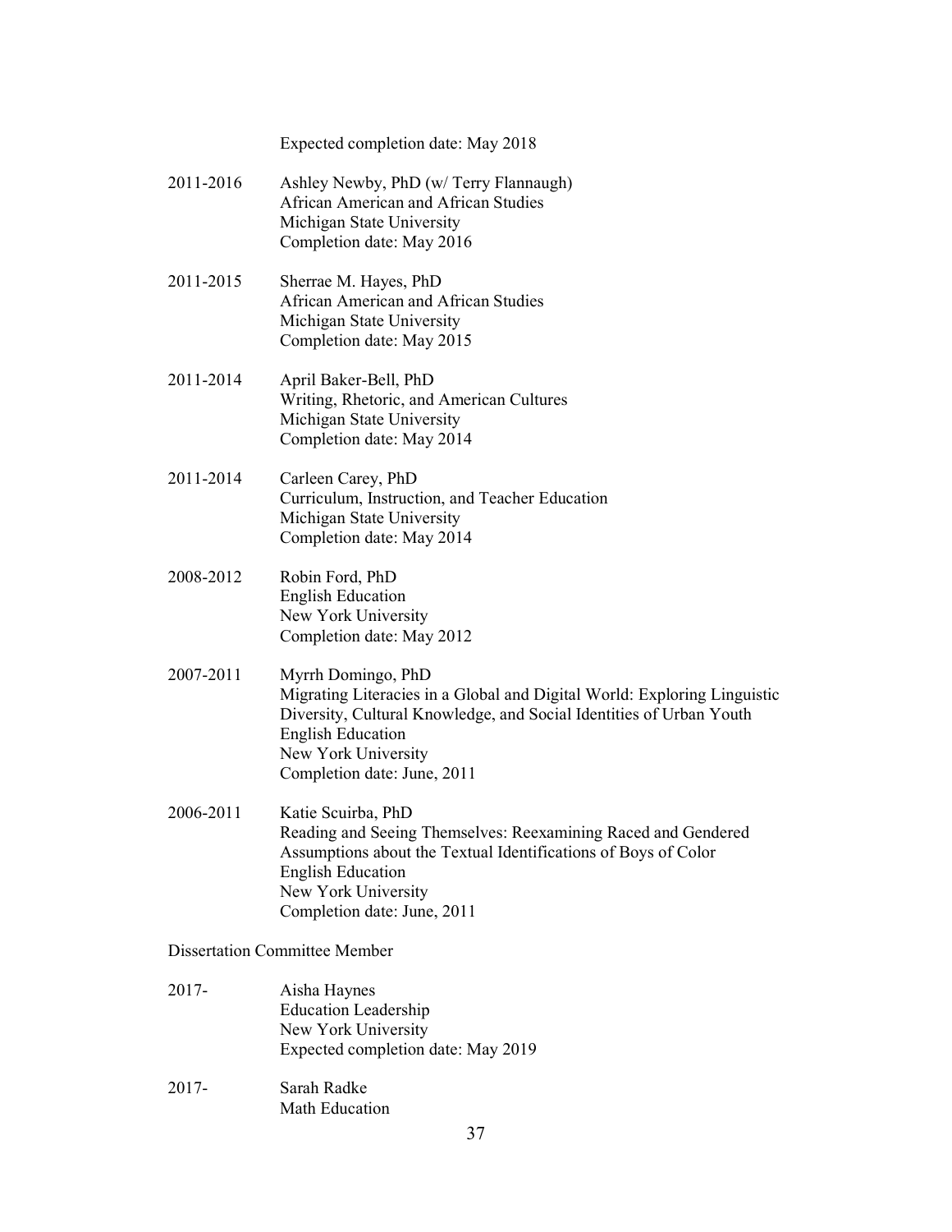Expected completion date: May 2018

2011-2016 Ashley Newby, PhD (w/ Terry Flannaugh)
African American and African Studies
Michigan State University
Completion date: May 2016

2011-2015 Sherrae M. Hayes, PhD
African American and African Studies
Michigan State University
Completion date: May 2015

2011-2014 April Baker-Bell, PhD
Writing, Rhetoric, and American Cultures
Michigan State University
Completion date: May 2014

2011-2014 Carleen Carey, PhD
Curriculum, Instruction, and Teacher Education
Michigan State University
Completion date: May 2014

2008-2012 Robin Ford, PhD
English Education
New York University
Completion date: May 2012

2007-2011 Myrrh Domingo, PhD
Migrating Literacies in a Global and Digital World: Exploring Linguistic Diversity, Cultural Knowledge, and Social Identities of Urban Youth
English Education
New York University
Completion date: June, 2011

2006-2011 Katie Scuirba, PhD
Reading and Seeing Themselves: Reexamining Raced and Gendered Assumptions about the Textual Identifications of Boys of Color
English Education
New York University
Completion date: June, 2011

Dissertation Committee Member

2017- Aisha Haynes
Education Leadership
New York University
Expected completion date: May 2019

2017- Sarah Radke
Math Education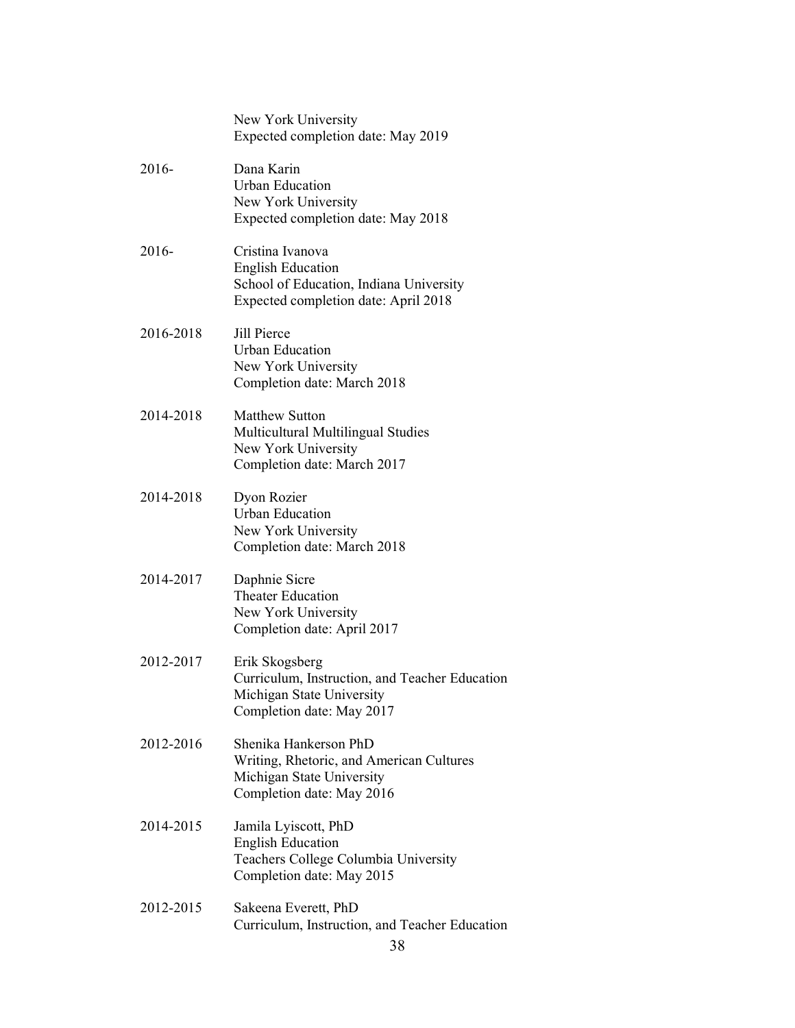New York University
Expected completion date: May 2019

2016- Dana Karin
Urban Education
New York University
Expected completion date: May 2018

2016- Cristina Ivanova
English Education
School of Education, Indiana University
Expected completion date: April 2018

2016-2018 Jill Pierce
Urban Education
New York University
Completion date: March 2018

2014-2018 Matthew Sutton
Multicultural Multilingual Studies
New York University
Completion date: March 2017

2014-2018 Dyon Rozier
Urban Education
New York University
Completion date: March 2018

2014-2017 Daphnie Sicre
Theater Education
New York University
Completion date: April 2017

2012-2017 Erik Skogsberg
Curriculum, Instruction, and Teacher Education
Michigan State University
Completion date: May 2017

2012-2016 Shenika Hankerson PhD
Writing, Rhetoric, and American Cultures
Michigan State University
Completion date: May 2016

2014-2015 Jamila Lyiscott, PhD
English Education
Teachers College Columbia University
Completion date: May 2015

2012-2015 Sakeena Everett, PhD
Curriculum, Instruction, and Teacher Education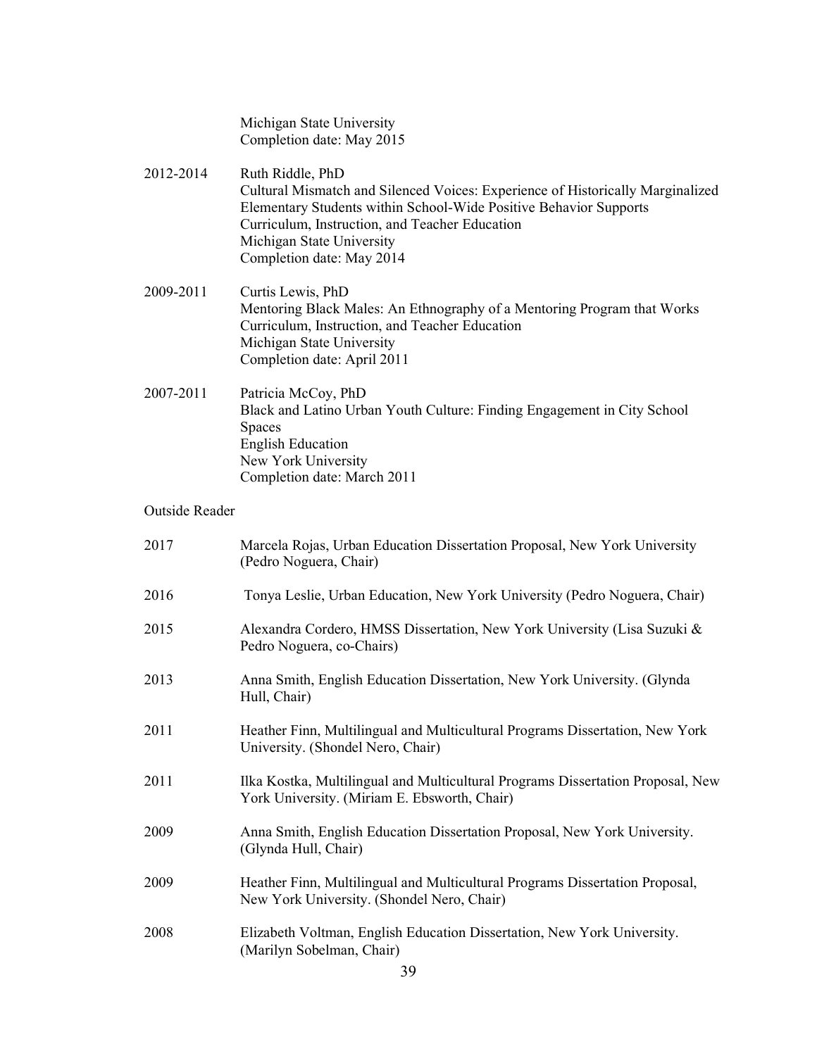Michigan State University
Completion date: May 2015

2012-2014 Ruth Riddle, PhD
Cultural Mismatch and Silenced Voices: Experience of Historically Marginalized Elementary Students within School-Wide Positive Behavior Supports
Curriculum, Instruction, and Teacher Education
Michigan State University
Completion date: May 2014

2009-2011 Curtis Lewis, PhD
Mentoring Black Males: An Ethnography of a Mentoring Program that Works
Curriculum, Instruction, and Teacher Education
Michigan State University
Completion date: April 2011

2007-2011 Patricia McCoy, PhD
Black and Latino Urban Youth Culture: Finding Engagement in City School Spaces
English Education
New York University
Completion date: March 2011

Outside Reader

2017 Marcela Rojas, Urban Education Dissertation Proposal, New York University (Pedro Noguera, Chair)

2016 Tonya Leslie, Urban Education, New York University (Pedro Noguera, Chair)

2015 Alexandra Cordero, HMSS Dissertation, New York University (Lisa Suzuki & Pedro Noguera, co-Chairs)

2013 Anna Smith, English Education Dissertation, New York University. (Glynda Hull, Chair)

2011 Heather Finn, Multilingual and Multicultural Programs Dissertation, New York University. (Shondel Nero, Chair)

2011 Ilka Kostka, Multilingual and Multicultural Programs Dissertation Proposal, New York University. (Miriam E. Ebsworth, Chair)

2009 Anna Smith, English Education Dissertation Proposal, New York University. (Glynda Hull, Chair)

2009 Heather Finn, Multilingual and Multicultural Programs Dissertation Proposal, New York University. (Shondel Nero, Chair)

2008 Elizabeth Voltman, English Education Dissertation, New York University. (Marilyn Sobelman, Chair)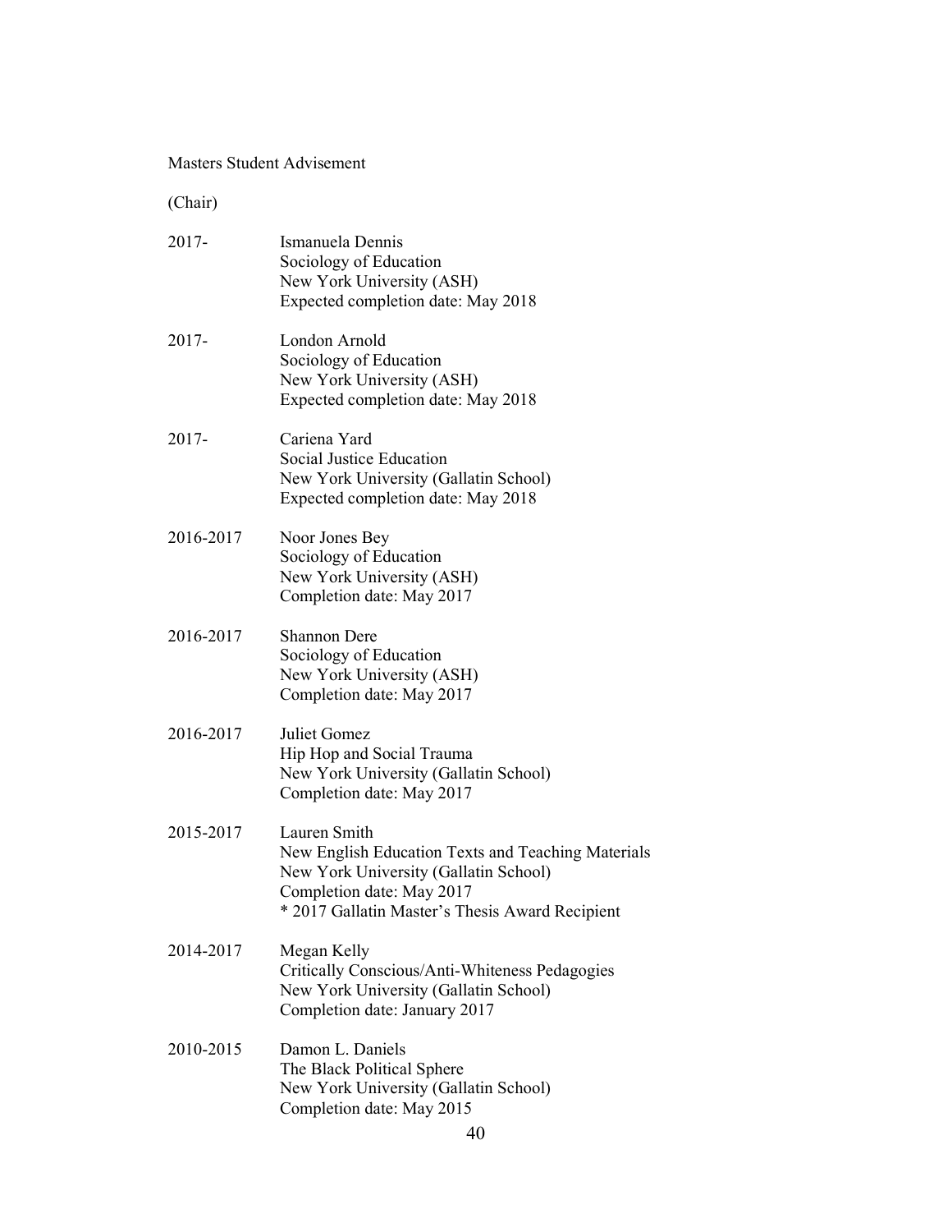Masters Student Advisement

(Chair)

2017- Ismanuela Dennis
Sociology of Education
New York University (ASH)
Expected completion date: May 2018

2017- London Arnold
Sociology of Education
New York University (ASH)
Expected completion date: May 2018

2017- Cariena Yard
Social Justice Education
New York University (Gallatin School)
Expected completion date: May 2018

2016-2017 Noor Jones Bey
Sociology of Education
New York University (ASH)
Completion date: May 2017

2016-2017 Shannon Dere
Sociology of Education
New York University (ASH)
Completion date: May 2017

2016-2017 Juliet Gomez
Hip Hop and Social Trauma
New York University (Gallatin School)
Completion date: May 2017

2015-2017 Lauren Smith
New English Education Texts and Teaching Materials
New York University (Gallatin School)
Completion date: May 2017
* 2017 Gallatin Master's Thesis Award Recipient

2014-2017 Megan Kelly
Critically Conscious/Anti-Whiteness Pedagogies
New York University (Gallatin School)
Completion date: January 2017

2010-2015 Damon L. Daniels
The Black Political Sphere
New York University (Gallatin School)
Completion date: May 2015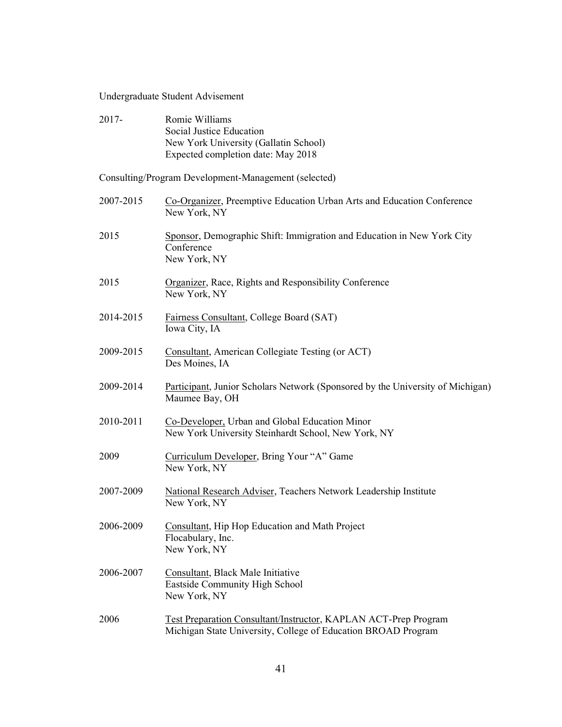Undergraduate Student Advisement

| | |
|---|---|
| 2017- | Romie Williams<br>Social Justice Education<br>New York University (Gallatin School)<br>Expected completion date: May 2018 |

Consulting/Program Development-Management (selected)

| | |
|---|---|
| 2007-2015 | <u>Co-Organizer</u>, Preemptive Education Urban Arts and Education Conference<br>New York, NY |
| 2015 | <u>Sponsor</u>, Demographic Shift: Immigration and Education in New York City Conference<br>New York, NY |
| 2015 | <u>Organizer</u>, Race, Rights and Responsibility Conference<br>New York, NY |
| 2014-2015 | <u>Fairness Consultant</u>, College Board (SAT)<br>Iowa City, IA |
| 2009-2015 | <u>Consultant</u>, American Collegiate Testing (or ACT)<br>Des Moines, IA |
| 2009-2014 | <u>Participant</u>, Junior Scholars Network (Sponsored by the University of Michigan)<br>Maumee Bay, OH |
| 2010-2011 | <u>Co-Developer,</u> Urban and Global Education Minor<br>New York University Steinhardt School, New York, NY |
| 2009 | <u>Curriculum Developer</u>, Bring Your "A" Game<br>New York, NY |
| 2007-2009 | <u>National Research Adviser</u>, Teachers Network Leadership Institute<br>New York, NY |
| 2006-2009 | <u>Consultant</u>, Hip Hop Education and Math Project<br>Flocabulary, Inc.<br>New York, NY |
| 2006-2007 | <u>Consultant</u>, Black Male Initiative<br>Eastside Community High School<br>New York, NY |
| 2006 | <u>Test Preparation Consultant/Instructor</u>, KAPLAN ACT-Prep Program<br>Michigan State University, College of Education BROAD Program |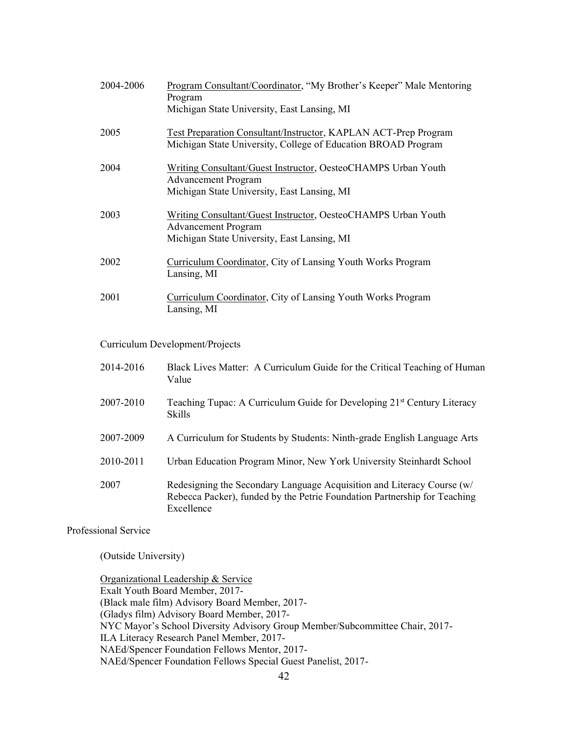2004-2006 Program Consultant/Coordinator, "My Brother's Keeper" Male Mentoring Program
Michigan State University, East Lansing, MI

2005 Test Preparation Consultant/Instructor, KAPLAN ACT-Prep Program
Michigan State University, College of Education BROAD Program

2004 Writing Consultant/Guest Instructor, OesteoCHAMPS Urban Youth Advancement Program
Michigan State University, East Lansing, MI

2003 Writing Consultant/Guest Instructor, OesteoCHAMPS Urban Youth Advancement Program
Michigan State University, East Lansing, MI

2002 Curriculum Coordinator, City of Lansing Youth Works Program
Lansing, MI

2001 Curriculum Coordinator, City of Lansing Youth Works Program
Lansing, MI

Curriculum Development/Projects

2014-2016 Black Lives Matter: A Curriculum Guide for the Critical Teaching of Human Value

2007-2010 Teaching Tupac: A Curriculum Guide for Developing 21st Century Literacy Skills

2007-2009 A Curriculum for Students by Students: Ninth-grade English Language Arts

2010-2011 Urban Education Program Minor, New York University Steinhardt School

2007 Redesigning the Secondary Language Acquisition and Literacy Course (w/ Rebecca Packer), funded by the Petrie Foundation Partnership for Teaching Excellence

Professional Service

(Outside University)

Organizational Leadership & Service
Exalt Youth Board Member, 2017-
(Black male film) Advisory Board Member, 2017-
(Gladys film) Advisory Board Member, 2017-
NYC Mayor's School Diversity Advisory Group Member/Subcommittee Chair, 2017-
ILA Literacy Research Panel Member, 2017-
NAEd/Spencer Foundation Fellows Mentor, 2017-
NAEd/Spencer Foundation Fellows Special Guest Panelist, 2017-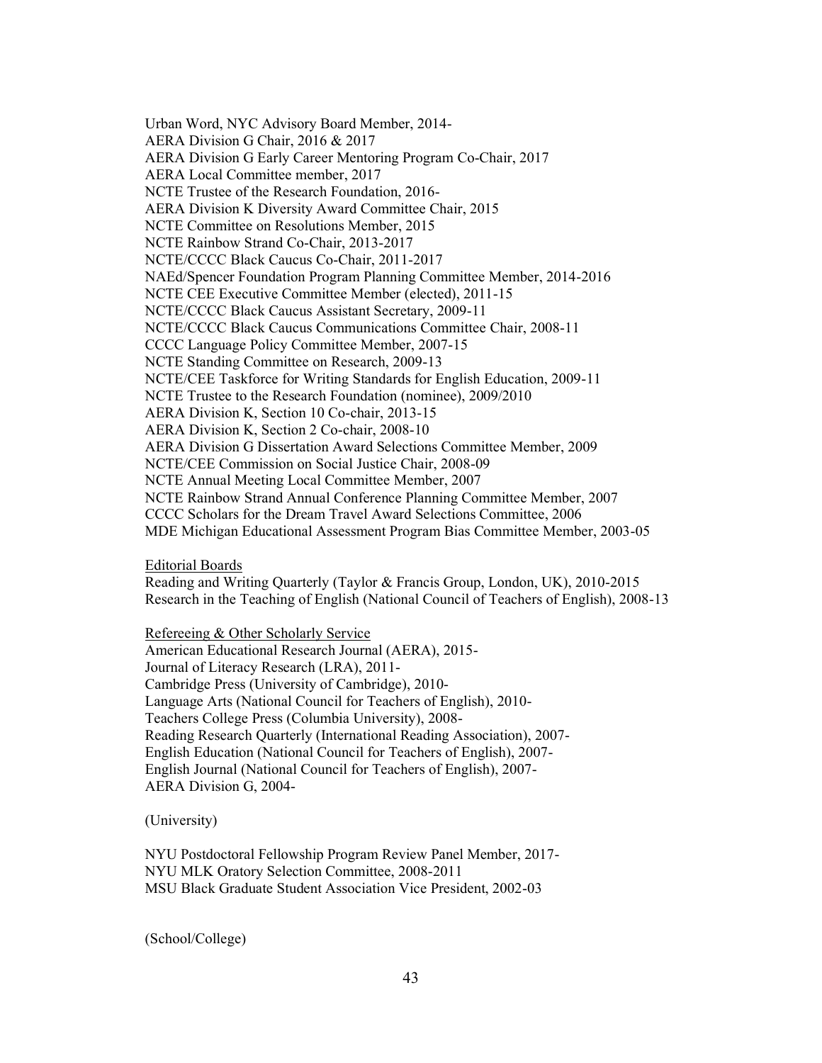Urban Word, NYC Advisory Board Member, 2014-
AERA Division G Chair, 2016 & 2017
AERA Division G Early Career Mentoring Program Co-Chair, 2017
AERA Local Committee member, 2017
NCTE Trustee of the Research Foundation, 2016-
AERA Division K Diversity Award Committee Chair, 2015
NCTE Committee on Resolutions Member, 2015
NCTE Rainbow Strand Co-Chair, 2013-2017
NCTE/CCCC Black Caucus Co-Chair, 2011-2017
NAEd/Spencer Foundation Program Planning Committee Member, 2014-2016
NCTE CEE Executive Committee Member (elected), 2011-15
NCTE/CCCC Black Caucus Assistant Secretary, 2009-11
NCTE/CCCC Black Caucus Communications Committee Chair, 2008-11
CCCC Language Policy Committee Member, 2007-15
NCTE Standing Committee on Research, 2009-13
NCTE/CEE Taskforce for Writing Standards for English Education, 2009-11
NCTE Trustee to the Research Foundation (nominee), 2009/2010
AERA Division K, Section 10 Co-chair, 2013-15
AERA Division K, Section 2 Co-chair, 2008-10
AERA Division G Dissertation Award Selections Committee Member, 2009
NCTE/CEE Commission on Social Justice Chair, 2008-09
NCTE Annual Meeting Local Committee Member, 2007
NCTE Rainbow Strand Annual Conference Planning Committee Member, 2007
CCCC Scholars for the Dream Travel Award Selections Committee, 2006
MDE Michigan Educational Assessment Program Bias Committee Member, 2003-05

Editorial Boards

Reading and Writing Quarterly (Taylor & Francis Group, London, UK), 2010-2015
Research in the Teaching of English (National Council of Teachers of English), 2008-13

Refereeing & Other Scholarly Service

American Educational Research Journal (AERA), 2015-
Journal of Literacy Research (LRA), 2011-
Cambridge Press (University of Cambridge), 2010-
Language Arts (National Council for Teachers of English), 2010-
Teachers College Press (Columbia University), 2008-
Reading Research Quarterly (International Reading Association), 2007-
English Education (National Council for Teachers of English), 2007-
English Journal (National Council for Teachers of English), 2007-
AERA Division G, 2004-

(University)

NYU Postdoctoral Fellowship Program Review Panel Member, 2017-
NYU MLK Oratory Selection Committee, 2008-2011
MSU Black Graduate Student Association Vice President, 2002-03

(School/College)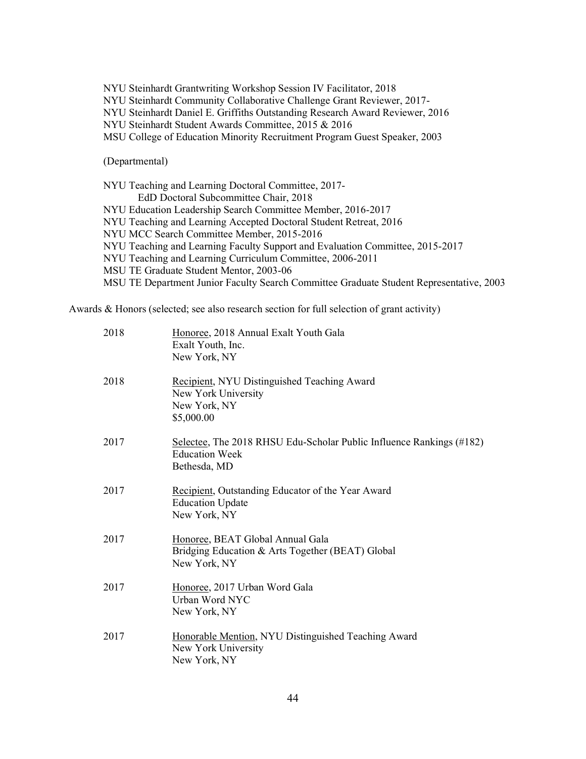NYU Steinhardt Grantwriting Workshop Session IV Facilitator, 2018
NYU Steinhardt Community Collaborative Challenge Grant Reviewer, 2017-
NYU Steinhardt Daniel E. Griffiths Outstanding Research Award Reviewer, 2016
NYU Steinhardt Student Awards Committee, 2015 & 2016
MSU College of Education Minority Recruitment Program Guest Speaker, 2003

(Departmental)

NYU Teaching and Learning Doctoral Committee, 2017-
    EdD Doctoral Subcommittee Chair, 2018
NYU Education Leadership Search Committee Member, 2016-2017
NYU Teaching and Learning Accepted Doctoral Student Retreat, 2016
NYU MCC Search Committee Member, 2015-2016
NYU Teaching and Learning Faculty Support and Evaluation Committee, 2015-2017
NYU Teaching and Learning Curriculum Committee, 2006-2011
MSU TE Graduate Student Mentor, 2003-06
MSU TE Department Junior Faculty Search Committee Graduate Student Representative, 2003

Awards & Honors (selected; see also research section for full selection of grant activity)

2018 Honoree, 2018 Annual Exalt Youth Gala
Exalt Youth, Inc.
New York, NY

2018 Recipient, NYU Distinguished Teaching Award
New York University
New York, NY
$5,000.00

2017 Selectee, The 2018 RHSU Edu-Scholar Public Influence Rankings (#182)
Education Week
Bethesda, MD

2017 Recipient, Outstanding Educator of the Year Award
Education Update
New York, NY

2017 Honoree, BEAT Global Annual Gala
Bridging Education & Arts Together (BEAT) Global
New York, NY

2017 Honoree, 2017 Urban Word Gala
Urban Word NYC
New York, NY

2017 Honorable Mention, NYU Distinguished Teaching Award
New York University
New York, NY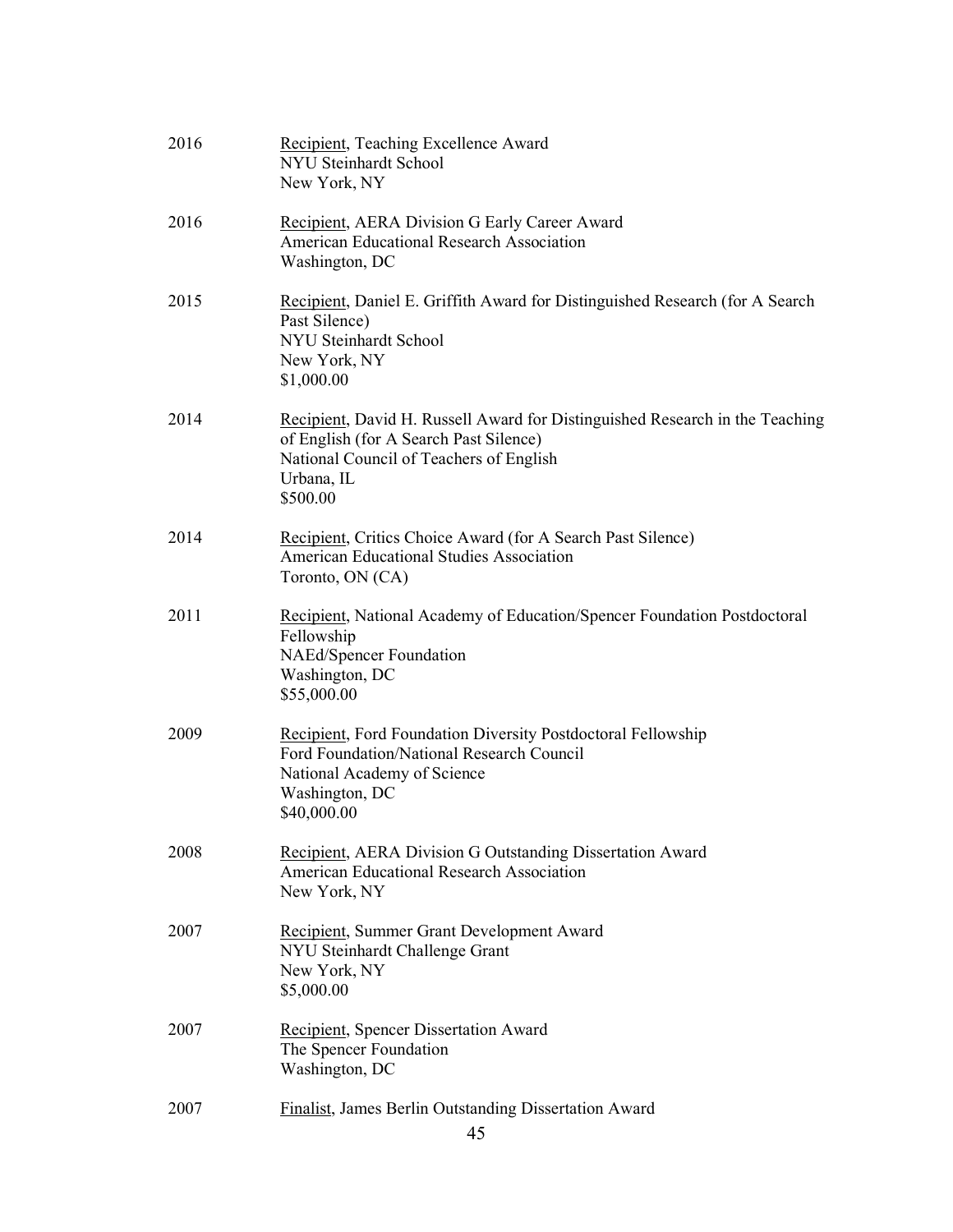2016 <u>Recipient</u>, Teaching Excellence Award
NYU Steinhardt School
New York, NY

2016 <u>Recipient</u>, AERA Division G Early Career Award
American Educational Research Association
Washington, DC

2015 <u>Recipient</u>, Daniel E. Griffith Award for Distinguished Research (for A Search Past Silence)
NYU Steinhardt School
New York, NY
$1,000.00

2014 <u>Recipient</u>, David H. Russell Award for Distinguished Research in the Teaching of English (for A Search Past Silence)
National Council of Teachers of English
Urbana, IL
$500.00

2014 <u>Recipient</u>, Critics Choice Award (for A Search Past Silence)
American Educational Studies Association
Toronto, ON (CA)

2011 <u>Recipient</u>, National Academy of Education/Spencer Foundation Postdoctoral Fellowship
NAEd/Spencer Foundation
Washington, DC
$55,000.00

2009 <u>Recipient</u>, Ford Foundation Diversity Postdoctoral Fellowship
Ford Foundation/National Research Council
National Academy of Science
Washington, DC
$40,000.00

2008 <u>Recipient</u>, AERA Division G Outstanding Dissertation Award
American Educational Research Association
New York, NY

2007 <u>Recipient</u>, Summer Grant Development Award
NYU Steinhardt Challenge Grant
New York, NY
$5,000.00

2007 <u>Recipient</u>, Spencer Dissertation Award
The Spencer Foundation
Washington, DC

2007 <u>Finalist</u>, James Berlin Outstanding Dissertation Award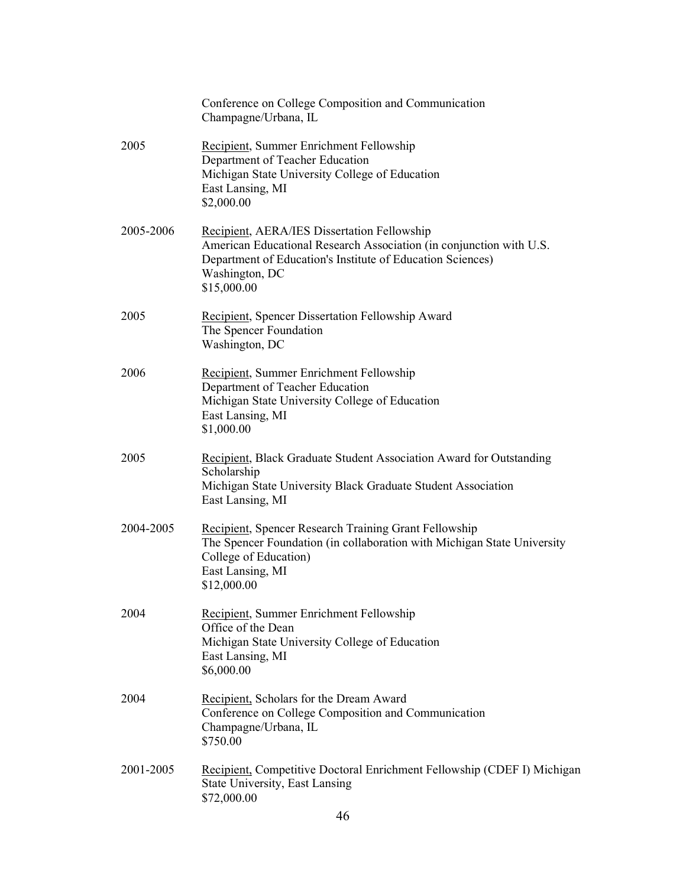Conference on College Composition and Communication
Champagne/Urbana, IL

2005 <u>Recipient</u>, Summer Enrichment Fellowship
Department of Teacher Education
Michigan State University College of Education
East Lansing, MI
$2,000.00

2005-2006 <u>Recipient</u>, AERA/IES Dissertation Fellowship
American Educational Research Association (in conjunction with U.S. Department of Education's Institute of Education Sciences)
Washington, DC
$15,000.00

2005 <u>Recipient</u>, Spencer Dissertation Fellowship Award
The Spencer Foundation
Washington, DC

2006 <u>Recipient</u>, Summer Enrichment Fellowship
Department of Teacher Education
Michigan State University College of Education
East Lansing, MI
$1,000.00

2005 <u>Recipient</u>, Black Graduate Student Association Award for Outstanding Scholarship
Michigan State University Black Graduate Student Association
East Lansing, MI

2004-2005 <u>Recipient</u>, Spencer Research Training Grant Fellowship
The Spencer Foundation (in collaboration with Michigan State University College of Education)
East Lansing, MI
$12,000.00

2004 <u>Recipient</u>, Summer Enrichment Fellowship
Office of the Dean
Michigan State University College of Education
East Lansing, MI
$6,000.00

2004 <u>Recipient,</u> Scholars for the Dream Award
Conference on College Composition and Communication
Champagne/Urbana, IL
$750.00

2001-2005 <u>Recipient,</u> Competitive Doctoral Enrichment Fellowship (CDEF I) Michigan State University, East Lansing
$72,000.00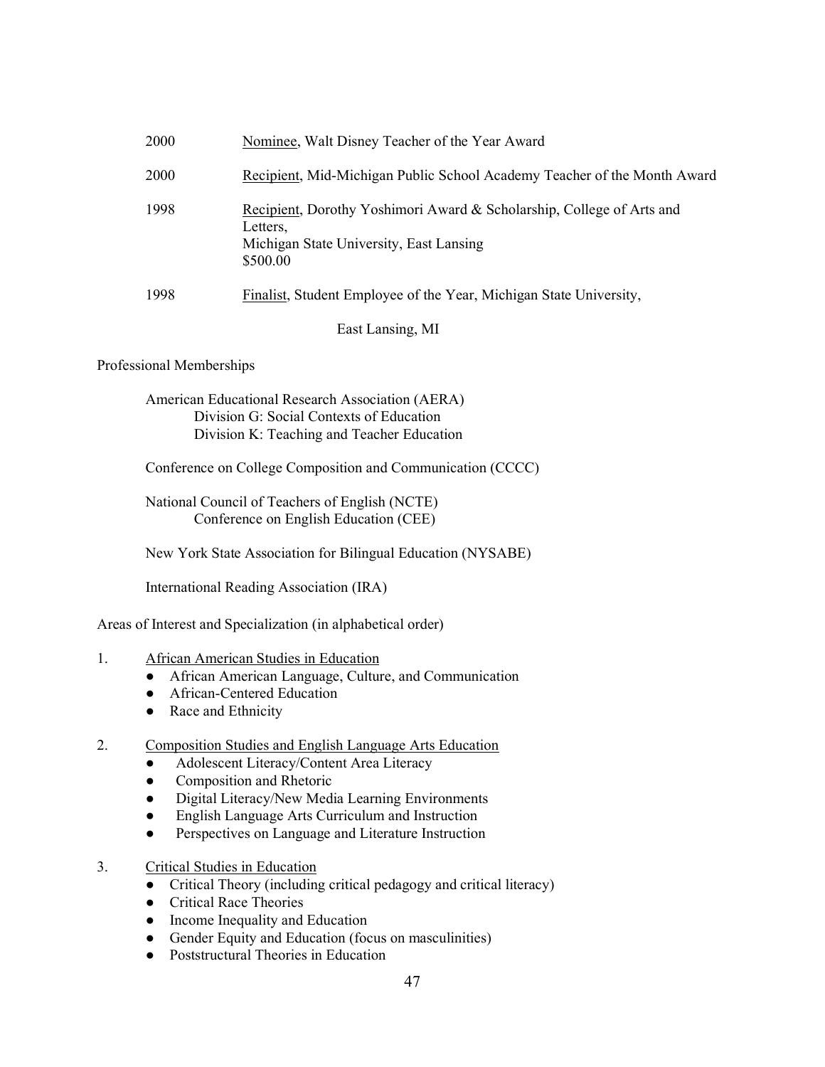2000 Nominee, Walt Disney Teacher of the Year Award

2000 Recipient, Mid-Michigan Public School Academy Teacher of the Month Award

1998 Recipient, Dorothy Yoshimori Award & Scholarship, College of Arts and Letters,
Michigan State University, East Lansing
$500.00

1998 Finalist, Student Employee of the Year, Michigan State University,
East Lansing, MI

Professional Memberships

American Educational Research Association (AERA)
- Division G: Social Contexts of Education
- Division K: Teaching and Teacher Education

Conference on College Composition and Communication (CCCC)

National Council of Teachers of English (NCTE)
- Conference on English Education (CEE)

New York State Association for Bilingual Education (NYSABE)

International Reading Association (IRA)

Areas of Interest and Specialization (in alphabetical order)

1. African American Studies in Education
   - African American Language, Culture, and Communication
   - African-Centered Education
   - Race and Ethnicity

2. Composition Studies and English Language Arts Education
   - Adolescent Literacy/Content Area Literacy
   - Composition and Rhetoric
   - Digital Literacy/New Media Learning Environments
   - English Language Arts Curriculum and Instruction
   - Perspectives on Language and Literature Instruction

3. Critical Studies in Education
   - Critical Theory (including critical pedagogy and critical literacy)
   - Critical Race Theories
   - Income Inequality and Education
   - Gender Equity and Education (focus on masculinities)
   - Poststructural Theories in Education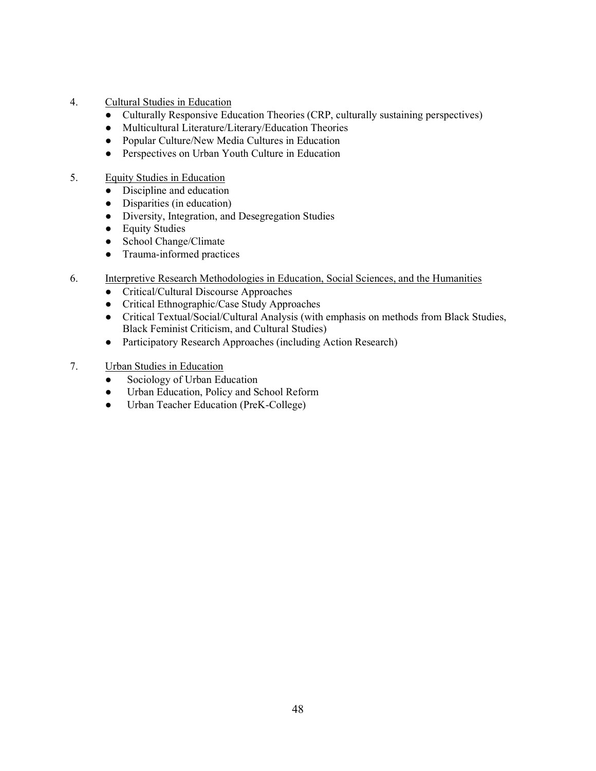4. <u>Cultural Studies in Education</u>
    - Culturally Responsive Education Theories (CRP, culturally sustaining perspectives)
    - Multicultural Literature/Literary/Education Theories
    - Popular Culture/New Media Cultures in Education
    - Perspectives on Urban Youth Culture in Education

5. <u>Equity Studies in Education</u>
    - Discipline and education
    - Disparities (in education)
    - Diversity, Integration, and Desegregation Studies
    - Equity Studies
    - School Change/Climate
    - Trauma-informed practices

6. <u>Interpretive Research Methodologies in Education, Social Sciences, and the Humanities</u>
    - Critical/Cultural Discourse Approaches
    - Critical Ethnographic/Case Study Approaches
    - Critical Textual/Social/Cultural Analysis (with emphasis on methods from Black Studies, Black Feminist Criticism, and Cultural Studies)
    - Participatory Research Approaches (including Action Research)

7. <u>Urban Studies in Education</u>
    - Sociology of Urban Education
    - Urban Education, Policy and School Reform
    - Urban Teacher Education (PreK-College)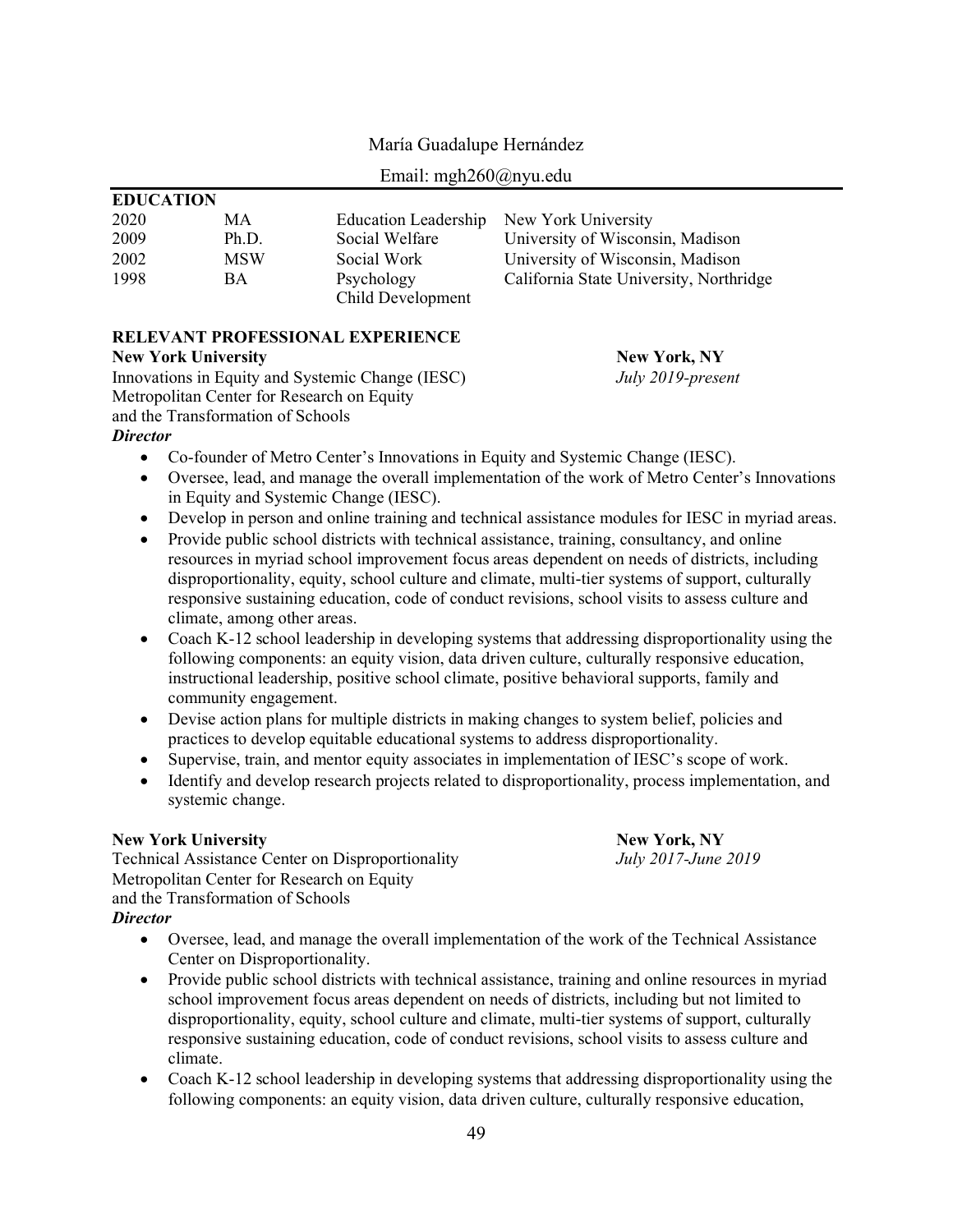María Guadalupe Hernández

Email: mgh260@nyu.edu

## EDUCATION

| | | | |
|---|---|---|---|
| 2020 | MA | Education Leadership | New York University |
| 2009 | Ph.D. | Social Welfare | University of Wisconsin, Madison |
| 2002 | MSW | Social Work | University of Wisconsin, Madison |
| 1998 | BA | Psychology<br>Child Development | California State University, Northridge |

## RELEVANT PROFESSIONAL EXPERIENCE

**New York University** — **New York, NY**

Innovations in Equity and Systemic Change (IESC) — *July 2019-present*

Metropolitan Center for Research on Equity and the Transformation of Schools

***Director***

- Co-founder of Metro Center's Innovations in Equity and Systemic Change (IESC).
- Oversee, lead, and manage the overall implementation of the work of Metro Center's Innovations in Equity and Systemic Change (IESC).
- Develop in person and online training and technical assistance modules for IESC in myriad areas.
- Provide public school districts with technical assistance, training, consultancy, and online resources in myriad school improvement focus areas dependent on needs of districts, including disproportionality, equity, school culture and climate, multi-tier systems of support, culturally responsive sustaining education, code of conduct revisions, school visits to assess culture and climate, among other areas.
- Coach K-12 school leadership in developing systems that addressing disproportionality using the following components: an equity vision, data driven culture, culturally responsive education, instructional leadership, positive school climate, positive behavioral supports, family and community engagement.
- Devise action plans for multiple districts in making changes to system belief, policies and practices to develop equitable educational systems to address disproportionality.
- Supervise, train, and mentor equity associates in implementation of IESC's scope of work.
- Identify and develop research projects related to disproportionality, process implementation, and systemic change.

**New York University** — **New York, NY**

Technical Assistance Center on Disproportionality — *July 2017-June 2019*

Metropolitan Center for Research on Equity and the Transformation of Schools

***Director***

- Oversee, lead, and manage the overall implementation of the work of the Technical Assistance Center on Disproportionality.
- Provide public school districts with technical assistance, training and online resources in myriad school improvement focus areas dependent on needs of districts, including but not limited to disproportionality, equity, school culture and climate, multi-tier systems of support, culturally responsive sustaining education, code of conduct revisions, school visits to assess culture and climate.
- Coach K-12 school leadership in developing systems that addressing disproportionality using the following components: an equity vision, data driven culture, culturally responsive education,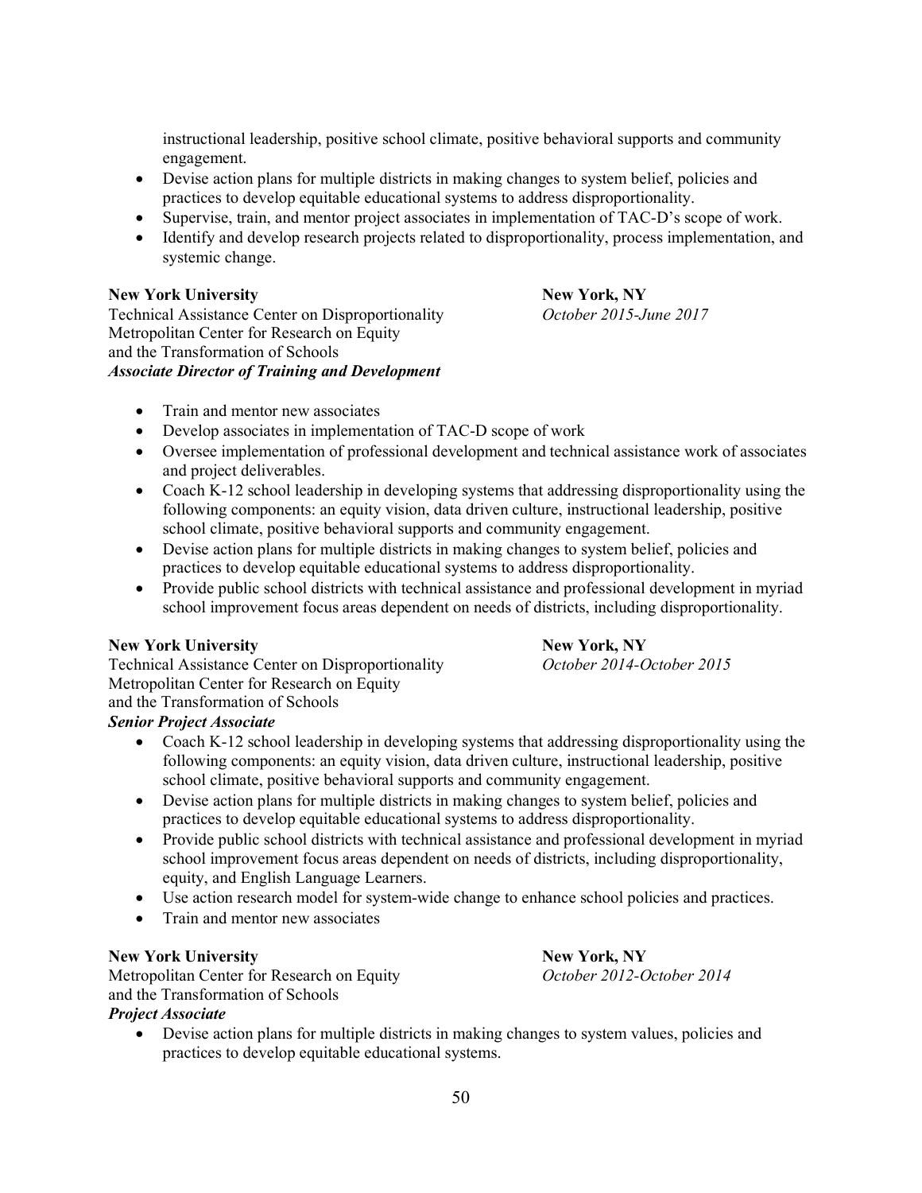instructional leadership, positive school climate, positive behavioral supports and community engagement.
- Devise action plans for multiple districts in making changes to system belief, policies and practices to develop equitable educational systems to address disproportionality.
- Supervise, train, and mentor project associates in implementation of TAC-D's scope of work.
- Identify and develop research projects related to disproportionality, process implementation, and systemic change.

**New York University** — **New York, NY**
Technical Assistance Center on Disproportionality — *October 2015-June 2017*
Metropolitan Center for Research on Equity
and the Transformation of Schools
***Associate Director of Training and Development***

- Train and mentor new associates
- Develop associates in implementation of TAC-D scope of work
- Oversee implementation of professional development and technical assistance work of associates and project deliverables.
- Coach K-12 school leadership in developing systems that addressing disproportionality using the following components: an equity vision, data driven culture, instructional leadership, positive school climate, positive behavioral supports and community engagement.
- Devise action plans for multiple districts in making changes to system belief, policies and practices to develop equitable educational systems to address disproportionality.
- Provide public school districts with technical assistance and professional development in myriad school improvement focus areas dependent on needs of districts, including disproportionality.

**New York University** — **New York, NY**
Technical Assistance Center on Disproportionality — *October 2014-October 2015*
Metropolitan Center for Research on Equity
and the Transformation of Schools
***Senior Project Associate***

- Coach K-12 school leadership in developing systems that addressing disproportionality using the following components: an equity vision, data driven culture, instructional leadership, positive school climate, positive behavioral supports and community engagement.
- Devise action plans for multiple districts in making changes to system belief, policies and practices to develop equitable educational systems to address disproportionality.
- Provide public school districts with technical assistance and professional development in myriad school improvement focus areas dependent on needs of districts, including disproportionality, equity, and English Language Learners.
- Use action research model for system-wide change to enhance school policies and practices.
- Train and mentor new associates

**New York University** — **New York, NY**
Metropolitan Center for Research on Equity — *October 2012-October 2014*
and the Transformation of Schools
***Project Associate***

- Devise action plans for multiple districts in making changes to system values, policies and practices to develop equitable educational systems.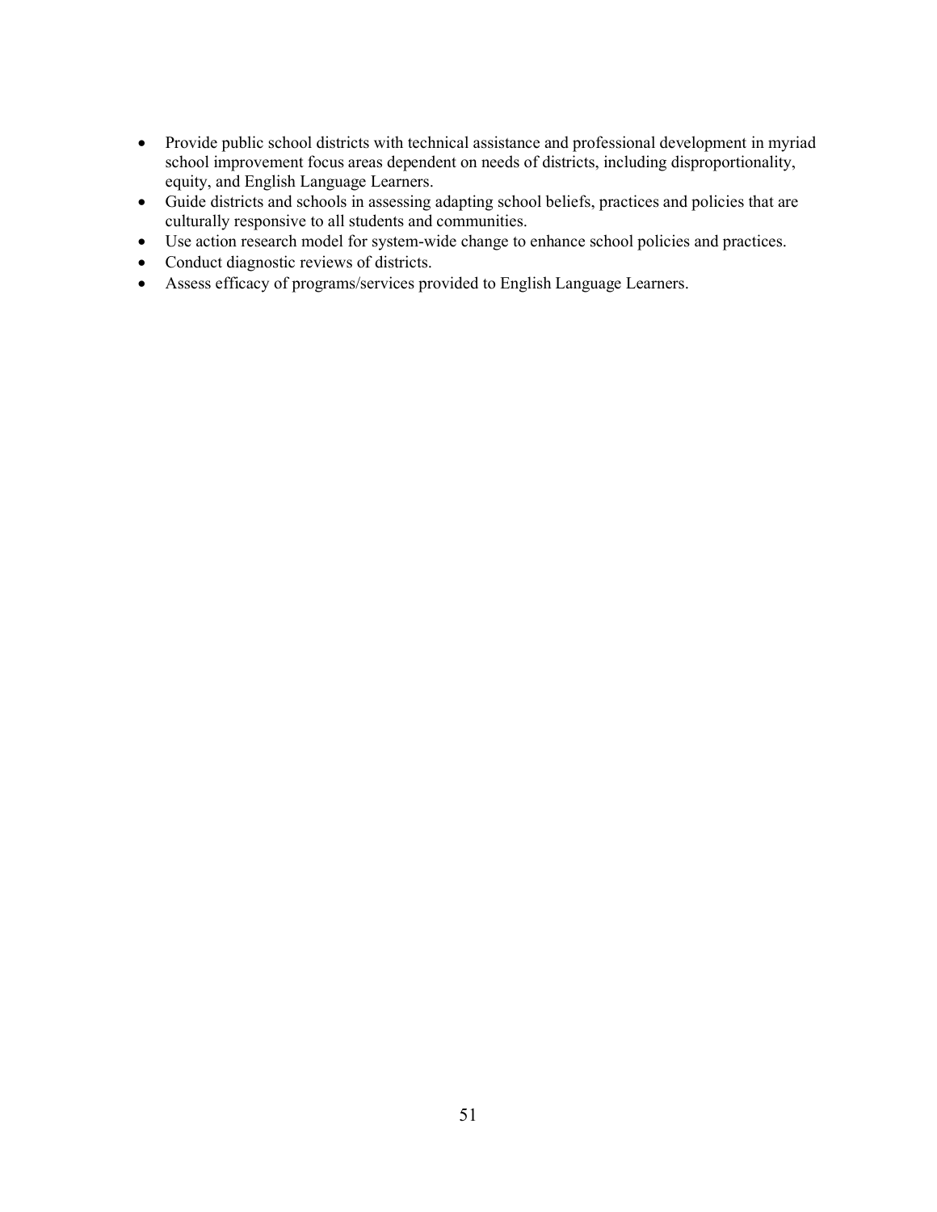- Provide public school districts with technical assistance and professional development in myriad school improvement focus areas dependent on needs of districts, including disproportionality, equity, and English Language Learners.
- Guide districts and schools in assessing adapting school beliefs, practices and policies that are culturally responsive to all students and communities.
- Use action research model for system-wide change to enhance school policies and practices.
- Conduct diagnostic reviews of districts.
- Assess efficacy of programs/services provided to English Language Learners.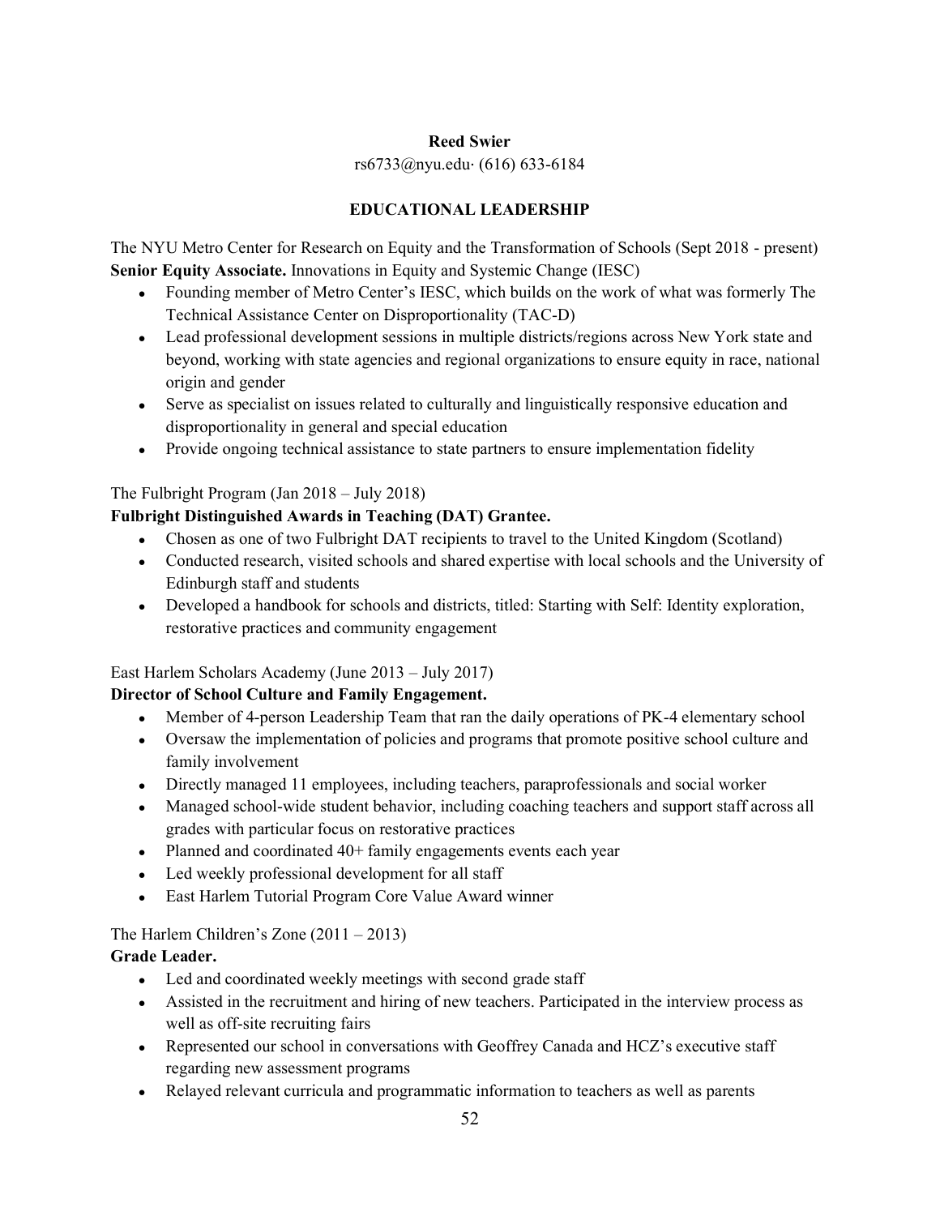**Reed Swier**

rs6733@nyu.edu· (616) 633-6184

## EDUCATIONAL LEADERSHIP

The NYU Metro Center for Research on Equity and the Transformation of Schools (Sept 2018 - present)
**Senior Equity Associate.** Innovations in Equity and Systemic Change (IESC)

- Founding member of Metro Center's IESC, which builds on the work of what was formerly The Technical Assistance Center on Disproportionality (TAC-D)
- Lead professional development sessions in multiple districts/regions across New York state and beyond, working with state agencies and regional organizations to ensure equity in race, national origin and gender
- Serve as specialist on issues related to culturally and linguistically responsive education and disproportionality in general and special education
- Provide ongoing technical assistance to state partners to ensure implementation fidelity

The Fulbright Program (Jan 2018 – July 2018)
**Fulbright Distinguished Awards in Teaching (DAT) Grantee.**

- Chosen as one of two Fulbright DAT recipients to travel to the United Kingdom (Scotland)
- Conducted research, visited schools and shared expertise with local schools and the University of Edinburgh staff and students
- Developed a handbook for schools and districts, titled: Starting with Self: Identity exploration, restorative practices and community engagement

East Harlem Scholars Academy (June 2013 – July 2017)
**Director of School Culture and Family Engagement.**

- Member of 4-person Leadership Team that ran the daily operations of PK-4 elementary school
- Oversaw the implementation of policies and programs that promote positive school culture and family involvement
- Directly managed 11 employees, including teachers, paraprofessionals and social worker
- Managed school-wide student behavior, including coaching teachers and support staff across all grades with particular focus on restorative practices
- Planned and coordinated 40+ family engagements events each year
- Led weekly professional development for all staff
- East Harlem Tutorial Program Core Value Award winner

The Harlem Children's Zone (2011 – 2013)
**Grade Leader.**

- Led and coordinated weekly meetings with second grade staff
- Assisted in the recruitment and hiring of new teachers. Participated in the interview process as well as off-site recruiting fairs
- Represented our school in conversations with Geoffrey Canada and HCZ's executive staff regarding new assessment programs
- Relayed relevant curricula and programmatic information to teachers as well as parents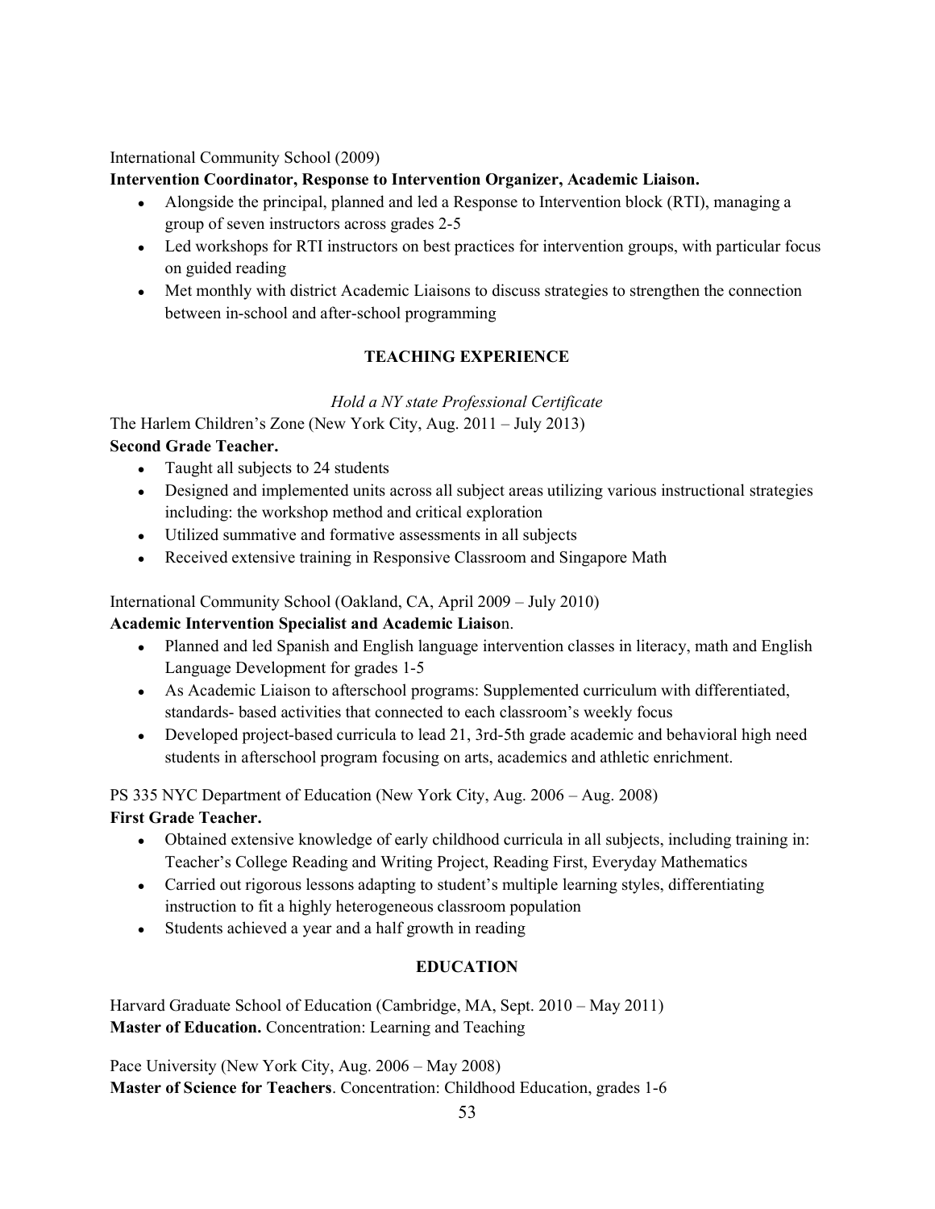International Community School (2009)

**Intervention Coordinator, Response to Intervention Organizer, Academic Liaison.**

- Alongside the principal, planned and led a Response to Intervention block (RTI), managing a group of seven instructors across grades 2-5
- Led workshops for RTI instructors on best practices for intervention groups, with particular focus on guided reading
- Met monthly with district Academic Liaisons to discuss strategies to strengthen the connection between in-school and after-school programming

## TEACHING EXPERIENCE

*Hold a NY state Professional Certificate*

The Harlem Children's Zone (New York City, Aug. 2011 – July 2013)

**Second Grade Teacher.**

- Taught all subjects to 24 students
- Designed and implemented units across all subject areas utilizing various instructional strategies including: the workshop method and critical exploration
- Utilized summative and formative assessments in all subjects
- Received extensive training in Responsive Classroom and Singapore Math

International Community School (Oakland, CA, April 2009 – July 2010)

**Academic Intervention Specialist and Academic Liaiso**n.

- Planned and led Spanish and English language intervention classes in literacy, math and English Language Development for grades 1-5
- As Academic Liaison to afterschool programs: Supplemented curriculum with differentiated, standards- based activities that connected to each classroom's weekly focus
- Developed project-based curricula to lead 21, 3rd-5th grade academic and behavioral high need students in afterschool program focusing on arts, academics and athletic enrichment.

PS 335 NYC Department of Education (New York City, Aug. 2006 – Aug. 2008)

**First Grade Teacher.**

- Obtained extensive knowledge of early childhood curricula in all subjects, including training in: Teacher's College Reading and Writing Project, Reading First, Everyday Mathematics
- Carried out rigorous lessons adapting to student's multiple learning styles, differentiating instruction to fit a highly heterogeneous classroom population
- Students achieved a year and a half growth in reading

## EDUCATION

Harvard Graduate School of Education (Cambridge, MA, Sept. 2010 – May 2011)

**Master of Education.** Concentration: Learning and Teaching

Pace University (New York City, Aug. 2006 – May 2008)

**Master of Science for Teachers**. Concentration: Childhood Education, grades 1-6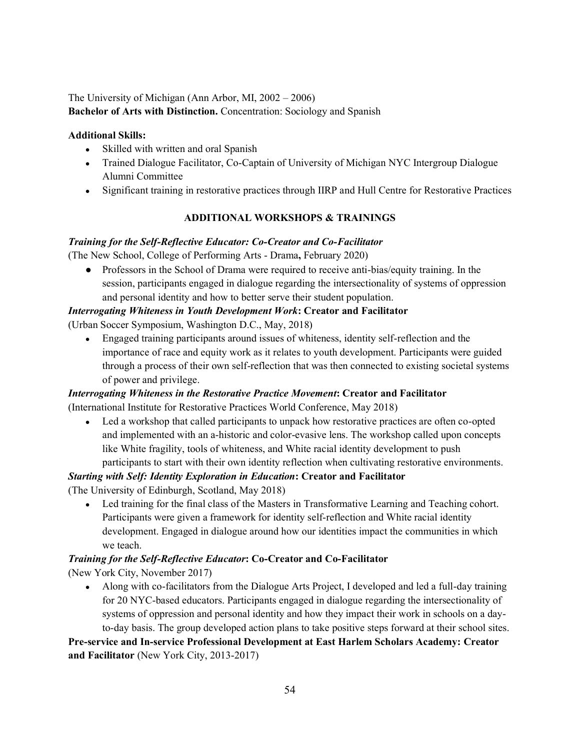The University of Michigan (Ann Arbor, MI, 2002 – 2006)
**Bachelor of Arts with Distinction.** Concentration: Sociology and Spanish

**Additional Skills:**

- Skilled with written and oral Spanish
- Trained Dialogue Facilitator, Co-Captain of University of Michigan NYC Intergroup Dialogue Alumni Committee
- Significant training in restorative practices through IIRP and Hull Centre for Restorative Practices

## ADDITIONAL WORKSHOPS & TRAININGS

***Training for the Self-Reflective Educator: Co-Creator and Co-Facilitator***
(The New School, College of Performing Arts - Drama**,** February 2020)

- Professors in the School of Drama were required to receive anti-bias/equity training. In the session, participants engaged in dialogue regarding the intersectionality of systems of oppression and personal identity and how to better serve their student population.

***Interrogating Whiteness in Youth Development Work*****: Creator and Facilitator**
(Urban Soccer Symposium, Washington D.C., May, 2018)

- Engaged training participants around issues of whiteness, identity self-reflection and the importance of race and equity work as it relates to youth development. Participants were guided through a process of their own self-reflection that was then connected to existing societal systems of power and privilege.

***Interrogating Whiteness in the Restorative Practice Movement*****: Creator and Facilitator**
(International Institute for Restorative Practices World Conference, May 2018)

- Led a workshop that called participants to unpack how restorative practices are often co-opted and implemented with an a-historic and color-evasive lens. The workshop called upon concepts like White fragility, tools of whiteness, and White racial identity development to push participants to start with their own identity reflection when cultivating restorative environments.

***Starting with Self: Identity Exploration in Education*****: Creator and Facilitator**
(The University of Edinburgh, Scotland, May 2018)

- Led training for the final class of the Masters in Transformative Learning and Teaching cohort. Participants were given a framework for identity self-reflection and White racial identity development. Engaged in dialogue around how our identities impact the communities in which we teach.

***Training for the Self-Reflective Educator*****: Co-Creator and Co-Facilitator**
(New York City, November 2017)

- Along with co-facilitators from the Dialogue Arts Project, I developed and led a full-day training for 20 NYC-based educators. Participants engaged in dialogue regarding the intersectionality of systems of oppression and personal identity and how they impact their work in schools on a day-to-day basis. The group developed action plans to take positive steps forward at their school sites.

**Pre-service and In-service Professional Development at East Harlem Scholars Academy: Creator and Facilitator** (New York City, 2013-2017)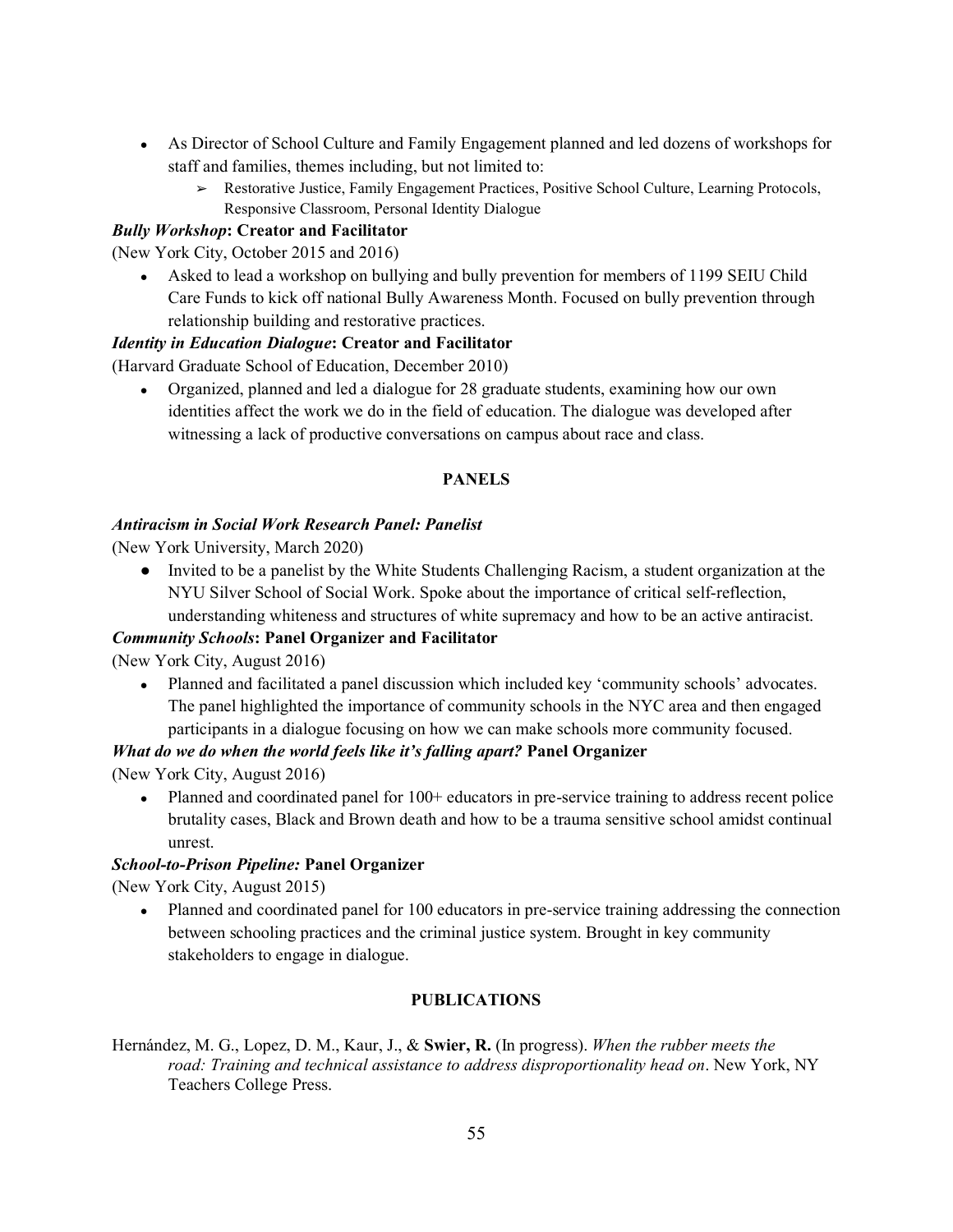- As Director of School Culture and Family Engagement planned and led dozens of workshops for staff and families, themes including, but not limited to:
    - Restorative Justice, Family Engagement Practices, Positive School Culture, Learning Protocols, Responsive Classroom, Personal Identity Dialogue

***Bully Workshop*: Creator and Facilitator**

(New York City, October 2015 and 2016)

- Asked to lead a workshop on bullying and bully prevention for members of 1199 SEIU Child Care Funds to kick off national Bully Awareness Month. Focused on bully prevention through relationship building and restorative practices.

***Identity in Education Dialogue*: Creator and Facilitator**

(Harvard Graduate School of Education, December 2010)

- Organized, planned and led a dialogue for 28 graduate students, examining how our own identities affect the work we do in the field of education. The dialogue was developed after witnessing a lack of productive conversations on campus about race and class.

## PANELS

***Antiracism in Social Work Research Panel: Panelist***

(New York University, March 2020)

- Invited to be a panelist by the White Students Challenging Racism, a student organization at the NYU Silver School of Social Work. Spoke about the importance of critical self-reflection, understanding whiteness and structures of white supremacy and how to be an active antiracist.

***Community Schools*: Panel Organizer and Facilitator**

(New York City, August 2016)

- Planned and facilitated a panel discussion which included key 'community schools' advocates. The panel highlighted the importance of community schools in the NYC area and then engaged participants in a dialogue focusing on how we can make schools more community focused.

***What do we do when the world feels like it's falling apart?* Panel Organizer**

(New York City, August 2016)

- Planned and coordinated panel for 100+ educators in pre-service training to address recent police brutality cases, Black and Brown death and how to be a trauma sensitive school amidst continual unrest.

***School-to-Prison Pipeline:* Panel Organizer**

(New York City, August 2015)

- Planned and coordinated panel for 100 educators in pre-service training addressing the connection between schooling practices and the criminal justice system. Brought in key community stakeholders to engage in dialogue.

## PUBLICATIONS

Hernández, M. G., Lopez, D. M., Kaur, J., & **Swier, R.** (In progress). *When the rubber meets the road: Training and technical assistance to address disproportionality head on*. New York, NY Teachers College Press.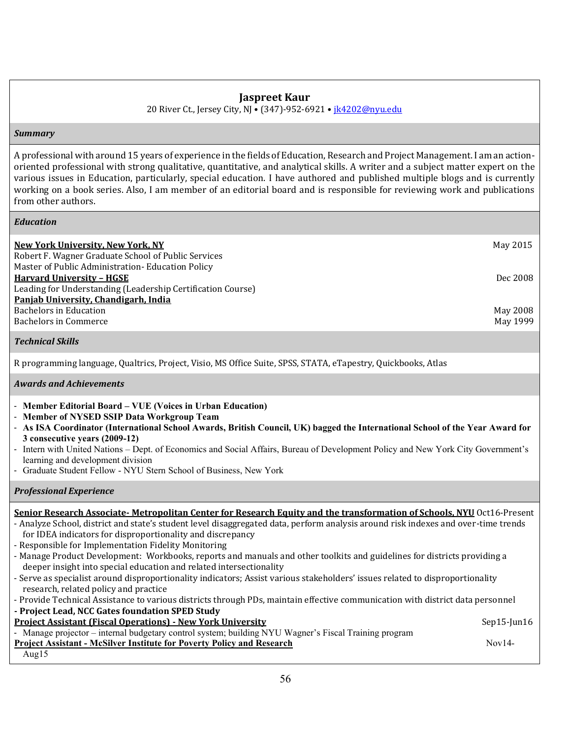# Jaspreet Kaur

20 River Ct., Jersey City, NJ • (347)-952-6921 • jk4202@nyu.edu

## *Summary*

A professional with around 15 years of experience in the fields of Education, Research and Project Management. I am an action-oriented professional with strong qualitative, quantitative, and analytical skills. A writer and a subject matter expert on the various issues in Education, particularly, special education. I have authored and published multiple blogs and is currently working on a book series. Also, I am member of an editorial board and is responsible for reviewing work and publications from other authors.

## *Education*

**New York University, New York, NY** — May 2015
Robert F. Wagner Graduate School of Public Services
Master of Public Administration- Education Policy

**Harvard University – HGSE** — Dec 2008
Leading for Understanding (Leadership Certification Course)

**Panjab University, Chandigarh, India**
Bachelors in Education — May 2008
Bachelors in Commerce — May 1999

## *Technical Skills*

R programming language, Qualtrics, Project, Visio, MS Office Suite, SPSS, STATA, eTapestry, Quickbooks, Atlas

## *Awards and Achievements*

- **Member Editorial Board – VUE (Voices in Urban Education)**
- **Member of NYSED SSIP Data Workgroup Team**
- **As ISA Coordinator (International School Awards, British Council, UK) bagged the International School of the Year Award for 3 consecutive years (2009-12)**
- Intern with United Nations – Dept. of Economics and Social Affairs, Bureau of Development Policy and New York City Government's learning and development division
- Graduate Student Fellow - NYU Stern School of Business, New York

## *Professional Experience*

**Senior Research Associate- Metropolitan Center for Research Equity and the transformation of Schools, NYU** Oct16-Present

- Analyze School, district and state's student level disaggregated data, perform analysis around risk indexes and over-time trends for IDEA indicators for disproportionality and discrepancy
- Responsible for Implementation Fidelity Monitoring
- Manage Product Development: Workbooks, reports and manuals and other toolkits and guidelines for districts providing a deeper insight into special education and related intersectionality
- Serve as specialist around disproportionality indicators; Assist various stakeholders' issues related to disproportionality research, related policy and practice
- Provide Technical Assistance to various districts through PDs, maintain effective communication with district data personnel
- **Project Lead, NCC Gates foundation SPED Study**

**Project Assistant (Fiscal Operations) - New York University** — Sep15-Jun16

- Manage projector – internal budgetary control system; building NYU Wagner's Fiscal Training program

**Project Assistant - McSilver Institute for Poverty Policy and Research** — Nov14-Aug15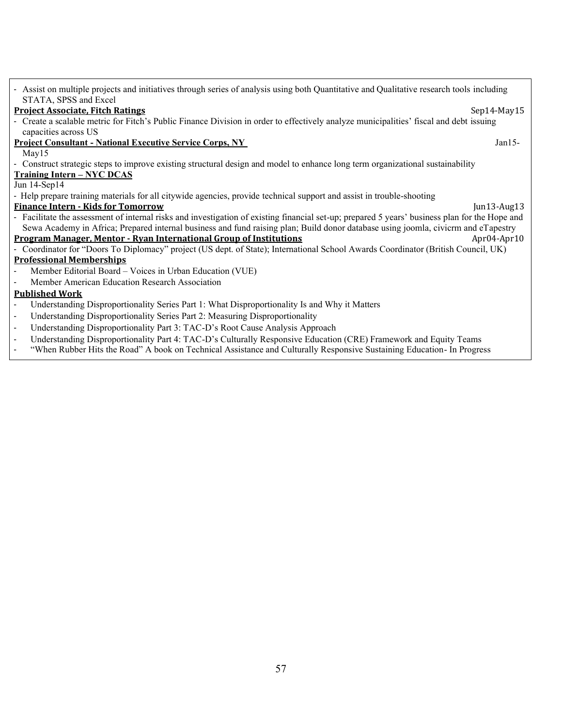- Assist on multiple projects and initiatives through series of analysis using both Quantitative and Qualitative research tools including STATA, SPSS and Excel

**Project Associate, Fitch Ratings** Sep14-May15

- Create a scalable metric for Fitch's Public Finance Division in order to effectively analyze municipalities' fiscal and debt issuing capacities across US

**Project Consultant - National Executive Service Corps, NY** Jan15-May15

- Construct strategic steps to improve existing structural design and model to enhance long term organizational sustainability

**Training Intern – NYC DCAS**

Jun 14-Sep14

- Help prepare training materials for all citywide agencies, provide technical support and assist in trouble-shooting

**Finance Intern - Kids for Tomorrow** Jun13-Aug13

- Facilitate the assessment of internal risks and investigation of existing financial set-up; prepared 5 years' business plan for the Hope and Sewa Academy in Africa; Prepared internal business and fund raising plan; Build donor database using joomla, civicrm and eTapestry

**Program Manager, Mentor - Ryan International Group of Institutions** Apr04-Apr10

- Coordinator for "Doors To Diplomacy" project (US dept. of State); International School Awards Coordinator (British Council, UK)

**Professional Memberships**

- Member Editorial Board – Voices in Urban Education (VUE)
- Member American Education Research Association

**Published Work**

- Understanding Disproportionality Series Part 1: What Disproportionality Is and Why it Matters
- Understanding Disproportionality Series Part 2: Measuring Disproportionality
- Understanding Disproportionality Part 3: TAC-D's Root Cause Analysis Approach
- Understanding Disproportionality Part 4: TAC-D's Culturally Responsive Education (CRE) Framework and Equity Teams
- "When Rubber Hits the Road" A book on Technical Assistance and Culturally Responsive Sustaining Education- In Progress